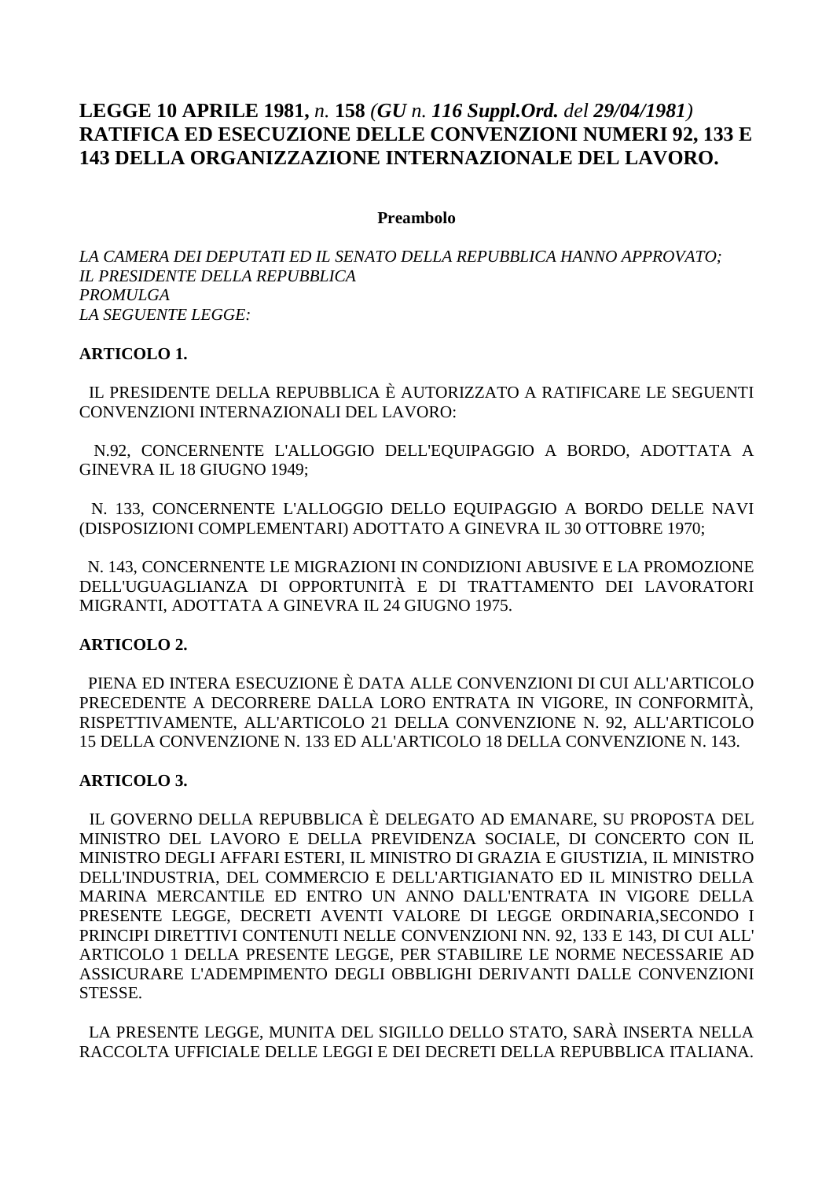# **LEGGE 10 APRILE 1981,** *n.* **158** *(**GU** n. **116 Suppl.Ord.** del **29/04/1981**)* **RATIFICA ED ESECUZIONE DELLE CONVENZIONI NUMERI 92, 133 E 143 DELLA ORGANIZZAZIONE INTERNAZIONALE DEL LAVORO.**

**Preambolo**

*LA CAMERA DEI DEPUTATI ED IL SENATO DELLA REPUBBLICA HANNO APPROVATO;*
*IL PRESIDENTE DELLA REPUBBLICA*
*PROMULGA*
*LA SEGUENTE LEGGE:*

**ARTICOLO 1.**

IL PRESIDENTE DELLA REPUBBLICA È AUTORIZZATO A RATIFICARE LE SEGUENTI CONVENZIONI INTERNAZIONALI DEL LAVORO:

N.92, CONCERNENTE L'ALLOGGIO DELL'EQUIPAGGIO A BORDO, ADOTTATA A GINEVRA IL 18 GIUGNO 1949;

N. 133, CONCERNENTE L'ALLOGGIO DELLO EQUIPAGGIO A BORDO DELLE NAVI (DISPOSIZIONI COMPLEMENTARI) ADOTTATO A GINEVRA IL 30 OTTOBRE 1970;

N. 143, CONCERNENTE LE MIGRAZIONI IN CONDIZIONI ABUSIVE E LA PROMOZIONE DELL'UGUAGLIANZA DI OPPORTUNITÀ E DI TRATTAMENTO DEI LAVORATORI MIGRANTI, ADOTTATA A GINEVRA IL 24 GIUGNO 1975.

**ARTICOLO 2.**

PIENA ED INTERA ESECUZIONE È DATA ALLE CONVENZIONI DI CUI ALL'ARTICOLO PRECEDENTE A DECORRERE DALLA LORO ENTRATA IN VIGORE, IN CONFORMITÀ, RISPETTIVAMENTE, ALL'ARTICOLO 21 DELLA CONVENZIONE N. 92, ALL'ARTICOLO 15 DELLA CONVENZIONE N. 133 ED ALL'ARTICOLO 18 DELLA CONVENZIONE N. 143.

**ARTICOLO 3.**

IL GOVERNO DELLA REPUBBLICA È DELEGATO AD EMANARE, SU PROPOSTA DEL MINISTRO DEL LAVORO E DELLA PREVIDENZA SOCIALE, DI CONCERTO CON IL MINISTRO DEGLI AFFARI ESTERI, IL MINISTRO DI GRAZIA E GIUSTIZIA, IL MINISTRO DELL'INDUSTRIA, DEL COMMERCIO E DELL'ARTIGIANATO ED IL MINISTRO DELLA MARINA MERCANTILE ED ENTRO UN ANNO DALL'ENTRATA IN VIGORE DELLA PRESENTE LEGGE, DECRETI AVENTI VALORE DI LEGGE ORDINARIA,SECONDO I PRINCIPI DIRETTIVI CONTENUTI NELLE CONVENZIONI NN. 92, 133 E 143, DI CUI ALL' ARTICOLO 1 DELLA PRESENTE LEGGE, PER STABILIRE LE NORME NECESSARIE AD ASSICURARE L'ADEMPIMENTO DEGLI OBBLIGHI DERIVANTI DALLE CONVENZIONI STESSE.

LA PRESENTE LEGGE, MUNITA DEL SIGILLO DELLO STATO, SARÀ INSERTA NELLA RACCOLTA UFFICIALE DELLE LEGGI E DEI DECRETI DELLA REPUBBLICA ITALIANA.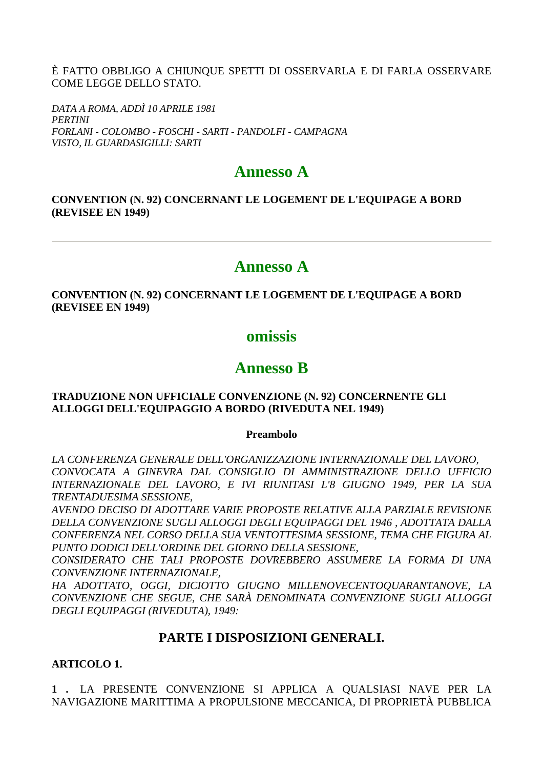È FATTO OBBLIGO A CHIUNQUE SPETTI DI OSSERVARLA E DI FARLA OSSERVARE COME LEGGE DELLO STATO.

*DATA A ROMA, ADDÌ 10 APRILE 1981*
*PERTINI*
*FORLANI - COLOMBO - FOSCHI - SARTI - PANDOLFI - CAMPAGNA*
*VISTO, IL GUARDASIGILLI: SARTI*

# Annesso A

**CONVENTION (N. 92) CONCERNANT LE LOGEMENT DE L'EQUIPAGE A BORD (REVISEE EN 1949)**

---

# Annesso A

**CONVENTION (N. 92) CONCERNANT LE LOGEMENT DE L'EQUIPAGE A BORD (REVISEE EN 1949)**

# omissis

# Annesso B

**TRADUZIONE NON UFFICIALE CONVENZIONE (N. 92) CONCERNENTE GLI ALLOGGI DELL'EQUIPAGGIO A BORDO (RIVEDUTA NEL 1949)**

**Preambolo**

*LA CONFERENZA GENERALE DELL'ORGANIZZAZIONE INTERNAZIONALE DEL LAVORO, CONVOCATA A GINEVRA DAL CONSIGLIO DI AMMINISTRAZIONE DELLO UFFICIO INTERNAZIONALE DEL LAVORO, E IVI RIUNITASI L'8 GIUGNO 1949, PER LA SUA TRENTADUESIMA SESSIONE,*
*AVENDO DECISO DI ADOTTARE VARIE PROPOSTE RELATIVE ALLA PARZIALE REVISIONE DELLA CONVENZIONE SUGLI ALLOGGI DEGLI EQUIPAGGI DEL 1946 , ADOTTATA DALLA CONFERENZA NEL CORSO DELLA SUA VENTOTTESIMA SESSIONE, TEMA CHE FIGURA AL PUNTO DODICI DELL'ORDINE DEL GIORNO DELLA SESSIONE,*
*CONSIDERATO CHE TALI PROPOSTE DOVREBBERO ASSUMERE LA FORMA DI UNA CONVENZIONE INTERNAZIONALE,*
*HA ADOTTATO, OGGI, DICIOTTO GIUGNO MILLENOVECENTOQUARANTANOVE, LA CONVENZIONE CHE SEGUE, CHE SARÀ DENOMINATA CONVENZIONE SUGLI ALLOGGI DEGLI EQUIPAGGI (RIVEDUTA), 1949:*

## PARTE I DISPOSIZIONI GENERALI.

**ARTICOLO 1.**

**1 .** LA PRESENTE CONVENZIONE SI APPLICA A QUALSIASI NAVE PER LA NAVIGAZIONE MARITTIMA A PROPULSIONE MECCANICA, DI PROPRIETÀ PUBBLICA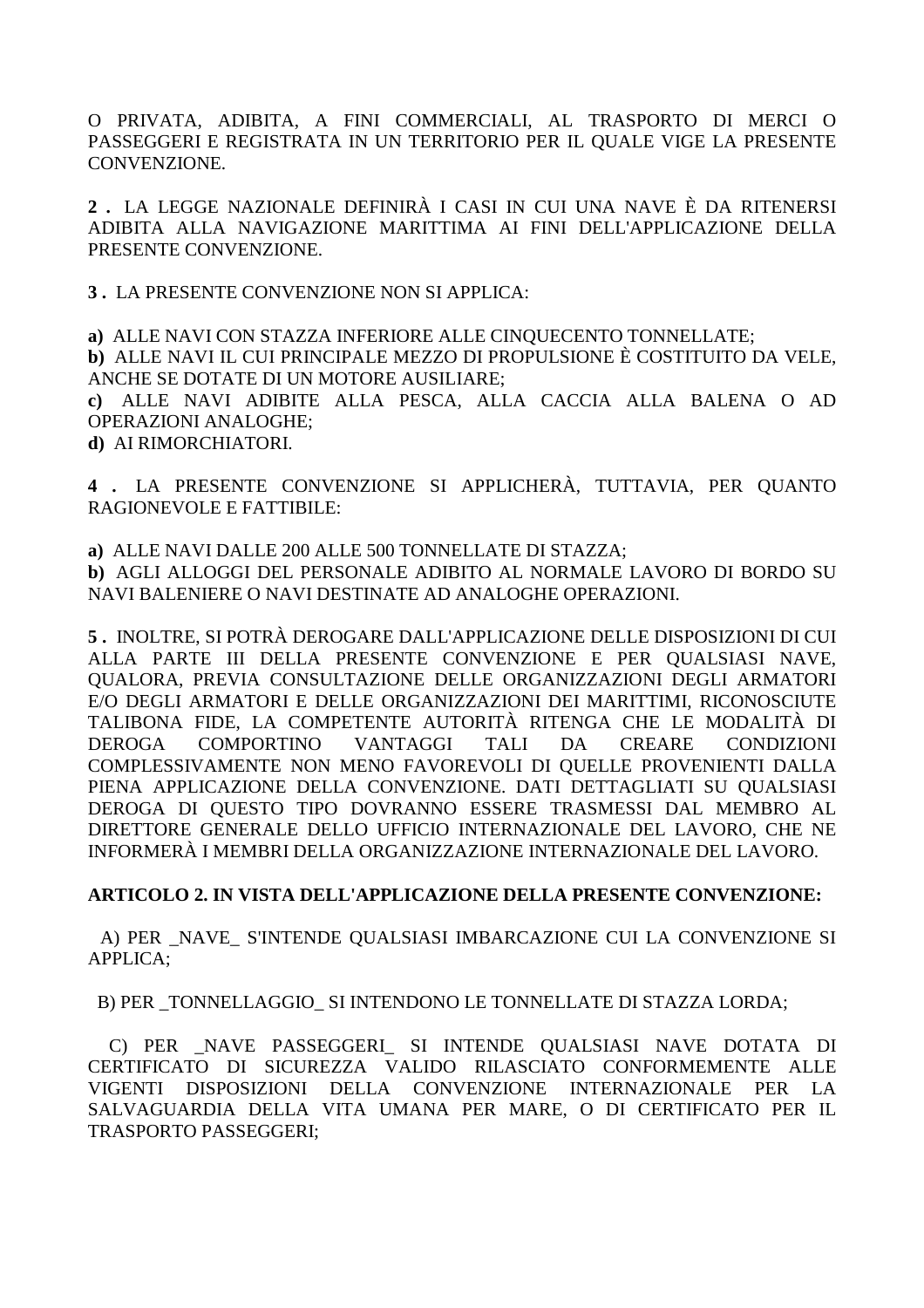O PRIVATA, ADIBITA, A FINI COMMERCIALI, AL TRASPORTO DI MERCI O PASSEGGERI E REGISTRATA IN UN TERRITORIO PER IL QUALE VIGE LA PRESENTE CONVENZIONE.

**2 .** LA LEGGE NAZIONALE DEFINIRÀ I CASI IN CUI UNA NAVE È DA RITENERSI ADIBITA ALLA NAVIGAZIONE MARITTIMA AI FINI DELL'APPLICAZIONE DELLA PRESENTE CONVENZIONE.

**3 .** LA PRESENTE CONVENZIONE NON SI APPLICA:

**a)** ALLE NAVI CON STAZZA INFERIORE ALLE CINQUECENTO TONNELLATE;
**b)** ALLE NAVI IL CUI PRINCIPALE MEZZO DI PROPULSIONE È COSTITUITO DA VELE, ANCHE SE DOTATE DI UN MOTORE AUSILIARE;
**c)** ALLE NAVI ADIBITE ALLA PESCA, ALLA CACCIA ALLA BALENA O AD OPERAZIONI ANALOGHE;
**d)** AI RIMORCHIATORI.

**4 .** LA PRESENTE CONVENZIONE SI APPLICHERÀ, TUTTAVIA, PER QUANTO RAGIONEVOLE E FATTIBILE:

**a)** ALLE NAVI DALLE 200 ALLE 500 TONNELLATE DI STAZZA;
**b)** AGLI ALLOGGI DEL PERSONALE ADIBITO AL NORMALE LAVORO DI BORDO SU NAVI BALENIERE O NAVI DESTINATE AD ANALOGHE OPERAZIONI.

**5 .** INOLTRE, SI POTRÀ DEROGARE DALL'APPLICAZIONE DELLE DISPOSIZIONI DI CUI ALLA PARTE III DELLA PRESENTE CONVENZIONE E PER QUALSIASI NAVE, QUALORA, PREVIA CONSULTAZIONE DELLE ORGANIZZAZIONI DEGLI ARMATORI E/O DEGLI ARMATORI E DELLE ORGANIZZAZIONI DEI MARITTIMI, RICONOSCIUTE TALIBONA FIDE, LA COMPETENTE AUTORITÀ RITENGA CHE LE MODALITÀ DI DEROGA COMPORTINO VANTAGGI TALI DA CREARE CONDIZIONI COMPLESSIVAMENTE NON MENO FAVOREVOLI DI QUELLE PROVENIENTI DALLA PIENA APPLICAZIONE DELLA CONVENZIONE. DATI DETTAGLIATI SU QUALSIASI DEROGA DI QUESTO TIPO DOVRANNO ESSERE TRASMESSI DAL MEMBRO AL DIRETTORE GENERALE DELLO UFFICIO INTERNAZIONALE DEL LAVORO, CHE NE INFORMERÀ I MEMBRI DELLA ORGANIZZAZIONE INTERNAZIONALE DEL LAVORO.

**ARTICOLO 2. IN VISTA DELL'APPLICAZIONE DELLA PRESENTE CONVENZIONE:**

A) PER _NAVE_ S'INTENDE QUALSIASI IMBARCAZIONE CUI LA CONVENZIONE SI APPLICA;

B) PER _TONNELLAGGIO_ SI INTENDONO LE TONNELLATE DI STAZZA LORDA;

C) PER _NAVE PASSEGGERI_ SI INTENDE QUALSIASI NAVE DOTATA DI CERTIFICATO DI SICUREZZA VALIDO RILASCIATO CONFORMEMENTE ALLE VIGENTI DISPOSIZIONI DELLA CONVENZIONE INTERNAZIONALE PER LA SALVAGUARDIA DELLA VITA UMANA PER MARE, O DI CERTIFICATO PER IL TRASPORTO PASSEGGERI;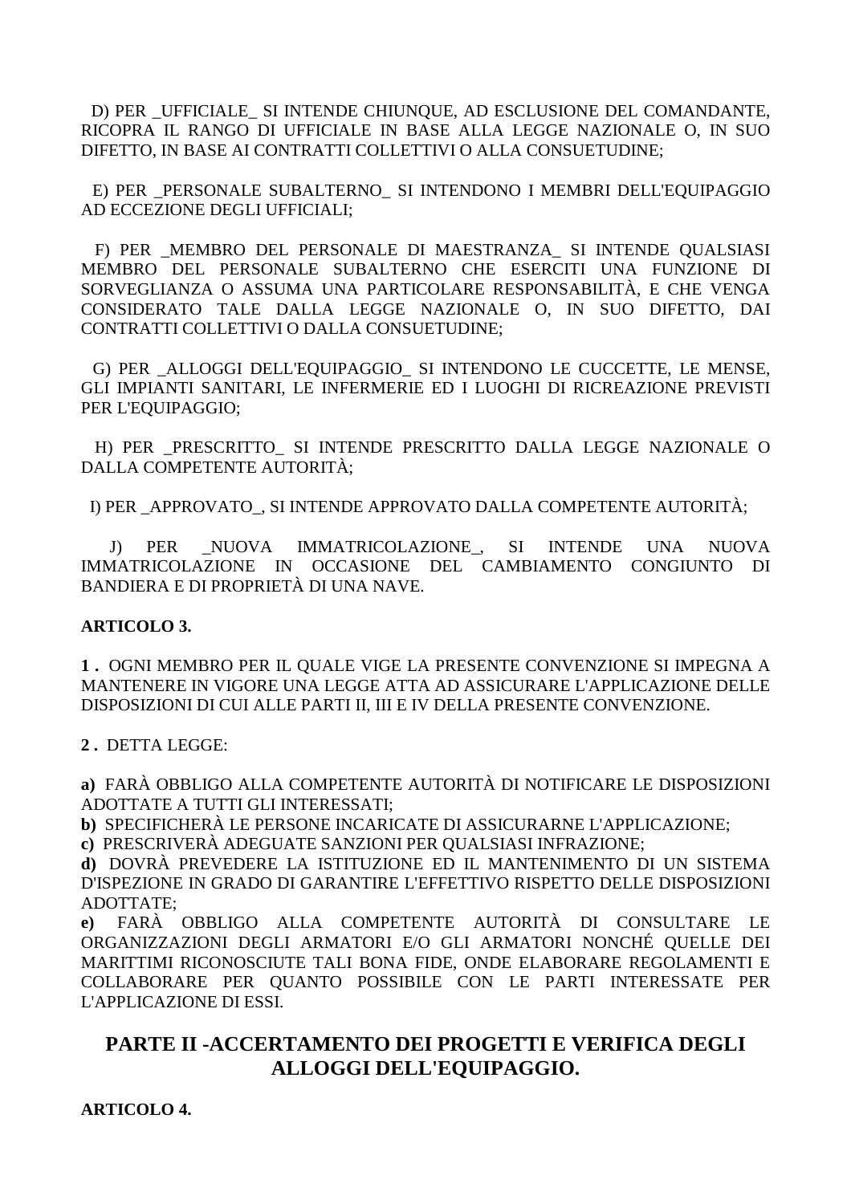D) PER _UFFICIALE_ SI INTENDE CHIUNQUE, AD ESCLUSIONE DEL COMANDANTE, RICOPRA IL RANGO DI UFFICIALE IN BASE ALLA LEGGE NAZIONALE O, IN SUO DIFETTO, IN BASE AI CONTRATTI COLLETTIVI O ALLA CONSUETUDINE;

E) PER _PERSONALE SUBALTERNO_ SI INTENDONO I MEMBRI DELL'EQUIPAGGIO AD ECCEZIONE DEGLI UFFICIALI;

F) PER _MEMBRO DEL PERSONALE DI MAESTRANZA_ SI INTENDE QUALSIASI MEMBRO DEL PERSONALE SUBALTERNO CHE ESERCITI UNA FUNZIONE DI SORVEGLIANZA O ASSUMA UNA PARTICOLARE RESPONSABILITÀ, E CHE VENGA CONSIDERATO TALE DALLA LEGGE NAZIONALE O, IN SUO DIFETTO, DAI CONTRATTI COLLETTIVI O DALLA CONSUETUDINE;

G) PER _ALLOGGI DELL'EQUIPAGGIO_ SI INTENDONO LE CUCCETTE, LE MENSE, GLI IMPIANTI SANITARI, LE INFERMERIE ED I LUOGHI DI RICREAZIONE PREVISTI PER L'EQUIPAGGIO;

H) PER _PRESCRITTO_ SI INTENDE PRESCRITTO DALLA LEGGE NAZIONALE O DALLA COMPETENTE AUTORITÀ;

I) PER _APPROVATO_, SI INTENDE APPROVATO DALLA COMPETENTE AUTORITÀ;

J) PER _NUOVA IMMATRICOLAZIONE_, SI INTENDE UNA NUOVA IMMATRICOLAZIONE IN OCCASIONE DEL CAMBIAMENTO CONGIUNTO DI BANDIERA E DI PROPRIETÀ DI UNA NAVE.

**ARTICOLO 3.**

**1 .** OGNI MEMBRO PER IL QUALE VIGE LA PRESENTE CONVENZIONE SI IMPEGNA A MANTENERE IN VIGORE UNA LEGGE ATTA AD ASSICURARE L'APPLICAZIONE DELLE DISPOSIZIONI DI CUI ALLE PARTI II, III E IV DELLA PRESENTE CONVENZIONE.

**2 .** DETTA LEGGE:

**a)** FARÀ OBBLIGO ALLA COMPETENTE AUTORITÀ DI NOTIFICARE LE DISPOSIZIONI ADOTTATE A TUTTI GLI INTERESSATI;
**b)** SPECIFICHERÀ LE PERSONE INCARICATE DI ASSICURARNE L'APPLICAZIONE;
**c)** PRESCRIVERÀ ADEGUATE SANZIONI PER QUALSIASI INFRAZIONE;
**d)** DOVRÀ PREVEDERE LA ISTITUZIONE ED IL MANTENIMENTO DI UN SISTEMA D'ISPEZIONE IN GRADO DI GARANTIRE L'EFFETTIVO RISPETTO DELLE DISPOSIZIONI ADOTTATE;
**e)** FARÀ OBBLIGO ALLA COMPETENTE AUTORITÀ DI CONSULTARE LE ORGANIZZAZIONI DEGLI ARMATORI E/O GLI ARMATORI NONCHÉ QUELLE DEI MARITTIMI RICONOSCIUTE TALI BONA FIDE, ONDE ELABORARE REGOLAMENTI E COLLABORARE PER QUANTO POSSIBILE CON LE PARTI INTERESSATE PER L'APPLICAZIONE DI ESSI.

## PARTE II -ACCERTAMENTO DEI PROGETTI E VERIFICA DEGLI ALLOGGI DELL'EQUIPAGGIO.

**ARTICOLO 4.**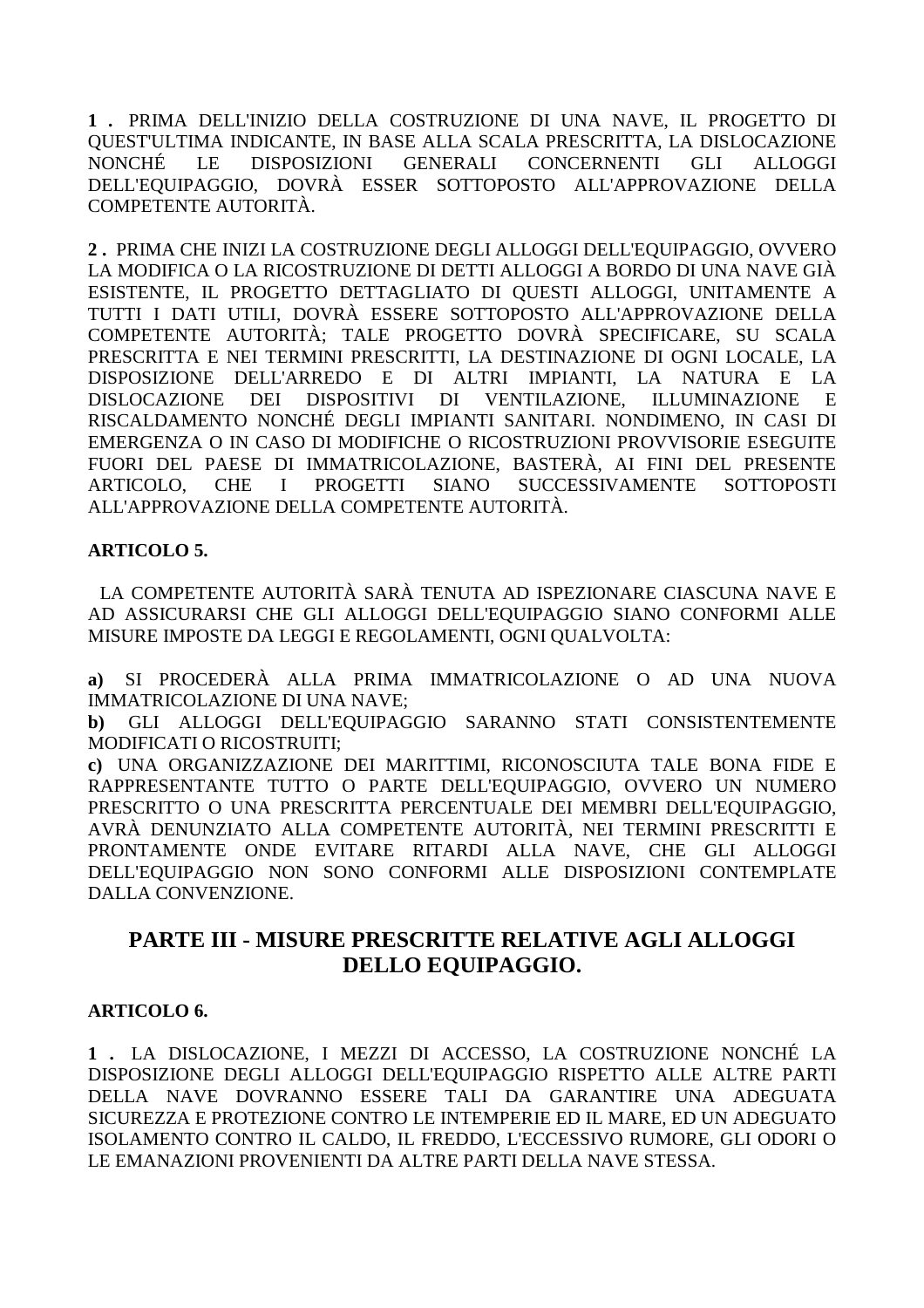**1 .** PRIMA DELL'INIZIO DELLA COSTRUZIONE DI UNA NAVE, IL PROGETTO DI QUEST'ULTIMA INDICANTE, IN BASE ALLA SCALA PRESCRITTA, LA DISLOCAZIONE NONCHÉ LE DISPOSIZIONI GENERALI CONCERNENTI GLI ALLOGGI DELL'EQUIPAGGIO, DOVRÀ ESSER SOTTOPOSTO ALL'APPROVAZIONE DELLA COMPETENTE AUTORITÀ.

**2 .** PRIMA CHE INIZI LA COSTRUZIONE DEGLI ALLOGGI DELL'EQUIPAGGIO, OVVERO LA MODIFICA O LA RICOSTRUZIONE DI DETTI ALLOGGI A BORDO DI UNA NAVE GIÀ ESISTENTE, IL PROGETTO DETTAGLIATO DI QUESTI ALLOGGI, UNITAMENTE A TUTTI I DATI UTILI, DOVRÀ ESSERE SOTTOPOSTO ALL'APPROVAZIONE DELLA COMPETENTE AUTORITÀ; TALE PROGETTO DOVRÀ SPECIFICARE, SU SCALA PRESCRITTA E NEI TERMINI PRESCRITTI, LA DESTINAZIONE DI OGNI LOCALE, LA DISPOSIZIONE DELL'ARREDO E DI ALTRI IMPIANTI, LA NATURA E LA DISLOCAZIONE DEI DISPOSITIVI DI VENTILAZIONE, ILLUMINAZIONE E RISCALDAMENTO NONCHÉ DEGLI IMPIANTI SANITARI. NONDIMENO, IN CASI DI EMERGENZA O IN CASO DI MODIFICHE O RICOSTRUZIONI PROVVISORIE ESEGUITE FUORI DEL PAESE DI IMMATRICOLAZIONE, BASTERÀ, AI FINI DEL PRESENTE ARTICOLO, CHE I PROGETTI SIANO SUCCESSIVAMENTE SOTTOPOSTI ALL'APPROVAZIONE DELLA COMPETENTE AUTORITÀ.

**ARTICOLO 5.**

LA COMPETENTE AUTORITÀ SARÀ TENUTA AD ISPEZIONARE CIASCUNA NAVE E AD ASSICURARSI CHE GLI ALLOGGI DELL'EQUIPAGGIO SIANO CONFORMI ALLE MISURE IMPOSTE DA LEGGI E REGOLAMENTI, OGNI QUALVOLTA:

**a)** SI PROCEDERÀ ALLA PRIMA IMMATRICOLAZIONE O AD UNA NUOVA IMMATRICOLAZIONE DI UNA NAVE;
**b)** GLI ALLOGGI DELL'EQUIPAGGIO SARANNO STATI CONSISTENTEMENTE MODIFICATI O RICOSTRUITI;
**c)** UNA ORGANIZZAZIONE DEI MARITTIMI, RICONOSCIUTA TALE BONA FIDE E RAPPRESENTANTE TUTTO O PARTE DELL'EQUIPAGGIO, OVVERO UN NUMERO PRESCRITTO O UNA PRESCRITTA PERCENTUALE DEI MEMBRI DELL'EQUIPAGGIO, AVRÀ DENUNZIATO ALLA COMPETENTE AUTORITÀ, NEI TERMINI PRESCRITTI E PRONTAMENTE ONDE EVITARE RITARDI ALLA NAVE, CHE GLI ALLOGGI DELL'EQUIPAGGIO NON SONO CONFORMI ALLE DISPOSIZIONI CONTEMPLATE DALLA CONVENZIONE.

## PARTE III - MISURE PRESCRITTE RELATIVE AGLI ALLOGGI DELLO EQUIPAGGIO.

**ARTICOLO 6.**

**1 .** LA DISLOCAZIONE, I MEZZI DI ACCESSO, LA COSTRUZIONE NONCHÉ LA DISPOSIZIONE DEGLI ALLOGGI DELL'EQUIPAGGIO RISPETTO ALLE ALTRE PARTI DELLA NAVE DOVRANNO ESSERE TALI DA GARANTIRE UNA ADEGUATA SICUREZZA E PROTEZIONE CONTRO LE INTEMPERIE ED IL MARE, ED UN ADEGUATO ISOLAMENTO CONTRO IL CALDO, IL FREDDO, L'ECCESSIVO RUMORE, GLI ODORI O LE EMANAZIONI PROVENIENTI DA ALTRE PARTI DELLA NAVE STESSA.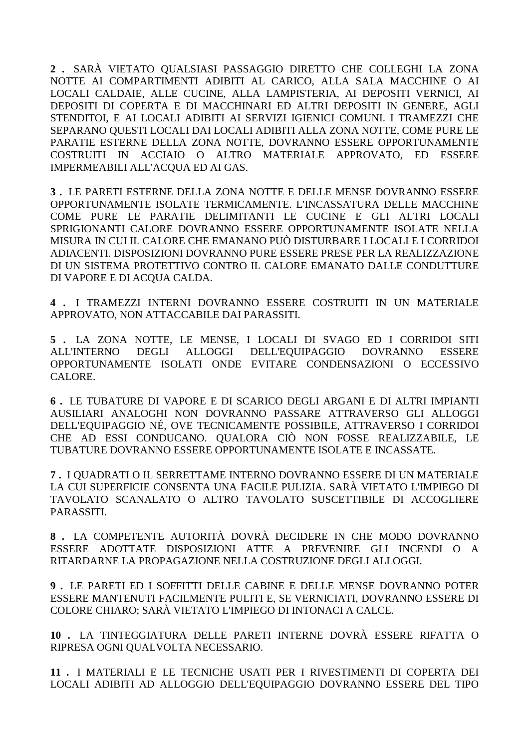**2 .** SARÀ VIETATO QUALSIASI PASSAGGIO DIRETTO CHE COLLEGHI LA ZONA NOTTE AI COMPARTIMENTI ADIBITI AL CARICO, ALLA SALA MACCHINE O AI LOCALI CALDAIE, ALLE CUCINE, ALLA LAMPISTERIA, AI DEPOSITI VERNICI, AI DEPOSITI DI COPERTA E DI MACCHINARI ED ALTRI DEPOSITI IN GENERE, AGLI STENDITOI, E AI LOCALI ADIBITI AI SERVIZI IGIENICI COMUNI. I TRAMEZZI CHE SEPARANO QUESTI LOCALI DAI LOCALI ADIBITI ALLA ZONA NOTTE, COME PURE LE PARATIE ESTERNE DELLA ZONA NOTTE, DOVRANNO ESSERE OPPORTUNAMENTE COSTRUITI IN ACCIAIO O ALTRO MATERIALE APPROVATO, ED ESSERE IMPERMEABILI ALL'ACQUA ED AI GAS.

**3 .** LE PARETI ESTERNE DELLA ZONA NOTTE E DELLE MENSE DOVRANNO ESSERE OPPORTUNAMENTE ISOLATE TERMICAMENTE. L'INCASSATURA DELLE MACCHINE COME PURE LE PARATIE DELIMITANTI LE CUCINE E GLI ALTRI LOCALI SPRIGIONANTI CALORE DOVRANNO ESSERE OPPORTUNAMENTE ISOLATE NELLA MISURA IN CUI IL CALORE CHE EMANANO PUÒ DISTURBARE I LOCALI E I CORRIDOI ADIACENTI. DISPOSIZIONI DOVRANNO PURE ESSERE PRESE PER LA REALIZZAZIONE DI UN SISTEMA PROTETTIVO CONTRO IL CALORE EMANATO DALLE CONDUTTURE DI VAPORE E DI ACQUA CALDA.

**4 .** I TRAMEZZI INTERNI DOVRANNO ESSERE COSTRUITI IN UN MATERIALE APPROVATO, NON ATTACCABILE DAI PARASSITI.

**5 .** LA ZONA NOTTE, LE MENSE, I LOCALI DI SVAGO ED I CORRIDOI SITI ALL'INTERNO DEGLI ALLOGGI DELL'EQUIPAGGIO DOVRANNO ESSERE OPPORTUNAMENTE ISOLATI ONDE EVITARE CONDENSAZIONI O ECCESSIVO CALORE.

**6 .** LE TUBATURE DI VAPORE E DI SCARICO DEGLI ARGANI E DI ALTRI IMPIANTI AUSILIARI ANALOGHI NON DOVRANNO PASSARE ATTRAVERSO GLI ALLOGGI DELL'EQUIPAGGIO NÉ, OVE TECNICAMENTE POSSIBILE, ATTRAVERSO I CORRIDOI CHE AD ESSI CONDUCANO. QUALORA CIÒ NON FOSSE REALIZZABILE, LE TUBATURE DOVRANNO ESSERE OPPORTUNAMENTE ISOLATE E INCASSATE.

**7 .** I QUADRATI O IL SERRETTAME INTERNO DOVRANNO ESSERE DI UN MATERIALE LA CUI SUPERFICIE CONSENTA UNA FACILE PULIZIA. SARÀ VIETATO L'IMPIEGO DI TAVOLATO SCANALATO O ALTRO TAVOLATO SUSCETTIBILE DI ACCOGLIERE PARASSITI.

**8 .** LA COMPETENTE AUTORITÀ DOVRÀ DECIDERE IN CHE MODO DOVRANNO ESSERE ADOTTATE DISPOSIZIONI ATTE A PREVENIRE GLI INCENDI O A RITARDARNE LA PROPAGAZIONE NELLA COSTRUZIONE DEGLI ALLOGGI.

**9 .** LE PARETI ED I SOFFITTI DELLE CABINE E DELLE MENSE DOVRANNO POTER ESSERE MANTENUTI FACILMENTE PULITI E, SE VERNICIATI, DOVRANNO ESSERE DI COLORE CHIARO; SARÀ VIETATO L'IMPIEGO DI INTONACI A CALCE.

**10 .** LA TINTEGGIATURA DELLE PARETI INTERNE DOVRÀ ESSERE RIFATTA O RIPRESA OGNI QUALVOLTA NECESSARIO.

**11 .** I MATERIALI E LE TECNICHE USATI PER I RIVESTIMENTI DI COPERTA DEI LOCALI ADIBITI AD ALLOGGIO DELL'EQUIPAGGIO DOVRANNO ESSERE DEL TIPO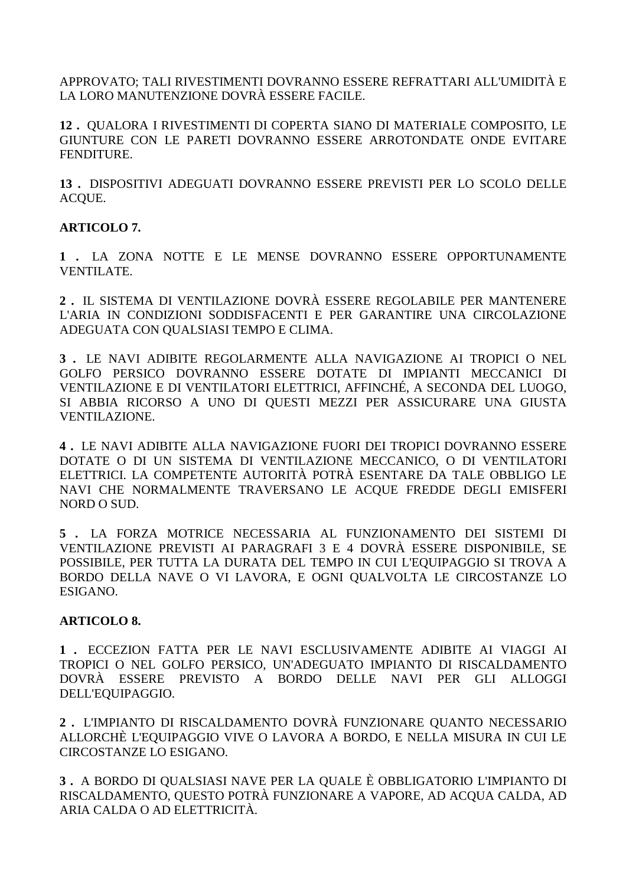APPROVATO; TALI RIVESTIMENTI DOVRANNO ESSERE REFRATTARI ALL'UMIDITÀ E LA LORO MANUTENZIONE DOVRÀ ESSERE FACILE.

**12 .** QUALORA I RIVESTIMENTI DI COPERTA SIANO DI MATERIALE COMPOSITO, LE GIUNTURE CON LE PARETI DOVRANNO ESSERE ARROTONDATE ONDE EVITARE FENDITURE.

**13 .** DISPOSITIVI ADEGUATI DOVRANNO ESSERE PREVISTI PER LO SCOLO DELLE ACQUE.

**ARTICOLO 7.**

**1 .** LA ZONA NOTTE E LE MENSE DOVRANNO ESSERE OPPORTUNAMENTE VENTILATE.

**2 .** IL SISTEMA DI VENTILAZIONE DOVRÀ ESSERE REGOLABILE PER MANTENERE L'ARIA IN CONDIZIONI SODDISFACENTI E PER GARANTIRE UNA CIRCOLAZIONE ADEGUATA CON QUALSIASI TEMPO E CLIMA.

**3 .** LE NAVI ADIBITE REGOLARMENTE ALLA NAVIGAZIONE AI TROPICI O NEL GOLFO PERSICO DOVRANNO ESSERE DOTATE DI IMPIANTI MECCANICI DI VENTILAZIONE E DI VENTILATORI ELETTRICI, AFFINCHÉ, A SECONDA DEL LUOGO, SI ABBIA RICORSO A UNO DI QUESTI MEZZI PER ASSICURARE UNA GIUSTA VENTILAZIONE.

**4 .** LE NAVI ADIBITE ALLA NAVIGAZIONE FUORI DEI TROPICI DOVRANNO ESSERE DOTATE O DI UN SISTEMA DI VENTILAZIONE MECCANICO, O DI VENTILATORI ELETTRICI. LA COMPETENTE AUTORITÀ POTRÀ ESENTARE DA TALE OBBLIGO LE NAVI CHE NORMALMENTE TRAVERSANO LE ACQUE FREDDE DEGLI EMISFERI NORD O SUD.

**5 .** LA FORZA MOTRICE NECESSARIA AL FUNZIONAMENTO DEI SISTEMI DI VENTILAZIONE PREVISTI AI PARAGRAFI 3 E 4 DOVRÀ ESSERE DISPONIBILE, SE POSSIBILE, PER TUTTA LA DURATA DEL TEMPO IN CUI L'EQUIPAGGIO SI TROVA A BORDO DELLA NAVE O VI LAVORA, E OGNI QUALVOLTA LE CIRCOSTANZE LO ESIGANO.

**ARTICOLO 8.**

**1 .** ECCEZION FATTA PER LE NAVI ESCLUSIVAMENTE ADIBITE AI VIAGGI AI TROPICI O NEL GOLFO PERSICO, UN'ADEGUATO IMPIANTO DI RISCALDAMENTO DOVRÀ ESSERE PREVISTO A BORDO DELLE NAVI PER GLI ALLOGGI DELL'EQUIPAGGIO.

**2 .** L'IMPIANTO DI RISCALDAMENTO DOVRÀ FUNZIONARE QUANTO NECESSARIO ALLORCHÈ L'EQUIPAGGIO VIVE O LAVORA A BORDO, E NELLA MISURA IN CUI LE CIRCOSTANZE LO ESIGANO.

**3 .** A BORDO DI QUALSIASI NAVE PER LA QUALE È OBBLIGATORIO L'IMPIANTO DI RISCALDAMENTO, QUESTO POTRÀ FUNZIONARE A VAPORE, AD ACQUA CALDA, AD ARIA CALDA O AD ELETTRICITÀ.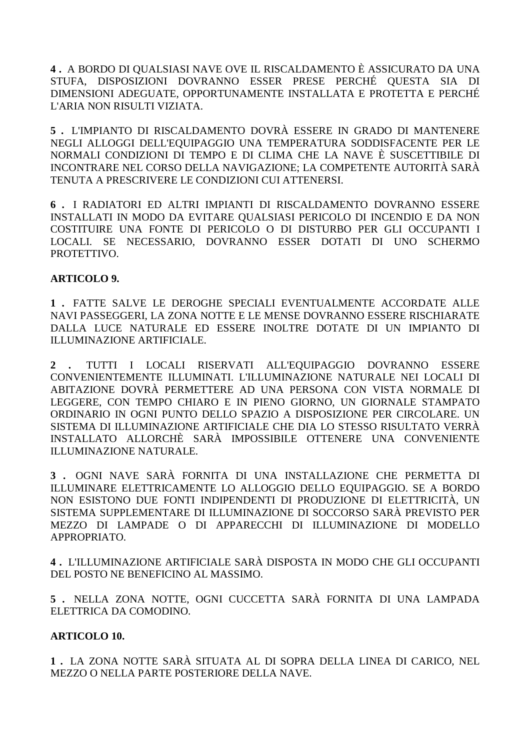**4 .** A BORDO DI QUALSIASI NAVE OVE IL RISCALDAMENTO È ASSICURATO DA UNA STUFA, DISPOSIZIONI DOVRANNO ESSER PRESE PERCHÉ QUESTA SIA DI DIMENSIONI ADEGUATE, OPPORTUNAMENTE INSTALLATA E PROTETTA E PERCHÉ L'ARIA NON RISULTI VIZIATA.

**5 .** L'IMPIANTO DI RISCALDAMENTO DOVRÀ ESSERE IN GRADO DI MANTENERE NEGLI ALLOGGI DELL'EQUIPAGGIO UNA TEMPERATURA SODDISFACENTE PER LE NORMALI CONDIZIONI DI TEMPO E DI CLIMA CHE LA NAVE È SUSCETTIBILE DI INCONTRARE NEL CORSO DELLA NAVIGAZIONE; LA COMPETENTE AUTORITÀ SARÀ TENUTA A PRESCRIVERE LE CONDIZIONI CUI ATTENERSI.

**6 .** I RADIATORI ED ALTRI IMPIANTI DI RISCALDAMENTO DOVRANNO ESSERE INSTALLATI IN MODO DA EVITARE QUALSIASI PERICOLO DI INCENDIO E DA NON COSTITUIRE UNA FONTE DI PERICOLO O DI DISTURBO PER GLI OCCUPANTI I LOCALI. SE NECESSARIO, DOVRANNO ESSER DOTATI DI UNO SCHERMO PROTETTIVO.

**ARTICOLO 9.**

**1 .** FATTE SALVE LE DEROGHE SPECIALI EVENTUALMENTE ACCORDATE ALLE NAVI PASSEGGERI, LA ZONA NOTTE E LE MENSE DOVRANNO ESSERE RISCHIARATE DALLA LUCE NATURALE ED ESSERE INOLTRE DOTATE DI UN IMPIANTO DI ILLUMINAZIONE ARTIFICIALE.

**2 .** TUTTI I LOCALI RISERVATI ALL'EQUIPAGGIO DOVRANNO ESSERE CONVENIENTEMENTE ILLUMINATI. L'ILLUMINAZIONE NATURALE NEI LOCALI DI ABITAZIONE DOVRÀ PERMETTERE AD UNA PERSONA CON VISTA NORMALE DI LEGGERE, CON TEMPO CHIARO E IN PIENO GIORNO, UN GIORNALE STAMPATO ORDINARIO IN OGNI PUNTO DELLO SPAZIO A DISPOSIZIONE PER CIRCOLARE. UN SISTEMA DI ILLUMINAZIONE ARTIFICIALE CHE DIA LO STESSO RISULTATO VERRÀ INSTALLATO ALLORCHÈ SARÀ IMPOSSIBILE OTTENERE UNA CONVENIENTE ILLUMINAZIONE NATURALE.

**3 .** OGNI NAVE SARÀ FORNITA DI UNA INSTALLAZIONE CHE PERMETTA DI ILLUMINARE ELETTRICAMENTE LO ALLOGGIO DELLO EQUIPAGGIO. SE A BORDO NON ESISTONO DUE FONTI INDIPENDENTI DI PRODUZIONE DI ELETTRICITÀ, UN SISTEMA SUPPLEMENTARE DI ILLUMINAZIONE DI SOCCORSO SARÀ PREVISTO PER MEZZO DI LAMPADE O DI APPARECCHI DI ILLUMINAZIONE DI MODELLO APPROPRIATO.

**4 .** L'ILLUMINAZIONE ARTIFICIALE SARÀ DISPOSTA IN MODO CHE GLI OCCUPANTI DEL POSTO NE BENEFICINO AL MASSIMO.

**5 .** NELLA ZONA NOTTE, OGNI CUCCETTA SARÀ FORNITA DI UNA LAMPADA ELETTRICA DA COMODINO.

**ARTICOLO 10.**

**1 .** LA ZONA NOTTE SARÀ SITUATA AL DI SOPRA DELLA LINEA DI CARICO, NEL MEZZO O NELLA PARTE POSTERIORE DELLA NAVE.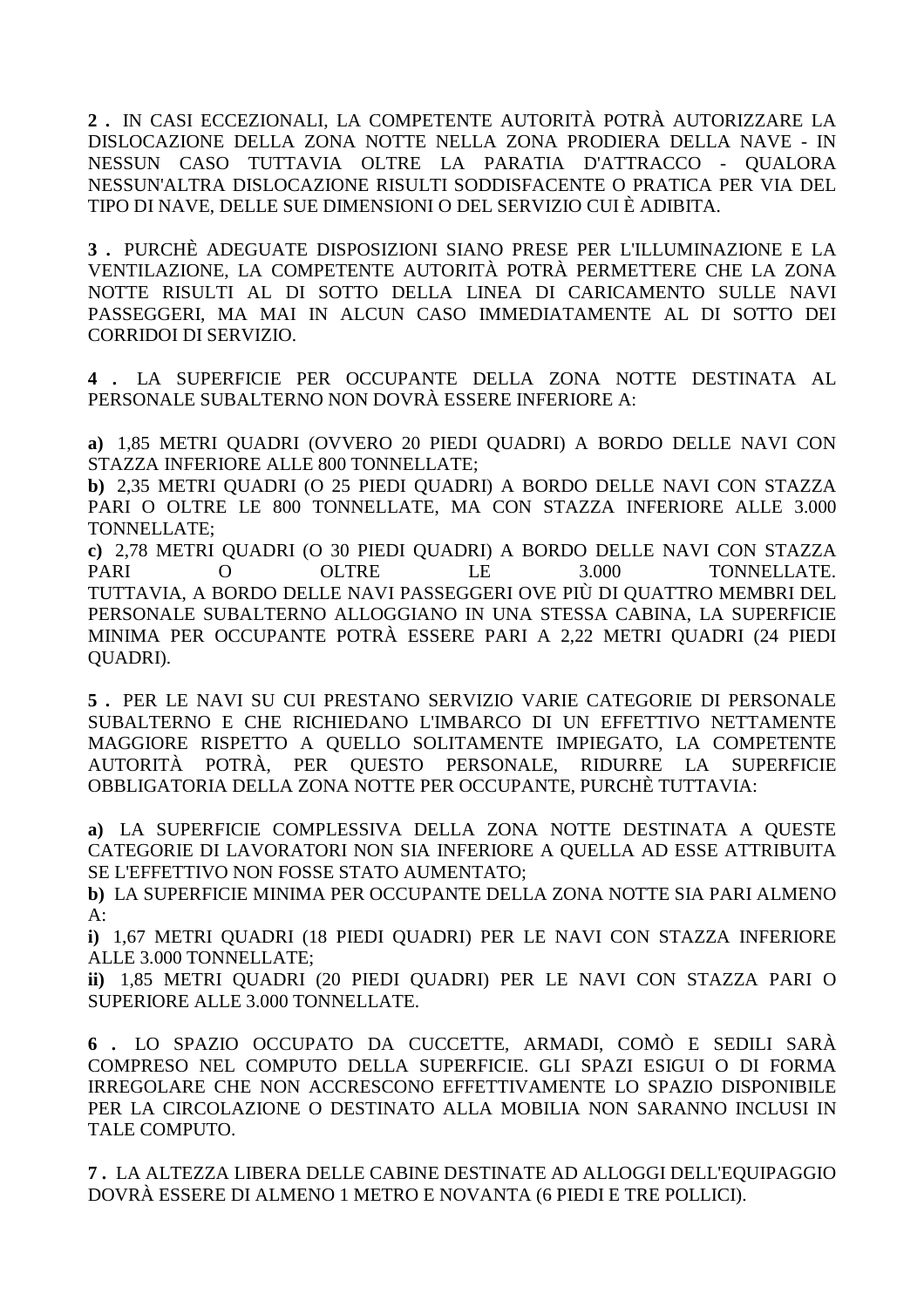**2 .** IN CASI ECCEZIONALI, LA COMPETENTE AUTORITÀ POTRÀ AUTORIZZARE LA DISLOCAZIONE DELLA ZONA NOTTE NELLA ZONA PRODIERA DELLA NAVE - IN NESSUN CASO TUTTAVIA OLTRE LA PARATIA D'ATTRACCO - QUALORA NESSUN'ALTRA DISLOCAZIONE RISULTI SODDISFACENTE O PRATICA PER VIA DEL TIPO DI NAVE, DELLE SUE DIMENSIONI O DEL SERVIZIO CUI È ADIBITA.

**3 .** PURCHÈ ADEGUATE DISPOSIZIONI SIANO PRESE PER L'ILLUMINAZIONE E LA VENTILAZIONE, LA COMPETENTE AUTORITÀ POTRÀ PERMETTERE CHE LA ZONA NOTTE RISULTI AL DI SOTTO DELLA LINEA DI CARICAMENTO SULLE NAVI PASSEGGERI, MA MAI IN ALCUN CASO IMMEDIATAMENTE AL DI SOTTO DEI CORRIDOI DI SERVIZIO.

**4 .** LA SUPERFICIE PER OCCUPANTE DELLA ZONA NOTTE DESTINATA AL PERSONALE SUBALTERNO NON DOVRÀ ESSERE INFERIORE A:

**a)** 1,85 METRI QUADRI (OVVERO 20 PIEDI QUADRI) A BORDO DELLE NAVI CON STAZZA INFERIORE ALLE 800 TONNELLATE;
**b)** 2,35 METRI QUADRI (O 25 PIEDI QUADRI) A BORDO DELLE NAVI CON STAZZA PARI O OLTRE LE 800 TONNELLATE, MA CON STAZZA INFERIORE ALLE 3.000 TONNELLATE;
**c)** 2,78 METRI QUADRI (O 30 PIEDI QUADRI) A BORDO DELLE NAVI CON STAZZA PARI O OLTRE LE 3.000 TONNELLATE.
TUTTAVIA, A BORDO DELLE NAVI PASSEGGERI OVE PIÙ DI QUATTRO MEMBRI DEL PERSONALE SUBALTERNO ALLOGGIANO IN UNA STESSA CABINA, LA SUPERFICIE MINIMA PER OCCUPANTE POTRÀ ESSERE PARI A 2,22 METRI QUADRI (24 PIEDI QUADRI).

**5 .** PER LE NAVI SU CUI PRESTANO SERVIZIO VARIE CATEGORIE DI PERSONALE SUBALTERNO E CHE RICHIEDANO L'IMBARCO DI UN EFFETTIVO NETTAMENTE MAGGIORE RISPETTO A QUELLO SOLITAMENTE IMPIEGATO, LA COMPETENTE AUTORITÀ POTRÀ, PER QUESTO PERSONALE, RIDURRE LA SUPERFICIE OBBLIGATORIA DELLA ZONA NOTTE PER OCCUPANTE, PURCHÈ TUTTAVIA:

**a)** LA SUPERFICIE COMPLESSIVA DELLA ZONA NOTTE DESTINATA A QUESTE CATEGORIE DI LAVORATORI NON SIA INFERIORE A QUELLA AD ESSE ATTRIBUITA SE L'EFFETTIVO NON FOSSE STATO AUMENTATO;
**b)** LA SUPERFICIE MINIMA PER OCCUPANTE DELLA ZONA NOTTE SIA PARI ALMENO A:
**i)** 1,67 METRI QUADRI (18 PIEDI QUADRI) PER LE NAVI CON STAZZA INFERIORE ALLE 3.000 TONNELLATE;
**ii)** 1,85 METRI QUADRI (20 PIEDI QUADRI) PER LE NAVI CON STAZZA PARI O SUPERIORE ALLE 3.000 TONNELLATE.

**6 .** LO SPAZIO OCCUPATO DA CUCCETTE, ARMADI, COMÒ E SEDILI SARÀ COMPRESO NEL COMPUTO DELLA SUPERFICIE. GLI SPAZI ESIGUI O DI FORMA IRREGOLARE CHE NON ACCRESCONO EFFETTIVAMENTE LO SPAZIO DISPONIBILE PER LA CIRCOLAZIONE O DESTINATO ALLA MOBILIA NON SARANNO INCLUSI IN TALE COMPUTO.

**7 .** LA ALTEZZA LIBERA DELLE CABINE DESTINATE AD ALLOGGI DELL'EQUIPAGGIO DOVRÀ ESSERE DI ALMENO 1 METRO E NOVANTA (6 PIEDI E TRE POLLICI).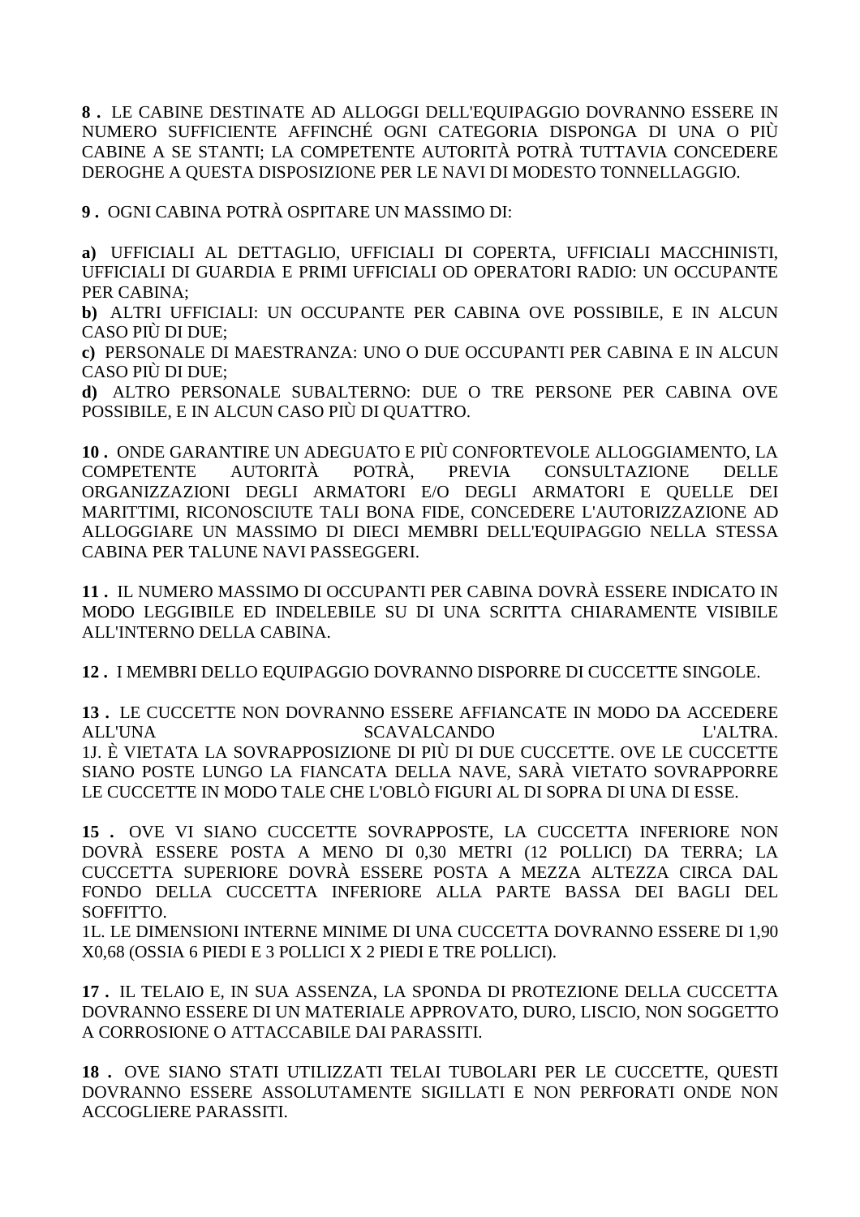**8 .** LE CABINE DESTINATE AD ALLOGGI DELL'EQUIPAGGIO DOVRANNO ESSERE IN NUMERO SUFFICIENTE AFFINCHÉ OGNI CATEGORIA DISPONGA DI UNA O PIÙ CABINE A SE STANTI; LA COMPETENTE AUTORITÀ POTRÀ TUTTAVIA CONCEDERE DEROGHE A QUESTA DISPOSIZIONE PER LE NAVI DI MODESTO TONNELLAGGIO.

**9 .** OGNI CABINA POTRÀ OSPITARE UN MASSIMO DI:

**a)** UFFICIALI AL DETTAGLIO, UFFICIALI DI COPERTA, UFFICIALI MACCHINISTI, UFFICIALI DI GUARDIA E PRIMI UFFICIALI OD OPERATORI RADIO: UN OCCUPANTE PER CABINA;
**b)** ALTRI UFFICIALI: UN OCCUPANTE PER CABINA OVE POSSIBILE, E IN ALCUN CASO PIÙ DI DUE;
**c)** PERSONALE DI MAESTRANZA: UNO O DUE OCCUPANTI PER CABINA E IN ALCUN CASO PIÙ DI DUE;
**d)** ALTRO PERSONALE SUBALTERNO: DUE O TRE PERSONE PER CABINA OVE POSSIBILE, E IN ALCUN CASO PIÙ DI QUATTRO.

**10 .** ONDE GARANTIRE UN ADEGUATO E PIÙ CONFORTEVOLE ALLOGGIAMENTO, LA COMPETENTE AUTORITÀ POTRÀ, PREVIA CONSULTAZIONE DELLE ORGANIZZAZIONI DEGLI ARMATORI E/O DEGLI ARMATORI E QUELLE DEI MARITTIMI, RICONOSCIUTE TALI BONA FIDE, CONCEDERE L'AUTORIZZAZIONE AD ALLOGGIARE UN MASSIMO DI DIECI MEMBRI DELL'EQUIPAGGIO NELLA STESSA CABINA PER TALUNE NAVI PASSEGGERI.

**11 .** IL NUMERO MASSIMO DI OCCUPANTI PER CABINA DOVRÀ ESSERE INDICATO IN MODO LEGGIBILE ED INDELEBILE SU DI UNA SCRITTA CHIARAMENTE VISIBILE ALL'INTERNO DELLA CABINA.

**12 .** I MEMBRI DELLO EQUIPAGGIO DOVRANNO DISPORRE DI CUCCETTE SINGOLE.

**13 .** LE CUCCETTE NON DOVRANNO ESSERE AFFIANCATE IN MODO DA ACCEDERE ALL'UNA SCAVALCANDO L'ALTRA.
1J. È VIETATA LA SOVRAPPOSIZIONE DI PIÙ DI DUE CUCCETTE. OVE LE CUCCETTE SIANO POSTE LUNGO LA FIANCATA DELLA NAVE, SARÀ VIETATO SOVRAPPORRE LE CUCCETTE IN MODO TALE CHE L'OBLÒ FIGURI AL DI SOPRA DI UNA DI ESSE.

**15 .** OVE VI SIANO CUCCETTE SOVRAPPOSTE, LA CUCCETTA INFERIORE NON DOVRÀ ESSERE POSTA A MENO DI 0,30 METRI (12 POLLICI) DA TERRA; LA CUCCETTA SUPERIORE DOVRÀ ESSERE POSTA A MEZZA ALTEZZA CIRCA DAL FONDO DELLA CUCCETTA INFERIORE ALLA PARTE BASSA DEI BAGLI DEL SOFFITTO.
1L. LE DIMENSIONI INTERNE MINIME DI UNA CUCCETTA DOVRANNO ESSERE DI 1,90 X0,68 (OSSIA 6 PIEDI E 3 POLLICI X 2 PIEDI E TRE POLLICI).

**17 .** IL TELAIO E, IN SUA ASSENZA, LA SPONDA DI PROTEZIONE DELLA CUCCETTA DOVRANNO ESSERE DI UN MATERIALE APPROVATO, DURO, LISCIO, NON SOGGETTO A CORROSIONE O ATTACCABILE DAI PARASSITI.

**18 .** OVE SIANO STATI UTILIZZATI TELAI TUBOLARI PER LE CUCCETTE, QUESTI DOVRANNO ESSERE ASSOLUTAMENTE SIGILLATI E NON PERFORATI ONDE NON ACCOGLIERE PARASSITI.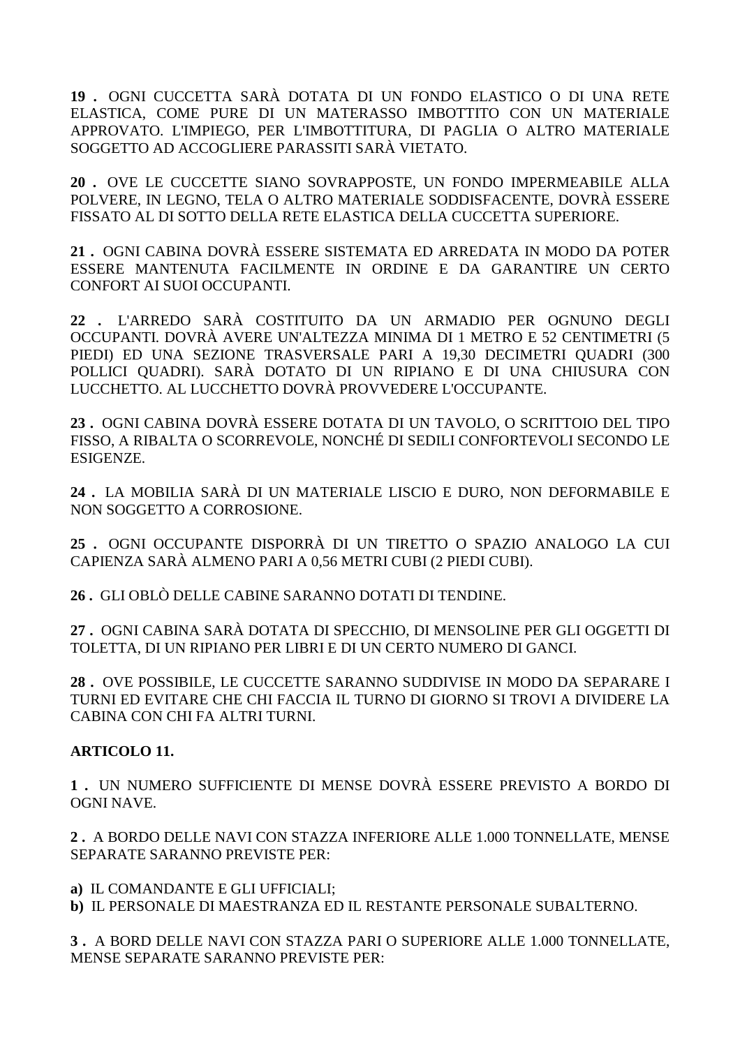**19 .** OGNI CUCCETTA SARÀ DOTATA DI UN FONDO ELASTICO O DI UNA RETE ELASTICA, COME PURE DI UN MATERASSO IMBOTTITO CON UN MATERIALE APPROVATO. L'IMPIEGO, PER L'IMBOTTITURA, DI PAGLIA O ALTRO MATERIALE SOGGETTO AD ACCOGLIERE PARASSITI SARÀ VIETATO.

**20 .** OVE LE CUCCETTE SIANO SOVRAPPOSTE, UN FONDO IMPERMEABILE ALLA POLVERE, IN LEGNO, TELA O ALTRO MATERIALE SODDISFACENTE, DOVRÀ ESSERE FISSATO AL DI SOTTO DELLA RETE ELASTICA DELLA CUCCETTA SUPERIORE.

**21 .** OGNI CABINA DOVRÀ ESSERE SISTEMATA ED ARREDATA IN MODO DA POTER ESSERE MANTENUTA FACILMENTE IN ORDINE E DA GARANTIRE UN CERTO CONFORT AI SUOI OCCUPANTI.

**22 .** L'ARREDO SARÀ COSTITUITO DA UN ARMADIO PER OGNUNO DEGLI OCCUPANTI. DOVRÀ AVERE UN'ALTEZZA MINIMA DI 1 METRO E 52 CENTIMETRI (5 PIEDI) ED UNA SEZIONE TRASVERSALE PARI A 19,30 DECIMETRI QUADRI (300 POLLICI QUADRI). SARÀ DOTATO DI UN RIPIANO E DI UNA CHIUSURA CON LUCCHETTO. AL LUCCHETTO DOVRÀ PROVVEDERE L'OCCUPANTE.

**23 .** OGNI CABINA DOVRÀ ESSERE DOTATA DI UN TAVOLO, O SCRITTOIO DEL TIPO FISSO, A RIBALTA O SCORREVOLE, NONCHÉ DI SEDILI CONFORTEVOLI SECONDO LE ESIGENZE.

**24 .** LA MOBILIA SARÀ DI UN MATERIALE LISCIO E DURO, NON DEFORMABILE E NON SOGGETTO A CORROSIONE.

**25 .** OGNI OCCUPANTE DISPORRÀ DI UN TIRETTO O SPAZIO ANALOGO LA CUI CAPIENZA SARÀ ALMENO PARI A 0,56 METRI CUBI (2 PIEDI CUBI).

**26 .** GLI OBLÒ DELLE CABINE SARANNO DOTATI DI TENDINE.

**27 .** OGNI CABINA SARÀ DOTATA DI SPECCHIO, DI MENSOLINE PER GLI OGGETTI DI TOLETTA, DI UN RIPIANO PER LIBRI E DI UN CERTO NUMERO DI GANCI.

**28 .** OVE POSSIBILE, LE CUCCETTE SARANNO SUDDIVISE IN MODO DA SEPARARE I TURNI ED EVITARE CHE CHI FACCIA IL TURNO DI GIORNO SI TROVI A DIVIDERE LA CABINA CON CHI FA ALTRI TURNI.

**ARTICOLO 11.**

**1 .** UN NUMERO SUFFICIENTE DI MENSE DOVRÀ ESSERE PREVISTO A BORDO DI OGNI NAVE.

**2 .** A BORDO DELLE NAVI CON STAZZA INFERIORE ALLE 1.000 TONNELLATE, MENSE SEPARATE SARANNO PREVISTE PER:

**a)** IL COMANDANTE E GLI UFFICIALI;
**b)** IL PERSONALE DI MAESTRANZA ED IL RESTANTE PERSONALE SUBALTERNO.

**3 .** A BORD DELLE NAVI CON STAZZA PARI O SUPERIORE ALLE 1.000 TONNELLATE, MENSE SEPARATE SARANNO PREVISTE PER: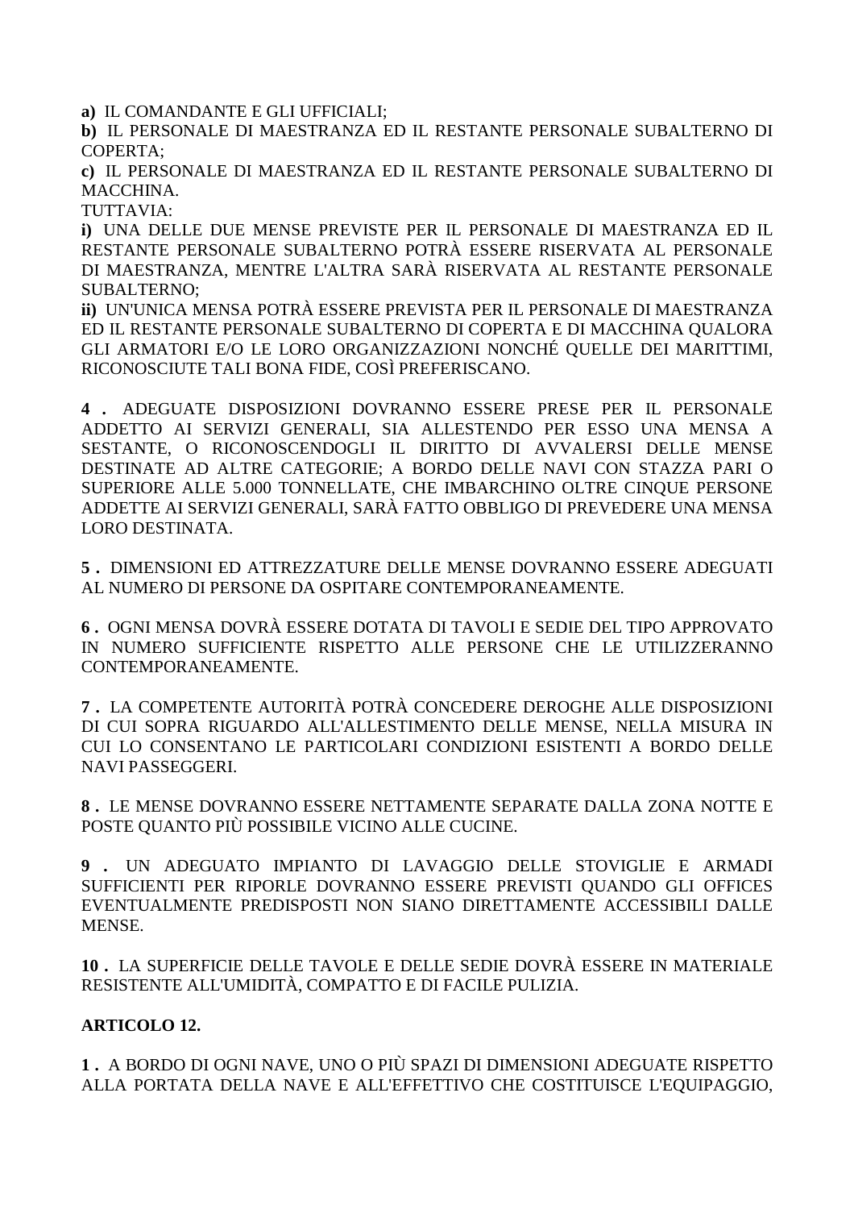**a)** IL COMANDANTE E GLI UFFICIALI;

**b)** IL PERSONALE DI MAESTRANZA ED IL RESTANTE PERSONALE SUBALTERNO DI COPERTA;

**c)** IL PERSONALE DI MAESTRANZA ED IL RESTANTE PERSONALE SUBALTERNO DI MACCHINA.

TUTTAVIA:

**i)** UNA DELLE DUE MENSE PREVISTE PER IL PERSONALE DI MAESTRANZA ED IL RESTANTE PERSONALE SUBALTERNO POTRÀ ESSERE RISERVATA AL PERSONALE DI MAESTRANZA, MENTRE L'ALTRA SARÀ RISERVATA AL RESTANTE PERSONALE SUBALTERNO;

**ii)** UN'UNICA MENSA POTRÀ ESSERE PREVISTA PER IL PERSONALE DI MAESTRANZA ED IL RESTANTE PERSONALE SUBALTERNO DI COPERTA E DI MACCHINA QUALORA GLI ARMATORI E/O LE LORO ORGANIZZAZIONI NONCHÉ QUELLE DEI MARITTIMI, RICONOSCIUTE TALI BONA FIDE, COSÌ PREFERISCANO.

**4 .** ADEGUATE DISPOSIZIONI DOVRANNO ESSERE PRESE PER IL PERSONALE ADDETTO AI SERVIZI GENERALI, SIA ALLESTENDO PER ESSO UNA MENSA A SESTANTE, O RICONOSCENDOGLI IL DIRITTO DI AVVALERSI DELLE MENSE DESTINATE AD ALTRE CATEGORIE; A BORDO DELLE NAVI CON STAZZA PARI O SUPERIORE ALLE 5.000 TONNELLATE, CHE IMBARCHINO OLTRE CINQUE PERSONE ADDETTE AI SERVIZI GENERALI, SARÀ FATTO OBBLIGO DI PREVEDERE UNA MENSA LORO DESTINATA.

**5 .** DIMENSIONI ED ATTREZZATURE DELLE MENSE DOVRANNO ESSERE ADEGUATI AL NUMERO DI PERSONE DA OSPITARE CONTEMPORANEAMENTE.

**6 .** OGNI MENSA DOVRÀ ESSERE DOTATA DI TAVOLI E SEDIE DEL TIPO APPROVATO IN NUMERO SUFFICIENTE RISPETTO ALLE PERSONE CHE LE UTILIZZERANNO CONTEMPORANEAMENTE.

**7 .** LA COMPETENTE AUTORITÀ POTRÀ CONCEDERE DEROGHE ALLE DISPOSIZIONI DI CUI SOPRA RIGUARDO ALL'ALLESTIMENTO DELLE MENSE, NELLA MISURA IN CUI LO CONSENTANO LE PARTICOLARI CONDIZIONI ESISTENTI A BORDO DELLE NAVI PASSEGGERI.

**8 .** LE MENSE DOVRANNO ESSERE NETTAMENTE SEPARATE DALLA ZONA NOTTE E POSTE QUANTO PIÙ POSSIBILE VICINO ALLE CUCINE.

**9 .** UN ADEGUATO IMPIANTO DI LAVAGGIO DELLE STOVIGLIE E ARMADI SUFFICIENTI PER RIPORLE DOVRANNO ESSERE PREVISTI QUANDO GLI OFFICES EVENTUALMENTE PREDISPOSTI NON SIANO DIRETTAMENTE ACCESSIBILI DALLE MENSE.

**10 .** LA SUPERFICIE DELLE TAVOLE E DELLE SEDIE DOVRÀ ESSERE IN MATERIALE RESISTENTE ALL'UMIDITÀ, COMPATTO E DI FACILE PULIZIA.

**ARTICOLO 12.**

**1 .** A BORDO DI OGNI NAVE, UNO O PIÙ SPAZI DI DIMENSIONI ADEGUATE RISPETTO ALLA PORTATA DELLA NAVE E ALL'EFFETTIVO CHE COSTITUISCE L'EQUIPAGGIO,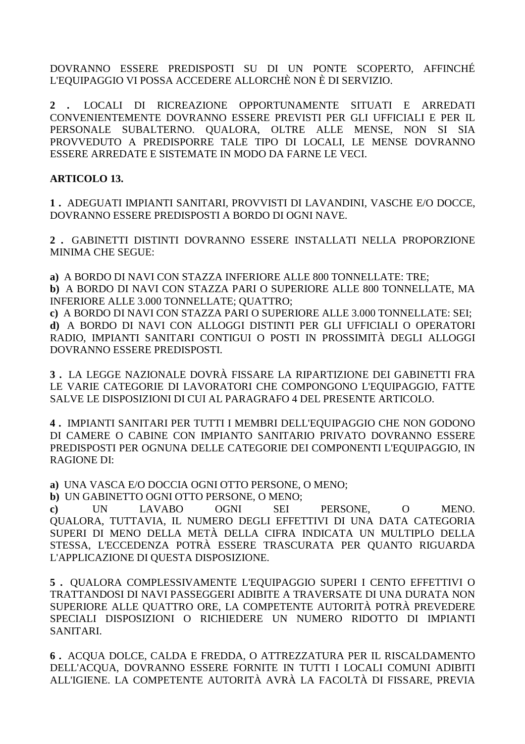DOVRANNO ESSERE PREDISPOSTI SU DI UN PONTE SCOPERTO, AFFINCHÉ L'EQUIPAGGIO VI POSSA ACCEDERE ALLORCHÈ NON È DI SERVIZIO.

**2 .** LOCALI DI RICREAZIONE OPPORTUNAMENTE SITUATI E ARREDATI CONVENIENTEMENTE DOVRANNO ESSERE PREVISTI PER GLI UFFICIALI E PER IL PERSONALE SUBALTERNO. QUALORA, OLTRE ALLE MENSE, NON SI SIA PROVVEDUTO A PREDISPORRE TALE TIPO DI LOCALI, LE MENSE DOVRANNO ESSERE ARREDATE E SISTEMATE IN MODO DA FARNE LE VECI.

**ARTICOLO 13.**

**1 .** ADEGUATI IMPIANTI SANITARI, PROVVISTI DI LAVANDINI, VASCHE E/O DOCCE, DOVRANNO ESSERE PREDISPOSTI A BORDO DI OGNI NAVE.

**2 .** GABINETTI DISTINTI DOVRANNO ESSERE INSTALLATI NELLA PROPORZIONE MINIMA CHE SEGUE:

**a)** A BORDO DI NAVI CON STAZZA INFERIORE ALLE 800 TONNELLATE: TRE;
**b)** A BORDO DI NAVI CON STAZZA PARI O SUPERIORE ALLE 800 TONNELLATE, MA INFERIORE ALLE 3.000 TONNELLATE; QUATTRO;
**c)** A BORDO DI NAVI CON STAZZA PARI O SUPERIORE ALLE 3.000 TONNELLATE: SEI;
**d)** A BORDO DI NAVI CON ALLOGGI DISTINTI PER GLI UFFICIALI O OPERATORI RADIO, IMPIANTI SANITARI CONTIGUI O POSTI IN PROSSIMITÀ DEGLI ALLOGGI DOVRANNO ESSERE PREDISPOSTI.

**3 .** LA LEGGE NAZIONALE DOVRÀ FISSARE LA RIPARTIZIONE DEI GABINETTI FRA LE VARIE CATEGORIE DI LAVORATORI CHE COMPONGONO L'EQUIPAGGIO, FATTE SALVE LE DISPOSIZIONI DI CUI AL PARAGRAFO 4 DEL PRESENTE ARTICOLO.

**4 .** IMPIANTI SANITARI PER TUTTI I MEMBRI DELL'EQUIPAGGIO CHE NON GODONO DI CAMERE O CABINE CON IMPIANTO SANITARIO PRIVATO DOVRANNO ESSERE PREDISPOSTI PER OGNUNA DELLE CATEGORIE DEI COMPONENTI L'EQUIPAGGIO, IN RAGIONE DI:

**a)** UNA VASCA E/O DOCCIA OGNI OTTO PERSONE, O MENO;
**b)** UN GABINETTO OGNI OTTO PERSONE, O MENO;
**c)** UN LAVABO OGNI SEI PERSONE, O MENO. QUALORA, TUTTAVIA, IL NUMERO DEGLI EFFETTIVI DI UNA DATA CATEGORIA SUPERI DI MENO DELLA METÀ DELLA CIFRA INDICATA UN MULTIPLO DELLA STESSA, L'ECCEDENZA POTRÀ ESSERE TRASCURATA PER QUANTO RIGUARDA L'APPLICAZIONE DI QUESTA DISPOSIZIONE.

**5 .** QUALORA COMPLESSIVAMENTE L'EQUIPAGGIO SUPERI I CENTO EFFETTIVI O TRATTANDOSI DI NAVI PASSEGGERI ADIBITE A TRAVERSATE DI UNA DURATA NON SUPERIORE ALLE QUATTRO ORE, LA COMPETENTE AUTORITÀ POTRÀ PREVEDERE SPECIALI DISPOSIZIONI O RICHIEDERE UN NUMERO RIDOTTO DI IMPIANTI SANITARI.

**6 .** ACQUA DOLCE, CALDA E FREDDA, O ATTREZZATURA PER IL RISCALDAMENTO DELL'ACQUA, DOVRANNO ESSERE FORNITE IN TUTTI I LOCALI COMUNI ADIBITI ALL'IGIENE. LA COMPETENTE AUTORITÀ AVRÀ LA FACOLTÀ DI FISSARE, PREVIA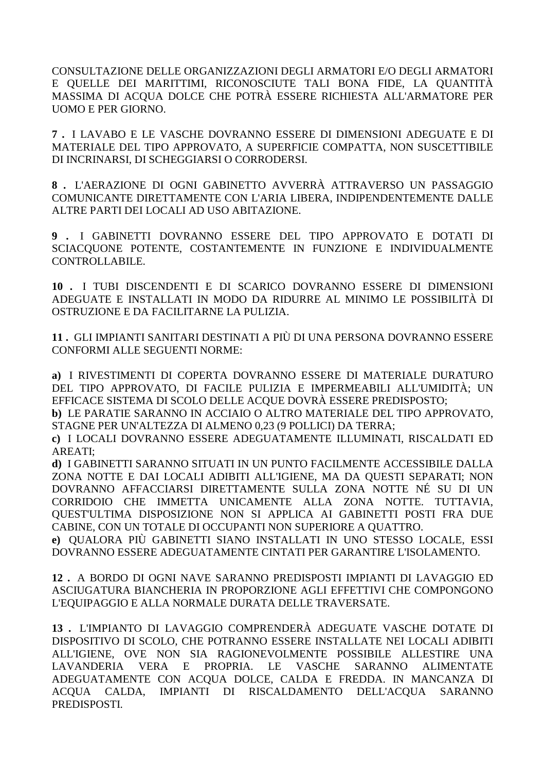CONSULTAZIONE DELLE ORGANIZZAZIONI DEGLI ARMATORI E/O DEGLI ARMATORI E QUELLE DEI MARITTIMI, RICONOSCIUTE TALI BONA FIDE, LA QUANTITÀ MASSIMA DI ACQUA DOLCE CHE POTRÀ ESSERE RICHIESTA ALL'ARMATORE PER UOMO E PER GIORNO.

**7 .** I LAVABO E LE VASCHE DOVRANNO ESSERE DI DIMENSIONI ADEGUATE E DI MATERIALE DEL TIPO APPROVATO, A SUPERFICIE COMPATTA, NON SUSCETTIBILE DI INCRINARSI, DI SCHEGGIARSI O CORRODERSI.

**8 .** L'AERAZIONE DI OGNI GABINETTO AVVERRÀ ATTRAVERSO UN PASSAGGIO COMUNICANTE DIRETTAMENTE CON L'ARIA LIBERA, INDIPENDENTEMENTE DALLE ALTRE PARTI DEI LOCALI AD USO ABITAZIONE.

**9 .** I GABINETTI DOVRANNO ESSERE DEL TIPO APPROVATO E DOTATI DI SCIACQUONE POTENTE, COSTANTEMENTE IN FUNZIONE E INDIVIDUALMENTE CONTROLLABILE.

**10 .** I TUBI DISCENDENTI E DI SCARICO DOVRANNO ESSERE DI DIMENSIONI ADEGUATE E INSTALLATI IN MODO DA RIDURRE AL MINIMO LE POSSIBILITÀ DI OSTRUZIONE E DA FACILITARNE LA PULIZIA.

**11 .** GLI IMPIANTI SANITARI DESTINATI A PIÙ DI UNA PERSONA DOVRANNO ESSERE CONFORMI ALLE SEGUENTI NORME:

**a)** I RIVESTIMENTI DI COPERTA DOVRANNO ESSERE DI MATERIALE DURATURO DEL TIPO APPROVATO, DI FACILE PULIZIA E IMPERMEABILI ALL'UMIDITÀ; UN EFFICACE SISTEMA DI SCOLO DELLE ACQUE DOVRÀ ESSERE PREDISPOSTO;
**b)** LE PARATIE SARANNO IN ACCIAIO O ALTRO MATERIALE DEL TIPO APPROVATO, STAGNE PER UN'ALTEZZA DI ALMENO 0,23 (9 POLLICI) DA TERRA;
**c)** I LOCALI DOVRANNO ESSERE ADEGUATAMENTE ILLUMINATI, RISCALDATI ED AREATI;
**d)** I GABINETTI SARANNO SITUATI IN UN PUNTO FACILMENTE ACCESSIBILE DALLA ZONA NOTTE E DAI LOCALI ADIBITI ALL'IGIENE, MA DA QUESTI SEPARATI; NON DOVRANNO AFFACCIARSI DIRETTAMENTE SULLA ZONA NOTTE NÉ SU DI UN CORRIDOIO CHE IMMETTA UNICAMENTE ALLA ZONA NOTTE. TUTTAVIA, QUEST'ULTIMA DISPOSIZIONE NON SI APPLICA AI GABINETTI POSTI FRA DUE CABINE, CON UN TOTALE DI OCCUPANTI NON SUPERIORE A QUATTRO.
**e)** QUALORA PIÙ GABINETTI SIANO INSTALLATI IN UNO STESSO LOCALE, ESSI DOVRANNO ESSERE ADEGUATAMENTE CINTATI PER GARANTIRE L'ISOLAMENTO.

**12 .** A BORDO DI OGNI NAVE SARANNO PREDISPOSTI IMPIANTI DI LAVAGGIO ED ASCIUGATURA BIANCHERIA IN PROPORZIONE AGLI EFFETTIVI CHE COMPONGONO L'EQUIPAGGIO E ALLA NORMALE DURATA DELLE TRAVERSATE.

**13 .** L'IMPIANTO DI LAVAGGIO COMPRENDERÀ ADEGUATE VASCHE DOTATE DI DISPOSITIVO DI SCOLO, CHE POTRANNO ESSERE INSTALLATE NEI LOCALI ADIBITI ALL'IGIENE, OVE NON SIA RAGIONEVOLMENTE POSSIBILE ALLESTIRE UNA LAVANDERIA VERA E PROPRIA. LE VASCHE SARANNO ALIMENTATE ADEGUATAMENTE CON ACQUA DOLCE, CALDA E FREDDA. IN MANCANZA DI ACQUA CALDA, IMPIANTI DI RISCALDAMENTO DELL'ACQUA SARANNO PREDISPOSTI.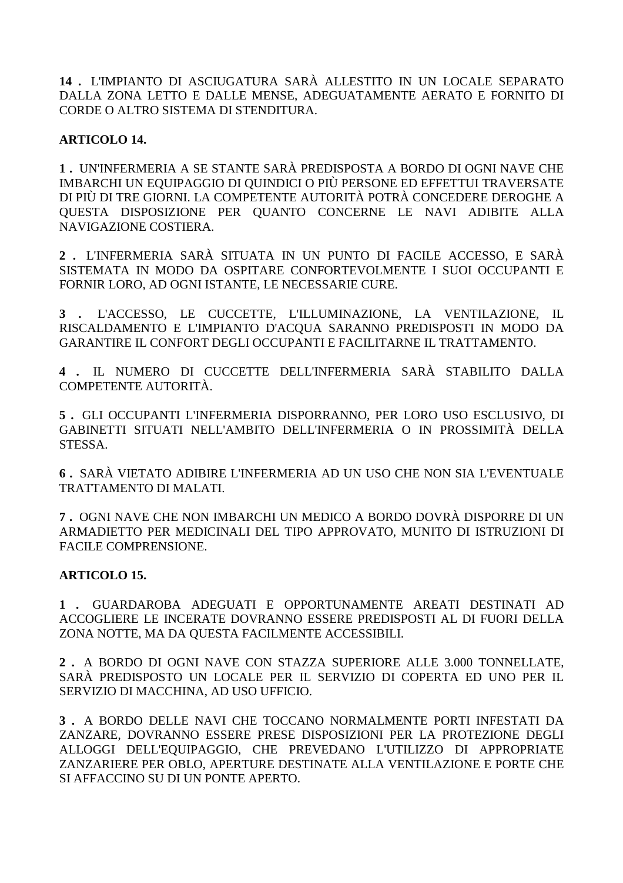**14 .** L'IMPIANTO DI ASCIUGATURA SARÀ ALLESTITO IN UN LOCALE SEPARATO DALLA ZONA LETTO E DALLE MENSE, ADEGUATAMENTE AERATO E FORNITO DI CORDE O ALTRO SISTEMA DI STENDITURA.

**ARTICOLO 14.**

**1 .** UN'INFERMERIA A SE STANTE SARÀ PREDISPOSTA A BORDO DI OGNI NAVE CHE IMBARCHI UN EQUIPAGGIO DI QUINDICI O PIÙ PERSONE ED EFFETTUI TRAVERSATE DI PIÙ DI TRE GIORNI. LA COMPETENTE AUTORITÀ POTRÀ CONCEDERE DEROGHE A QUESTA DISPOSIZIONE PER QUANTO CONCERNE LE NAVI ADIBITE ALLA NAVIGAZIONE COSTIERA.

**2 .** L'INFERMERIA SARÀ SITUATA IN UN PUNTO DI FACILE ACCESSO, E SARÀ SISTEMATA IN MODO DA OSPITARE CONFORTEVOLMENTE I SUOI OCCUPANTI E FORNIR LORO, AD OGNI ISTANTE, LE NECESSARIE CURE.

**3 .** L'ACCESSO, LE CUCCETTE, L'ILLUMINAZIONE, LA VENTILAZIONE, IL RISCALDAMENTO E L'IMPIANTO D'ACQUA SARANNO PREDISPOSTI IN MODO DA GARANTIRE IL CONFORT DEGLI OCCUPANTI E FACILITARNE IL TRATTAMENTO.

**4 .** IL NUMERO DI CUCCETTE DELL'INFERMERIA SARÀ STABILITO DALLA COMPETENTE AUTORITÀ.

**5 .** GLI OCCUPANTI L'INFERMERIA DISPORRANNO, PER LORO USO ESCLUSIVO, DI GABINETTI SITUATI NELL'AMBITO DELL'INFERMERIA O IN PROSSIMITÀ DELLA STESSA.

**6 .** SARÀ VIETATO ADIBIRE L'INFERMERIA AD UN USO CHE NON SIA L'EVENTUALE TRATTAMENTO DI MALATI.

**7 .** OGNI NAVE CHE NON IMBARCHI UN MEDICO A BORDO DOVRÀ DISPORRE DI UN ARMADIETTO PER MEDICINALI DEL TIPO APPROVATO, MUNITO DI ISTRUZIONI DI FACILE COMPRENSIONE.

**ARTICOLO 15.**

**1 .** GUARDAROBA ADEGUATI E OPPORTUNAMENTE AREATI DESTINATI AD ACCOGLIERE LE INCERATE DOVRANNO ESSERE PREDISPOSTI AL DI FUORI DELLA ZONA NOTTE, MA DA QUESTA FACILMENTE ACCESSIBILI.

**2 .** A BORDO DI OGNI NAVE CON STAZZA SUPERIORE ALLE 3.000 TONNELLATE, SARÀ PREDISPOSTO UN LOCALE PER IL SERVIZIO DI COPERTA ED UNO PER IL SERVIZIO DI MACCHINA, AD USO UFFICIO.

**3 .** A BORDO DELLE NAVI CHE TOCCANO NORMALMENTE PORTI INFESTATI DA ZANZARE, DOVRANNO ESSERE PRESE DISPOSIZIONI PER LA PROTEZIONE DEGLI ALLOGGI DELL'EQUIPAGGIO, CHE PREVEDANO L'UTILIZZO DI APPROPRIATE ZANZARIERE PER OBLO, APERTURE DESTINATE ALLA VENTILAZIONE E PORTE CHE SI AFFACCINO SU DI UN PONTE APERTO.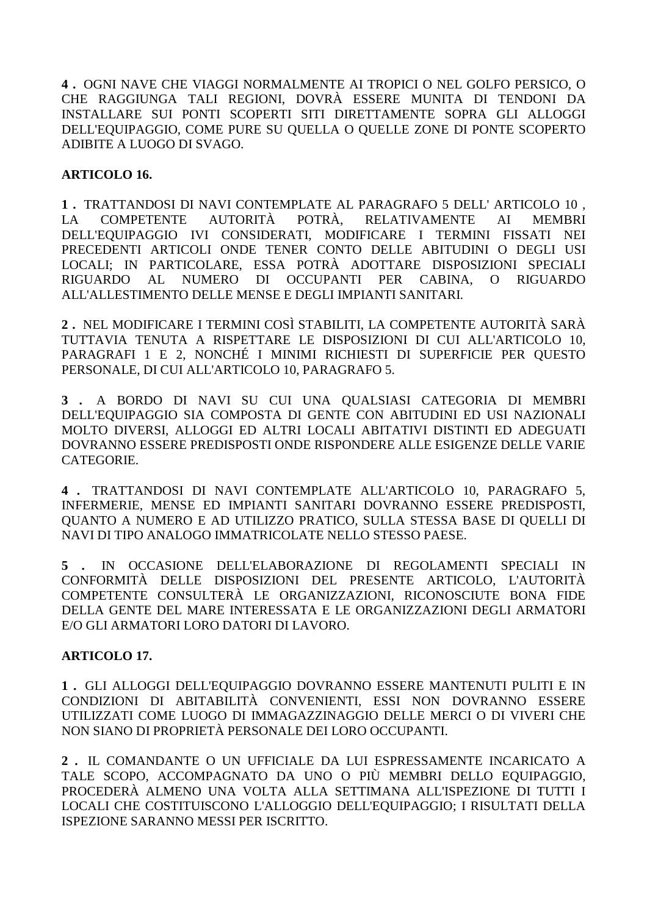**4 .** OGNI NAVE CHE VIAGGI NORMALMENTE AI TROPICI O NEL GOLFO PERSICO, O CHE RAGGIUNGA TALI REGIONI, DOVRÀ ESSERE MUNITA DI TENDONI DA INSTALLARE SUI PONTI SCOPERTI SITI DIRETTAMENTE SOPRA GLI ALLOGGI DELL'EQUIPAGGIO, COME PURE SU QUELLA O QUELLE ZONE DI PONTE SCOPERTO ADIBITE A LUOGO DI SVAGO.

**ARTICOLO 16.**

**1 .** TRATTANDOSI DI NAVI CONTEMPLATE AL PARAGRAFO 5 DELL' ARTICOLO 10 , LA COMPETENTE AUTORITÀ POTRÀ, RELATIVAMENTE AI MEMBRI DELL'EQUIPAGGIO IVI CONSIDERATI, MODIFICARE I TERMINI FISSATI NEI PRECEDENTI ARTICOLI ONDE TENER CONTO DELLE ABITUDINI O DEGLI USI LOCALI; IN PARTICOLARE, ESSA POTRÀ ADOTTARE DISPOSIZIONI SPECIALI RIGUARDO AL NUMERO DI OCCUPANTI PER CABINA, O RIGUARDO ALL'ALLESTIMENTO DELLE MENSE E DEGLI IMPIANTI SANITARI.

**2 .** NEL MODIFICARE I TERMINI COSÌ STABILITI, LA COMPETENTE AUTORITÀ SARÀ TUTTAVIA TENUTA A RISPETTARE LE DISPOSIZIONI DI CUI ALL'ARTICOLO 10, PARAGRAFI 1 E 2, NONCHÉ I MINIMI RICHIESTI DI SUPERFICIE PER QUESTO PERSONALE, DI CUI ALL'ARTICOLO 10, PARAGRAFO 5.

**3 .** A BORDO DI NAVI SU CUI UNA QUALSIASI CATEGORIA DI MEMBRI DELL'EQUIPAGGIO SIA COMPOSTA DI GENTE CON ABITUDINI ED USI NAZIONALI MOLTO DIVERSI, ALLOGGI ED ALTRI LOCALI ABITATIVI DISTINTI ED ADEGUATI DOVRANNO ESSERE PREDISPOSTI ONDE RISPONDERE ALLE ESIGENZE DELLE VARIE CATEGORIE.

**4 .** TRATTANDOSI DI NAVI CONTEMPLATE ALL'ARTICOLO 10, PARAGRAFO 5, INFERMERIE, MENSE ED IMPIANTI SANITARI DOVRANNO ESSERE PREDISPOSTI, QUANTO A NUMERO E AD UTILIZZO PRATICO, SULLA STESSA BASE DI QUELLI DI NAVI DI TIPO ANALOGO IMMATRICOLATE NELLO STESSO PAESE.

**5 .** IN OCCASIONE DELL'ELABORAZIONE DI REGOLAMENTI SPECIALI IN CONFORMITÀ DELLE DISPOSIZIONI DEL PRESENTE ARTICOLO, L'AUTORITÀ COMPETENTE CONSULTERÀ LE ORGANIZZAZIONI, RICONOSCIUTE BONA FIDE DELLA GENTE DEL MARE INTERESSATA E LE ORGANIZZAZIONI DEGLI ARMATORI E/O GLI ARMATORI LORO DATORI DI LAVORO.

**ARTICOLO 17.**

**1 .** GLI ALLOGGI DELL'EQUIPAGGIO DOVRANNO ESSERE MANTENUTI PULITI E IN CONDIZIONI DI ABITABILITÀ CONVENIENTI, ESSI NON DOVRANNO ESSERE UTILIZZATI COME LUOGO DI IMMAGAZZINAGGIO DELLE MERCI O DI VIVERI CHE NON SIANO DI PROPRIETÀ PERSONALE DEI LORO OCCUPANTI.

**2 .** IL COMANDANTE O UN UFFICIALE DA LUI ESPRESSAMENTE INCARICATO A TALE SCOPO, ACCOMPAGNATO DA UNO O PIÙ MEMBRI DELLO EQUIPAGGIO, PROCEDERÀ ALMENO UNA VOLTA ALLA SETTIMANA ALL'ISPEZIONE DI TUTTI I LOCALI CHE COSTITUISCONO L'ALLOGGIO DELL'EQUIPAGGIO; I RISULTATI DELLA ISPEZIONE SARANNO MESSI PER ISCRITTO.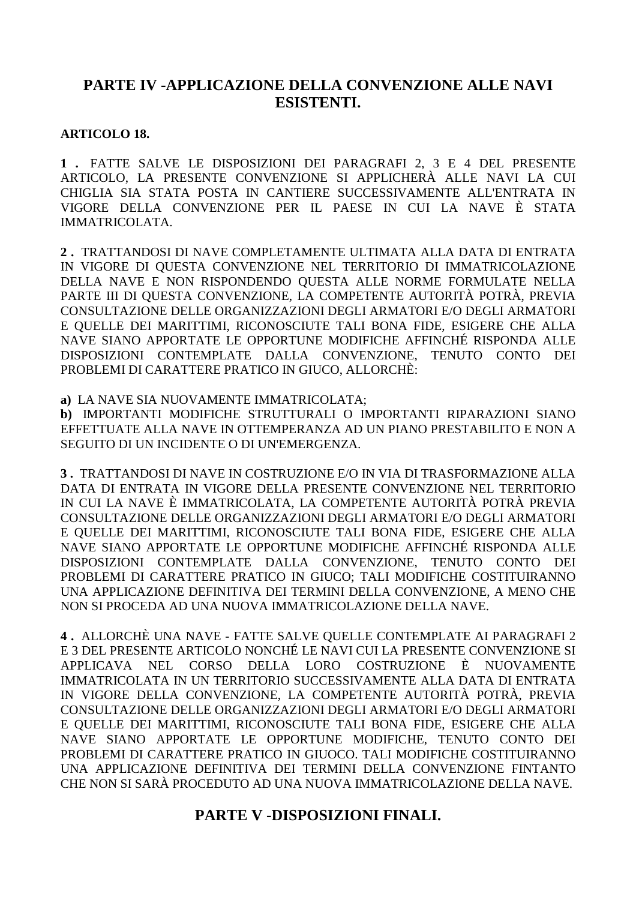## PARTE IV -APPLICAZIONE DELLA CONVENZIONE ALLE NAVI ESISTENTI.

**ARTICOLO 18.**

**1 .** FATTE SALVE LE DISPOSIZIONI DEI PARAGRAFI 2, 3 E 4 DEL PRESENTE ARTICOLO, LA PRESENTE CONVENZIONE SI APPLICHERÀ ALLE NAVI LA CUI CHIGLIA SIA STATA POSTA IN CANTIERE SUCCESSIVAMENTE ALL'ENTRATA IN VIGORE DELLA CONVENZIONE PER IL PAESE IN CUI LA NAVE È STATA IMMATRICOLATA.

**2 .** TRATTANDOSI DI NAVE COMPLETAMENTE ULTIMATA ALLA DATA DI ENTRATA IN VIGORE DI QUESTA CONVENZIONE NEL TERRITORIO DI IMMATRICOLAZIONE DELLA NAVE E NON RISPONDENDO QUESTA ALLE NORME FORMULATE NELLA PARTE III DI QUESTA CONVENZIONE, LA COMPETENTE AUTORITÀ POTRÀ, PREVIA CONSULTAZIONE DELLE ORGANIZZAZIONI DEGLI ARMATORI E/O DEGLI ARMATORI E QUELLE DEI MARITTIMI, RICONOSCIUTE TALI BONA FIDE, ESIGERE CHE ALLA NAVE SIANO APPORTATE LE OPPORTUNE MODIFICHE AFFINCHÉ RISPONDA ALLE DISPOSIZIONI CONTEMPLATE DALLA CONVENZIONE, TENUTO CONTO DEI PROBLEMI DI CARATTERE PRATICO IN GIUCO, ALLORCHÈ:

**a)** LA NAVE SIA NUOVAMENTE IMMATRICOLATA;
**b)** IMPORTANTI MODIFICHE STRUTTURALI O IMPORTANTI RIPARAZIONI SIANO EFFETTUATE ALLA NAVE IN OTTEMPERANZA AD UN PIANO PRESTABILITO E NON A SEGUITO DI UN INCIDENTE O DI UN'EMERGENZA.

**3 .** TRATTANDOSI DI NAVE IN COSTRUZIONE E/O IN VIA DI TRASFORMAZIONE ALLA DATA DI ENTRATA IN VIGORE DELLA PRESENTE CONVENZIONE NEL TERRITORIO IN CUI LA NAVE È IMMATRICOLATA, LA COMPETENTE AUTORITÀ POTRÀ PREVIA CONSULTAZIONE DELLE ORGANIZZAZIONI DEGLI ARMATORI E/O DEGLI ARMATORI E QUELLE DEI MARITTIMI, RICONOSCIUTE TALI BONA FIDE, ESIGERE CHE ALLA NAVE SIANO APPORTATE LE OPPORTUNE MODIFICHE AFFINCHÉ RISPONDA ALLE DISPOSIZIONI CONTEMPLATE DALLA CONVENZIONE, TENUTO CONTO DEI PROBLEMI DI CARATTERE PRATICO IN GIUCO; TALI MODIFICHE COSTITUIRANNO UNA APPLICAZIONE DEFINITIVA DEI TERMINI DELLA CONVENZIONE, A MENO CHE NON SI PROCEDA AD UNA NUOVA IMMATRICOLAZIONE DELLA NAVE.

**4 .** ALLORCHÈ UNA NAVE - FATTE SALVE QUELLE CONTEMPLATE AI PARAGRAFI 2 E 3 DEL PRESENTE ARTICOLO NONCHÉ LE NAVI CUI LA PRESENTE CONVENZIONE SI APPLICAVA NEL CORSO DELLA LORO COSTRUZIONE È NUOVAMENTE IMMATRICOLATA IN UN TERRITORIO SUCCESSIVAMENTE ALLA DATA DI ENTRATA IN VIGORE DELLA CONVENZIONE, LA COMPETENTE AUTORITÀ POTRÀ, PREVIA CONSULTAZIONE DELLE ORGANIZZAZIONI DEGLI ARMATORI E/O DEGLI ARMATORI E QUELLE DEI MARITTIMI, RICONOSCIUTE TALI BONA FIDE, ESIGERE CHE ALLA NAVE SIANO APPORTATE LE OPPORTUNE MODIFICHE, TENUTO CONTO DEI PROBLEMI DI CARATTERE PRATICO IN GIUOCO. TALI MODIFICHE COSTITUIRANNO UNA APPLICAZIONE DEFINITIVA DEI TERMINI DELLA CONVENZIONE FINTANTO CHE NON SI SARÀ PROCEDUTO AD UNA NUOVA IMMATRICOLAZIONE DELLA NAVE.

## PARTE V -DISPOSIZIONI FINALI.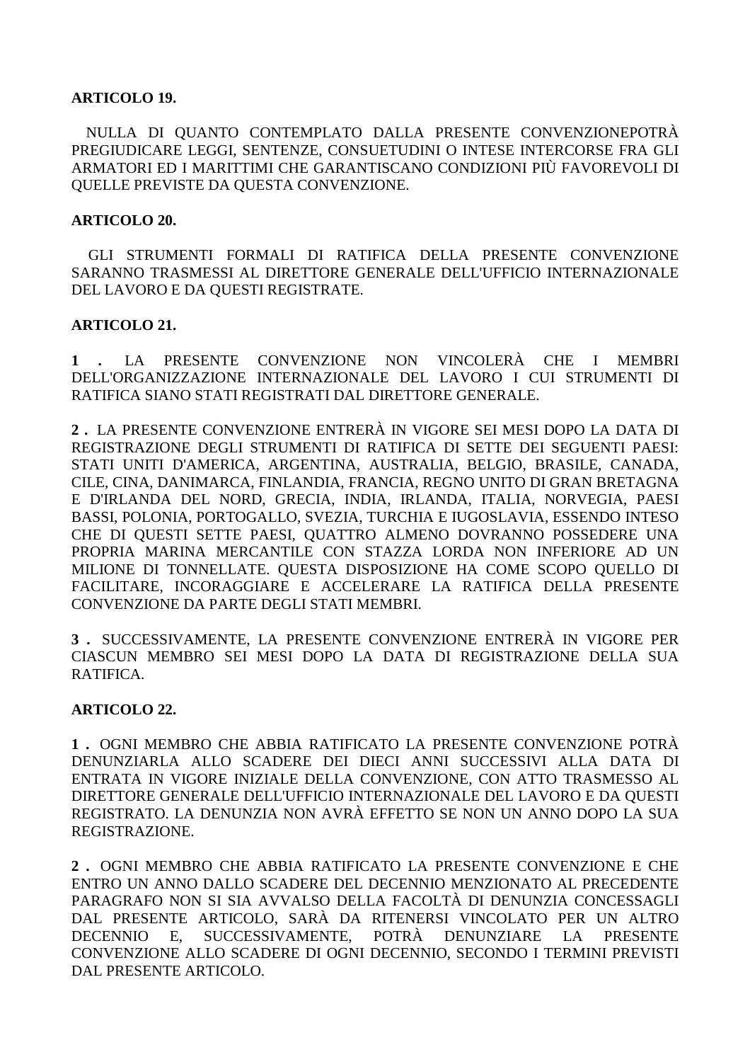**ARTICOLO 19.**

NULLA DI QUANTO CONTEMPLATO DALLA PRESENTE CONVENZIONEPOTRÀ PREGIUDICARE LEGGI, SENTENZE, CONSUETUDINI O INTESE INTERCORSE FRA GLI ARMATORI ED I MARITTIMI CHE GARANTISCANO CONDIZIONI PIÙ FAVOREVOLI DI QUELLE PREVISTE DA QUESTA CONVENZIONE.

**ARTICOLO 20.**

GLI STRUMENTI FORMALI DI RATIFICA DELLA PRESENTE CONVENZIONE SARANNO TRASMESSI AL DIRETTORE GENERALE DELL'UFFICIO INTERNAZIONALE DEL LAVORO E DA QUESTI REGISTRATE.

**ARTICOLO 21.**

**1 .** LA PRESENTE CONVENZIONE NON VINCOLERÀ CHE I MEMBRI DELL'ORGANIZZAZIONE INTERNAZIONALE DEL LAVORO I CUI STRUMENTI DI RATIFICA SIANO STATI REGISTRATI DAL DIRETTORE GENERALE.

**2 .** LA PRESENTE CONVENZIONE ENTRERÀ IN VIGORE SEI MESI DOPO LA DATA DI REGISTRAZIONE DEGLI STRUMENTI DI RATIFICA DI SETTE DEI SEGUENTI PAESI: STATI UNITI D'AMERICA, ARGENTINA, AUSTRALIA, BELGIO, BRASILE, CANADA, CILE, CINA, DANIMARCA, FINLANDIA, FRANCIA, REGNO UNITO DI GRAN BRETAGNA E D'IRLANDA DEL NORD, GRECIA, INDIA, IRLANDA, ITALIA, NORVEGIA, PAESI BASSI, POLONIA, PORTOGALLO, SVEZIA, TURCHIA E IUGOSLAVIA, ESSENDO INTESO CHE DI QUESTI SETTE PAESI, QUATTRO ALMENO DOVRANNO POSSEDERE UNA PROPRIA MARINA MERCANTILE CON STAZZA LORDA NON INFERIORE AD UN MILIONE DI TONNELLATE. QUESTA DISPOSIZIONE HA COME SCOPO QUELLO DI FACILITARE, INCORAGGIARE E ACCELERARE LA RATIFICA DELLA PRESENTE CONVENZIONE DA PARTE DEGLI STATI MEMBRI.

**3 .** SUCCESSIVAMENTE, LA PRESENTE CONVENZIONE ENTRERÀ IN VIGORE PER CIASCUN MEMBRO SEI MESI DOPO LA DATA DI REGISTRAZIONE DELLA SUA RATIFICA.

**ARTICOLO 22.**

**1 .** OGNI MEMBRO CHE ABBIA RATIFICATO LA PRESENTE CONVENZIONE POTRÀ DENUNZIARLA ALLO SCADERE DEI DIECI ANNI SUCCESSIVI ALLA DATA DI ENTRATA IN VIGORE INIZIALE DELLA CONVENZIONE, CON ATTO TRASMESSO AL DIRETTORE GENERALE DELL'UFFICIO INTERNAZIONALE DEL LAVORO E DA QUESTI REGISTRATO. LA DENUNZIA NON AVRÀ EFFETTO SE NON UN ANNO DOPO LA SUA REGISTRAZIONE.

**2 .** OGNI MEMBRO CHE ABBIA RATIFICATO LA PRESENTE CONVENZIONE E CHE ENTRO UN ANNO DALLO SCADERE DEL DECENNIO MENZIONATO AL PRECEDENTE PARAGRAFO NON SI SIA AVVALSO DELLA FACOLTÀ DI DENUNZIA CONCESSAGLI DAL PRESENTE ARTICOLO, SARÀ DA RITENERSI VINCOLATO PER UN ALTRO DECENNIO E, SUCCESSIVAMENTE, POTRÀ DENUNZIARE LA PRESENTE CONVENZIONE ALLO SCADERE DI OGNI DECENNIO, SECONDO I TERMINI PREVISTI DAL PRESENTE ARTICOLO.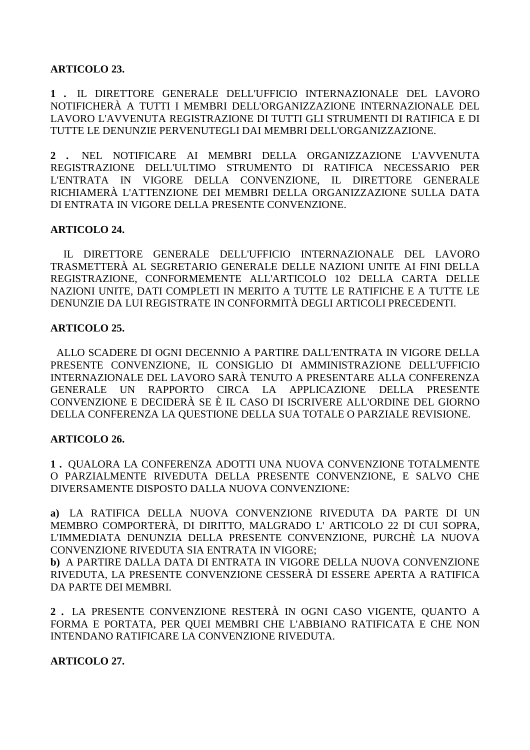**ARTICOLO 23.**

**1 .** IL DIRETTORE GENERALE DELL'UFFICIO INTERNAZIONALE DEL LAVORO NOTIFICHERÀ A TUTTI I MEMBRI DELL'ORGANIZZAZIONE INTERNAZIONALE DEL LAVORO L'AVVENUTA REGISTRAZIONE DI TUTTI GLI STRUMENTI DI RATIFICA E DI TUTTE LE DENUNZIE PERVENUTEGLI DAI MEMBRI DELL'ORGANIZZAZIONE.

**2 .** NEL NOTIFICARE AI MEMBRI DELLA ORGANIZZAZIONE L'AVVENUTA REGISTRAZIONE DELL'ULTIMO STRUMENTO DI RATIFICA NECESSARIO PER L'ENTRATA IN VIGORE DELLA CONVENZIONE, IL DIRETTORE GENERALE RICHIAMERÀ L'ATTENZIONE DEI MEMBRI DELLA ORGANIZZAZIONE SULLA DATA DI ENTRATA IN VIGORE DELLA PRESENTE CONVENZIONE.

**ARTICOLO 24.**

IL DIRETTORE GENERALE DELL'UFFICIO INTERNAZIONALE DEL LAVORO TRASMETTERÀ AL SEGRETARIO GENERALE DELLE NAZIONI UNITE AI FINI DELLA REGISTRAZIONE, CONFORMEMENTE ALL'ARTICOLO 102 DELLA CARTA DELLE NAZIONI UNITE, DATI COMPLETI IN MERITO A TUTTE LE RATIFICHE E A TUTTE LE DENUNZIE DA LUI REGISTRATE IN CONFORMITÀ DEGLI ARTICOLI PRECEDENTI.

**ARTICOLO 25.**

ALLO SCADERE DI OGNI DECENNIO A PARTIRE DALL'ENTRATA IN VIGORE DELLA PRESENTE CONVENZIONE, IL CONSIGLIO DI AMMINISTRAZIONE DELL'UFFICIO INTERNAZIONALE DEL LAVORO SARÀ TENUTO A PRESENTARE ALLA CONFERENZA GENERALE UN RAPPORTO CIRCA LA APPLICAZIONE DELLA PRESENTE CONVENZIONE E DECIDERÀ SE È IL CASO DI ISCRIVERE ALL'ORDINE DEL GIORNO DELLA CONFERENZA LA QUESTIONE DELLA SUA TOTALE O PARZIALE REVISIONE.

**ARTICOLO 26.**

**1 .** QUALORA LA CONFERENZA ADOTTI UNA NUOVA CONVENZIONE TOTALMENTE O PARZIALMENTE RIVEDUTA DELLA PRESENTE CONVENZIONE, E SALVO CHE DIVERSAMENTE DISPOSTO DALLA NUOVA CONVENZIONE:

**a)** LA RATIFICA DELLA NUOVA CONVENZIONE RIVEDUTA DA PARTE DI UN MEMBRO COMPORTERÀ, DI DIRITTO, MALGRADO L' ARTICOLO 22 DI CUI SOPRA, L'IMMEDIATA DENUNZIA DELLA PRESENTE CONVENZIONE, PURCHÈ LA NUOVA CONVENZIONE RIVEDUTA SIA ENTRATA IN VIGORE;
**b)** A PARTIRE DALLA DATA DI ENTRATA IN VIGORE DELLA NUOVA CONVENZIONE RIVEDUTA, LA PRESENTE CONVENZIONE CESSERÀ DI ESSERE APERTA A RATIFICA DA PARTE DEI MEMBRI.

**2 .** LA PRESENTE CONVENZIONE RESTERÀ IN OGNI CASO VIGENTE, QUANTO A FORMA E PORTATA, PER QUEI MEMBRI CHE L'ABBIANO RATIFICATA E CHE NON INTENDANO RATIFICARE LA CONVENZIONE RIVEDUTA.

**ARTICOLO 27.**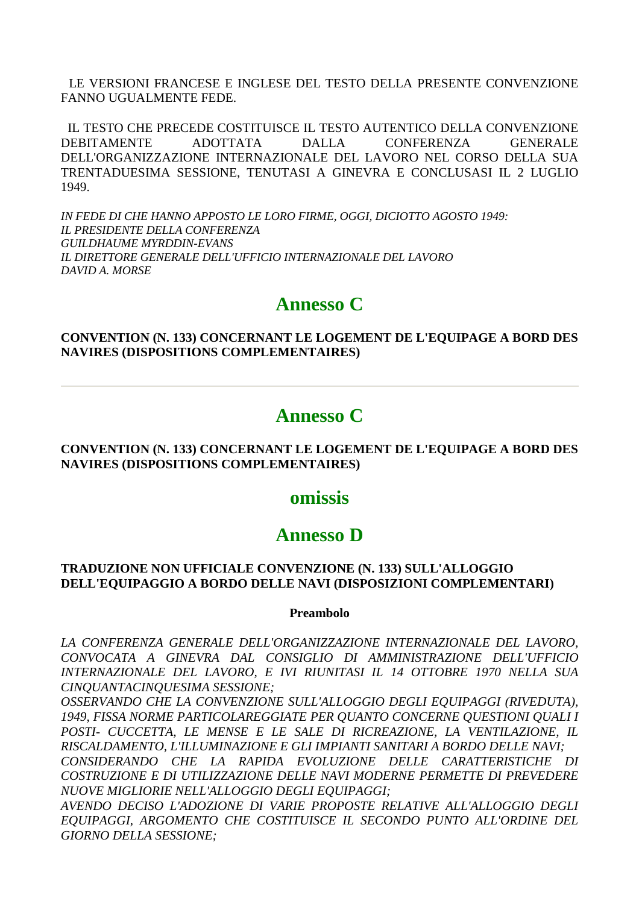LE VERSIONI FRANCESE E INGLESE DEL TESTO DELLA PRESENTE CONVENZIONE FANNO UGUALMENTE FEDE.

IL TESTO CHE PRECEDE COSTITUISCE IL TESTO AUTENTICO DELLA CONVENZIONE DEBITAMENTE ADOTTATA DALLA CONFERENZA GENERALE DELL'ORGANIZZAZIONE INTERNAZIONALE DEL LAVORO NEL CORSO DELLA SUA TRENTADUESIMA SESSIONE, TENUTASI A GINEVRA E CONCLUSASI IL 2 LUGLIO 1949.

*IN FEDE DI CHE HANNO APPOSTO LE LORO FIRME, OGGI, DICIOTTO AGOSTO 1949:*
*IL PRESIDENTE DELLA CONFERENZA*
*GUILDHAUME MYRDDIN-EVANS*
*IL DIRETTORE GENERALE DELL'UFFICIO INTERNAZIONALE DEL LAVORO*
*DAVID A. MORSE*

## Annesso C

**CONVENTION (N. 133) CONCERNANT LE LOGEMENT DE L'EQUIPAGE A BORD DES NAVIRES (DISPOSITIONS COMPLEMENTAIRES)**

---

## Annesso C

**CONVENTION (N. 133) CONCERNANT LE LOGEMENT DE L'EQUIPAGE A BORD DES NAVIRES (DISPOSITIONS COMPLEMENTAIRES)**

## omissis

## Annesso D

**TRADUZIONE NON UFFICIALE CONVENZIONE (N. 133) SULL'ALLOGGIO DELL'EQUIPAGGIO A BORDO DELLE NAVI (DISPOSIZIONI COMPLEMENTARI)**

**Preambolo**

*LA CONFERENZA GENERALE DELL'ORGANIZZAZIONE INTERNAZIONALE DEL LAVORO, CONVOCATA A GINEVRA DAL CONSIGLIO DI AMMINISTRAZIONE DELL'UFFICIO INTERNAZIONALE DEL LAVORO, E IVI RIUNITASI IL 14 OTTOBRE 1970 NELLA SUA CINQUANTACINQUESIMA SESSIONE;*
*OSSERVANDO CHE LA CONVENZIONE SULL'ALLOGGIO DEGLI EQUIPAGGI (RIVEDUTA), 1949, FISSA NORME PARTICOLAREGGIATE PER QUANTO CONCERNE QUESTIONI QUALI I POSTI- CUCCETTA, LE MENSE E LE SALE DI RICREAZIONE, LA VENTILAZIONE, IL RISCALDAMENTO, L'ILLUMINAZIONE E GLI IMPIANTI SANITARI A BORDO DELLE NAVI;*
*CONSIDERANDO CHE LA RAPIDA EVOLUZIONE DELLE CARATTERISTICHE DI COSTRUZIONE E DI UTILIZZAZIONE DELLE NAVI MODERNE PERMETTE DI PREVEDERE NUOVE MIGLIORIE NELL'ALLOGGIO DEGLI EQUIPAGGI;*
*AVENDO DECISO L'ADOZIONE DI VARIE PROPOSTE RELATIVE ALL'ALLOGGIO DEGLI EQUIPAGGI, ARGOMENTO CHE COSTITUISCE IL SECONDO PUNTO ALL'ORDINE DEL GIORNO DELLA SESSIONE;*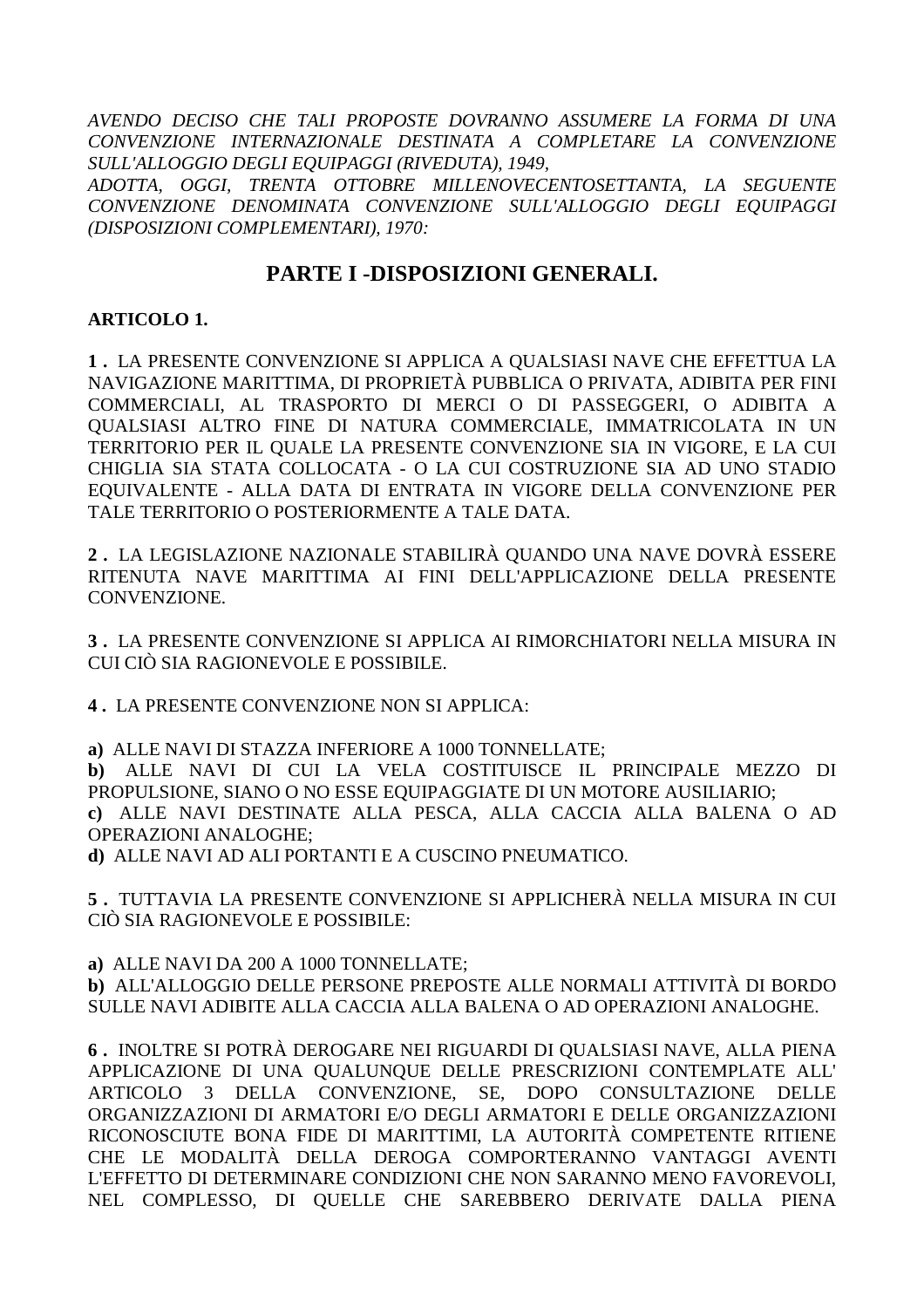*AVENDO DECISO CHE TALI PROPOSTE DOVRANNO ASSUMERE LA FORMA DI UNA CONVENZIONE INTERNAZIONALE DESTINATA A COMPLETARE LA CONVENZIONE SULL'ALLOGGIO DEGLI EQUIPAGGI (RIVEDUTA), 1949,*
*ADOTTA, OGGI, TRENTA OTTOBRE MILLENOVECENTOSETTANTA, LA SEGUENTE CONVENZIONE DENOMINATA CONVENZIONE SULL'ALLOGGIO DEGLI EQUIPAGGI (DISPOSIZIONI COMPLEMENTARI), 1970:*

## PARTE I -DISPOSIZIONI GENERALI.

**ARTICOLO 1.**

**1 .** LA PRESENTE CONVENZIONE SI APPLICA A QUALSIASI NAVE CHE EFFETTUA LA NAVIGAZIONE MARITTIMA, DI PROPRIETÀ PUBBLICA O PRIVATA, ADIBITA PER FINI COMMERCIALI, AL TRASPORTO DI MERCI O DI PASSEGGERI, O ADIBITA A QUALSIASI ALTRO FINE DI NATURA COMMERCIALE, IMMATRICOLATA IN UN TERRITORIO PER IL QUALE LA PRESENTE CONVENZIONE SIA IN VIGORE, E LA CUI CHIGLIA SIA STATA COLLOCATA - O LA CUI COSTRUZIONE SIA AD UNO STADIO EQUIVALENTE - ALLA DATA DI ENTRATA IN VIGORE DELLA CONVENZIONE PER TALE TERRITORIO O POSTERIORMENTE A TALE DATA.

**2 .** LA LEGISLAZIONE NAZIONALE STABILIRÀ QUANDO UNA NAVE DOVRÀ ESSERE RITENUTA NAVE MARITTIMA AI FINI DELL'APPLICAZIONE DELLA PRESENTE CONVENZIONE.

**3 .** LA PRESENTE CONVENZIONE SI APPLICA AI RIMORCHIATORI NELLA MISURA IN CUI CIÒ SIA RAGIONEVOLE E POSSIBILE.

**4 .** LA PRESENTE CONVENZIONE NON SI APPLICA:

**a)** ALLE NAVI DI STAZZA INFERIORE A 1000 TONNELLATE;
**b)** ALLE NAVI DI CUI LA VELA COSTITUISCE IL PRINCIPALE MEZZO DI PROPULSIONE, SIANO O NO ESSE EQUIPAGGIATE DI UN MOTORE AUSILIARIO;
**c)** ALLE NAVI DESTINATE ALLA PESCA, ALLA CACCIA ALLA BALENA O AD OPERAZIONI ANALOGHE;
**d)** ALLE NAVI AD ALI PORTANTI E A CUSCINO PNEUMATICO.

**5 .** TUTTAVIA LA PRESENTE CONVENZIONE SI APPLICHERÀ NELLA MISURA IN CUI CIÒ SIA RAGIONEVOLE E POSSIBILE:

**a)** ALLE NAVI DA 200 A 1000 TONNELLATE;
**b)** ALL'ALLOGGIO DELLE PERSONE PREPOSTE ALLE NORMALI ATTIVITÀ DI BORDO SULLE NAVI ADIBITE ALLA CACCIA ALLA BALENA O AD OPERAZIONI ANALOGHE.

**6 .** INOLTRE SI POTRÀ DEROGARE NEI RIGUARDI DI QUALSIASI NAVE, ALLA PIENA APPLICAZIONE DI UNA QUALUNQUE DELLE PRESCRIZIONI CONTEMPLATE ALL' ARTICOLO 3 DELLA CONVENZIONE, SE, DOPO CONSULTAZIONE DELLE ORGANIZZAZIONI DI ARMATORI E/O DEGLI ARMATORI E DELLE ORGANIZZAZIONI RICONOSCIUTE BONA FIDE DI MARITTIMI, LA AUTORITÀ COMPETENTE RITIENE CHE LE MODALITÀ DELLA DEROGA COMPORTERANNO VANTAGGI AVENTI L'EFFETTO DI DETERMINARE CONDIZIONI CHE NON SARANNO MENO FAVOREVOLI, NEL COMPLESSO, DI QUELLE CHE SAREBBERO DERIVATE DALLA PIENA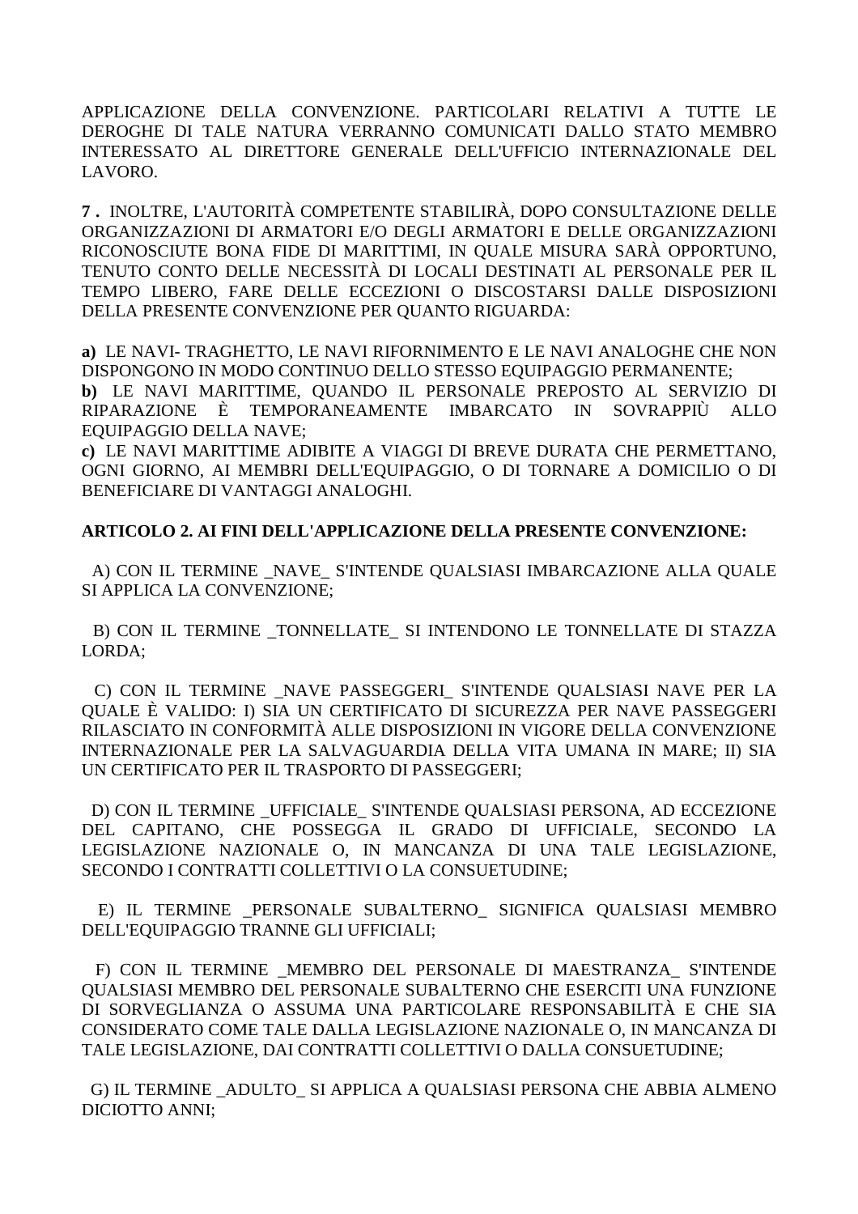APPLICAZIONE DELLA CONVENZIONE. PARTICOLARI RELATIVI A TUTTE LE DEROGHE DI TALE NATURA VERRANNO COMUNICATI DALLO STATO MEMBRO INTERESSATO AL DIRETTORE GENERALE DELL'UFFICIO INTERNAZIONALE DEL LAVORO.

**7 .** INOLTRE, L'AUTORITÀ COMPETENTE STABILIRÀ, DOPO CONSULTAZIONE DELLE ORGANIZZAZIONI DI ARMATORI E/O DEGLI ARMATORI E DELLE ORGANIZZAZIONI RICONOSCIUTE BONA FIDE DI MARITTIMI, IN QUALE MISURA SARÀ OPPORTUNO, TENUTO CONTO DELLE NECESSITÀ DI LOCALI DESTINATI AL PERSONALE PER IL TEMPO LIBERO, FARE DELLE ECCEZIONI O DISCOSTARSI DALLE DISPOSIZIONI DELLA PRESENTE CONVENZIONE PER QUANTO RIGUARDA:

**a)** LE NAVI- TRAGHETTO, LE NAVI RIFORNIMENTO E LE NAVI ANALOGHE CHE NON DISPONGONO IN MODO CONTINUO DELLO STESSO EQUIPAGGIO PERMANENTE;
**b)** LE NAVI MARITTIME, QUANDO IL PERSONALE PREPOSTO AL SERVIZIO DI RIPARAZIONE È TEMPORANEAMENTE IMBARCATO IN SOVRAPPIÙ ALLO EQUIPAGGIO DELLA NAVE;
**c)** LE NAVI MARITTIME ADIBITE A VIAGGI DI BREVE DURATA CHE PERMETTANO, OGNI GIORNO, AI MEMBRI DELL'EQUIPAGGIO, O DI TORNARE A DOMICILIO O DI BENEFICIARE DI VANTAGGI ANALOGHI.

**ARTICOLO 2. AI FINI DELL'APPLICAZIONE DELLA PRESENTE CONVENZIONE:**

A) CON IL TERMINE _NAVE_ S'INTENDE QUALSIASI IMBARCAZIONE ALLA QUALE SI APPLICA LA CONVENZIONE;

B) CON IL TERMINE _TONNELLATE_ SI INTENDONO LE TONNELLATE DI STAZZA LORDA;

C) CON IL TERMINE _NAVE PASSEGGERI_ S'INTENDE QUALSIASI NAVE PER LA QUALE È VALIDO: I) SIA UN CERTIFICATO DI SICUREZZA PER NAVE PASSEGGERI RILASCIATO IN CONFORMITÀ ALLE DISPOSIZIONI IN VIGORE DELLA CONVENZIONE INTERNAZIONALE PER LA SALVAGUARDIA DELLA VITA UMANA IN MARE; II) SIA UN CERTIFICATO PER IL TRASPORTO DI PASSEGGERI;

D) CON IL TERMINE _UFFICIALE_ S'INTENDE QUALSIASI PERSONA, AD ECCEZIONE DEL CAPITANO, CHE POSSEGGA IL GRADO DI UFFICIALE, SECONDO LA LEGISLAZIONE NAZIONALE O, IN MANCANZA DI UNA TALE LEGISLAZIONE, SECONDO I CONTRATTI COLLETTIVI O LA CONSUETUDINE;

E) IL TERMINE _PERSONALE SUBALTERNO_ SIGNIFICA QUALSIASI MEMBRO DELL'EQUIPAGGIO TRANNE GLI UFFICIALI;

F) CON IL TERMINE _MEMBRO DEL PERSONALE DI MAESTRANZA_ S'INTENDE QUALSIASI MEMBRO DEL PERSONALE SUBALTERNO CHE ESERCITI UNA FUNZIONE DI SORVEGLIANZA O ASSUMA UNA PARTICOLARE RESPONSABILITÀ E CHE SIA CONSIDERATO COME TALE DALLA LEGISLAZIONE NAZIONALE O, IN MANCANZA DI TALE LEGISLAZIONE, DAI CONTRATTI COLLETTIVI O DALLA CONSUETUDINE;

G) IL TERMINE _ADULTO_ SI APPLICA A QUALSIASI PERSONA CHE ABBIA ALMENO DICIOTTO ANNI;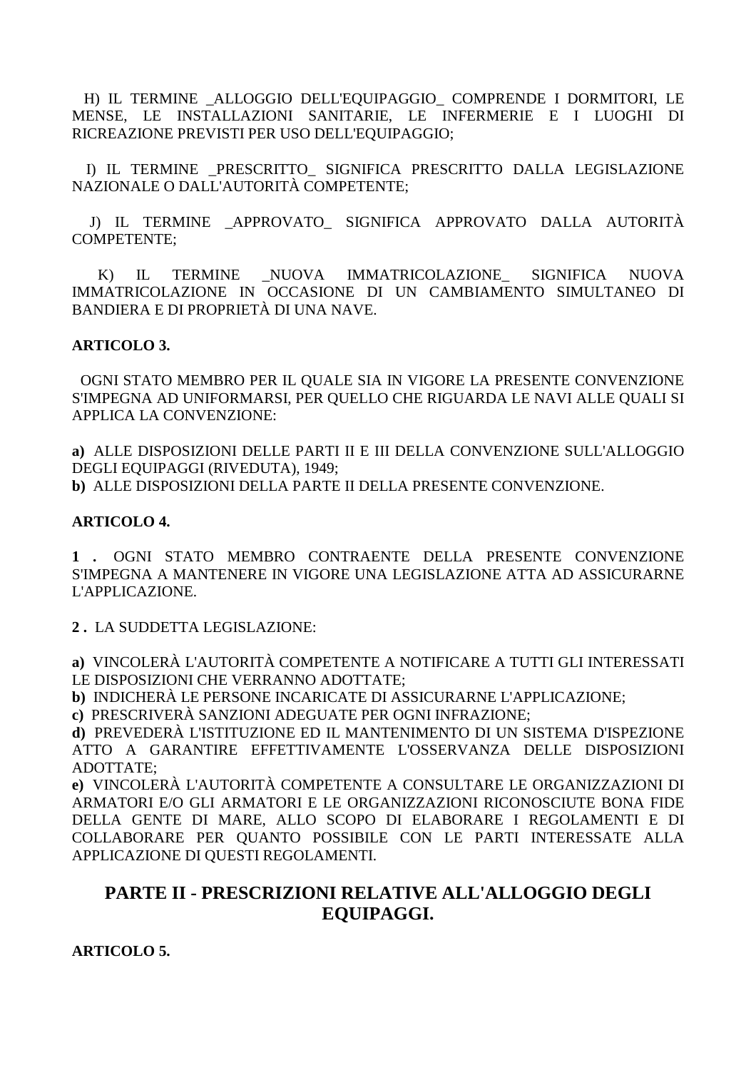H) IL TERMINE _ALLOGGIO DELL'EQUIPAGGIO_ COMPRENDE I DORMITORI, LE MENSE, LE INSTALLAZIONI SANITARIE, LE INFERMERIE E I LUOGHI DI RICREAZIONE PREVISTI PER USO DELL'EQUIPAGGIO;

I) IL TERMINE _PRESCRITTO_ SIGNIFICA PRESCRITTO DALLA LEGISLAZIONE NAZIONALE O DALL'AUTORITÀ COMPETENTE;

J) IL TERMINE _APPROVATO_ SIGNIFICA APPROVATO DALLA AUTORITÀ COMPETENTE;

K) IL TERMINE _NUOVA IMMATRICOLAZIONE_ SIGNIFICA NUOVA IMMATRICOLAZIONE IN OCCASIONE DI UN CAMBIAMENTO SIMULTANEO DI BANDIERA E DI PROPRIETÀ DI UNA NAVE.

**ARTICOLO 3.**

OGNI STATO MEMBRO PER IL QUALE SIA IN VIGORE LA PRESENTE CONVENZIONE S'IMPEGNA AD UNIFORMARSI, PER QUELLO CHE RIGUARDA LE NAVI ALLE QUALI SI APPLICA LA CONVENZIONE:

**a)** ALLE DISPOSIZIONI DELLE PARTI II E III DELLA CONVENZIONE SULL'ALLOGGIO DEGLI EQUIPAGGI (RIVEDUTA), 1949;
**b)** ALLE DISPOSIZIONI DELLA PARTE II DELLA PRESENTE CONVENZIONE.

**ARTICOLO 4.**

**1 .** OGNI STATO MEMBRO CONTRAENTE DELLA PRESENTE CONVENZIONE S'IMPEGNA A MANTENERE IN VIGORE UNA LEGISLAZIONE ATTA AD ASSICURARNE L'APPLICAZIONE.

**2 .** LA SUDDETTA LEGISLAZIONE:

**a)** VINCOLERÀ L'AUTORITÀ COMPETENTE A NOTIFICARE A TUTTI GLI INTERESSATI LE DISPOSIZIONI CHE VERRANNO ADOTTATE;
**b)** INDICHERÀ LE PERSONE INCARICATE DI ASSICURARNE L'APPLICAZIONE;
**c)** PRESCRIVERÀ SANZIONI ADEGUATE PER OGNI INFRAZIONE;
**d)** PREVEDERÀ L'ISTITUZIONE ED IL MANTENIMENTO DI UN SISTEMA D'ISPEZIONE ATTO A GARANTIRE EFFETTIVAMENTE L'OSSERVANZA DELLE DISPOSIZIONI ADOTTATE;
**e)** VINCOLERÀ L'AUTORITÀ COMPETENTE A CONSULTARE LE ORGANIZZAZIONI DI ARMATORI E/O GLI ARMATORI E LE ORGANIZZAZIONI RICONOSCIUTE BONA FIDE DELLA GENTE DI MARE, ALLO SCOPO DI ELABORARE I REGOLAMENTI E DI COLLABORARE PER QUANTO POSSIBILE CON LE PARTI INTERESSATE ALLA APPLICAZIONE DI QUESTI REGOLAMENTI.

## PARTE II - PRESCRIZIONI RELATIVE ALL'ALLOGGIO DEGLI EQUIPAGGI.

**ARTICOLO 5.**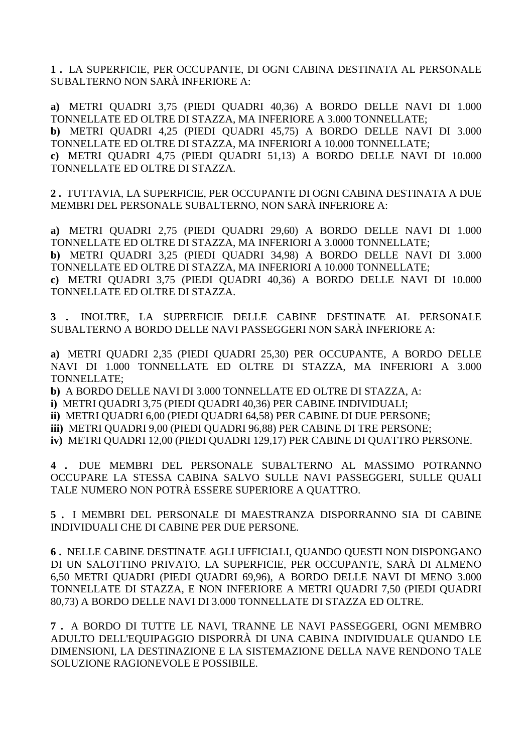**1 .** LA SUPERFICIE, PER OCCUPANTE, DI OGNI CABINA DESTINATA AL PERSONALE SUBALTERNO NON SARÀ INFERIORE A:

**a)** METRI QUADRI 3,75 (PIEDI QUADRI 40,36) A BORDO DELLE NAVI DI 1.000 TONNELLATE ED OLTRE DI STAZZA, MA INFERIORE A 3.000 TONNELLATE;
**b)** METRI QUADRI 4,25 (PIEDI QUADRI 45,75) A BORDO DELLE NAVI DI 3.000 TONNELLATE ED OLTRE DI STAZZA, MA INFERIORI A 10.000 TONNELLATE;
**c)** METRI QUADRI 4,75 (PIEDI QUADRI 51,13) A BORDO DELLE NAVI DI 10.000 TONNELLATE ED OLTRE DI STAZZA.

**2 .** TUTTAVIA, LA SUPERFICIE, PER OCCUPANTE DI OGNI CABINA DESTINATA A DUE MEMBRI DEL PERSONALE SUBALTERNO, NON SARÀ INFERIORE A:

**a)** METRI QUADRI 2,75 (PIEDI QUADRI 29,60) A BORDO DELLE NAVI DI 1.000 TONNELLATE ED OLTRE DI STAZZA, MA INFERIORI A 3.0000 TONNELLATE;
**b)** METRI QUADRI 3,25 (PIEDI QUADRI 34,98) A BORDO DELLE NAVI DI 3.000 TONNELLATE ED OLTRE DI STAZZA, MA INFERIORI A 10.000 TONNELLATE;
**c)** METRI QUADRI 3,75 (PIEDI QUADRI 40,36) A BORDO DELLE NAVI DI 10.000 TONNELLATE ED OLTRE DI STAZZA.

**3 .** INOLTRE, LA SUPERFICIE DELLE CABINE DESTINATE AL PERSONALE SUBALTERNO A BORDO DELLE NAVI PASSEGGERI NON SARÀ INFERIORE A:

**a)** METRI QUADRI 2,35 (PIEDI QUADRI 25,30) PER OCCUPANTE, A BORDO DELLE NAVI DI 1.000 TONNELLATE ED OLTRE DI STAZZA, MA INFERIORI A 3.000 TONNELLATE;
**b)** A BORDO DELLE NAVI DI 3.000 TONNELLATE ED OLTRE DI STAZZA, A:
**i)** METRI QUADRI 3,75 (PIEDI QUADRI 40,36) PER CABINE INDIVIDUALI;
**ii)** METRI QUADRI 6,00 (PIEDI QUADRI 64,58) PER CABINE DI DUE PERSONE;
**iii)** METRI QUADRI 9,00 (PIEDI QUADRI 96,88) PER CABINE DI TRE PERSONE;
**iv)** METRI QUADRI 12,00 (PIEDI QUADRI 129,17) PER CABINE DI QUATTRO PERSONE.

**4 .** DUE MEMBRI DEL PERSONALE SUBALTERNO AL MASSIMO POTRANNO OCCUPARE LA STESSA CABINA SALVO SULLE NAVI PASSEGGERI, SULLE QUALI TALE NUMERO NON POTRÀ ESSERE SUPERIORE A QUATTRO.

**5 .** I MEMBRI DEL PERSONALE DI MAESTRANZA DISPORRANNO SIA DI CABINE INDIVIDUALI CHE DI CABINE PER DUE PERSONE.

**6 .** NELLE CABINE DESTINATE AGLI UFFICIALI, QUANDO QUESTI NON DISPONGANO DI UN SALOTTINO PRIVATO, LA SUPERFICIE, PER OCCUPANTE, SARÀ DI ALMENO 6,50 METRI QUADRI (PIEDI QUADRI 69,96), A BORDO DELLE NAVI DI MENO 3.000 TONNELLATE DI STAZZA, E NON INFERIORE A METRI QUADRI 7,50 (PIEDI QUADRI 80,73) A BORDO DELLE NAVI DI 3.000 TONNELLATE DI STAZZA ED OLTRE.

**7 .** A BORDO DI TUTTE LE NAVI, TRANNE LE NAVI PASSEGGERI, OGNI MEMBRO ADULTO DELL'EQUIPAGGIO DISPORRÀ DI UNA CABINA INDIVIDUALE QUANDO LE DIMENSIONI, LA DESTINAZIONE E LA SISTEMAZIONE DELLA NAVE RENDONO TALE SOLUZIONE RAGIONEVOLE E POSSIBILE.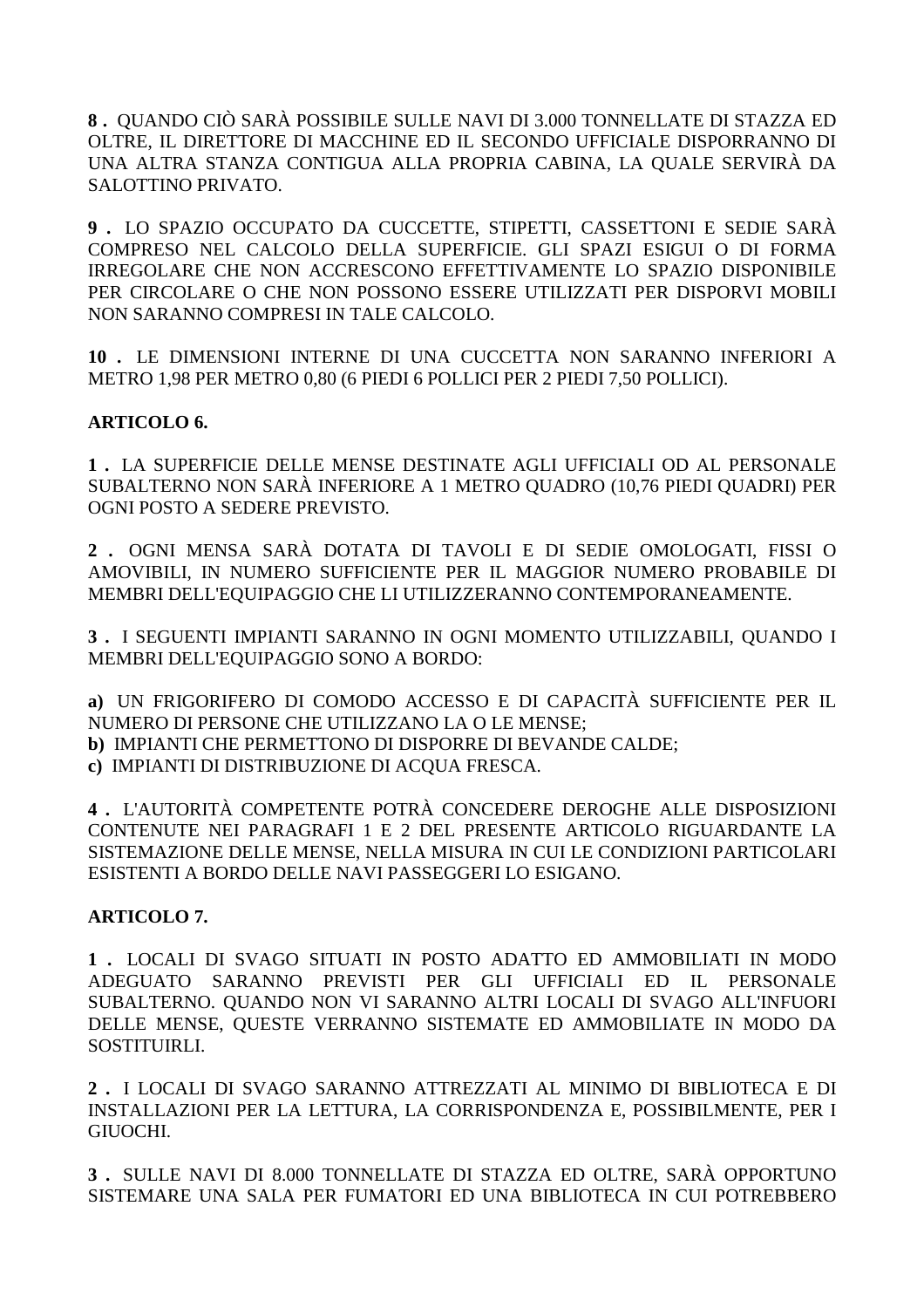**8 .** QUANDO CIÒ SARÀ POSSIBILE SULLE NAVI DI 3.000 TONNELLATE DI STAZZA ED OLTRE, IL DIRETTORE DI MACCHINE ED IL SECONDO UFFICIALE DISPORRANNO DI UNA ALTRA STANZA CONTIGUA ALLA PROPRIA CABINA, LA QUALE SERVIRÀ DA SALOTTINO PRIVATO.

**9 .** LO SPAZIO OCCUPATO DA CUCCETTE, STIPETTI, CASSETTONI E SEDIE SARÀ COMPRESO NEL CALCOLO DELLA SUPERFICIE. GLI SPAZI ESIGUI O DI FORMA IRREGOLARE CHE NON ACCRESCONO EFFETTIVAMENTE LO SPAZIO DISPONIBILE PER CIRCOLARE O CHE NON POSSONO ESSERE UTILIZZATI PER DISPORVI MOBILI NON SARANNO COMPRESI IN TALE CALCOLO.

**10 .** LE DIMENSIONI INTERNE DI UNA CUCCETTA NON SARANNO INFERIORI A METRO 1,98 PER METRO 0,80 (6 PIEDI 6 POLLICI PER 2 PIEDI 7,50 POLLICI).

**ARTICOLO 6.**

**1 .** LA SUPERFICIE DELLE MENSE DESTINATE AGLI UFFICIALI OD AL PERSONALE SUBALTERNO NON SARÀ INFERIORE A 1 METRO QUADRO (10,76 PIEDI QUADRI) PER OGNI POSTO A SEDERE PREVISTO.

**2 .** OGNI MENSA SARÀ DOTATA DI TAVOLI E DI SEDIE OMOLOGATI, FISSI O AMOVIBILI, IN NUMERO SUFFICIENTE PER IL MAGGIOR NUMERO PROBABILE DI MEMBRI DELL'EQUIPAGGIO CHE LI UTILIZZERANNO CONTEMPORANEAMENTE.

**3 .** I SEGUENTI IMPIANTI SARANNO IN OGNI MOMENTO UTILIZZABILI, QUANDO I MEMBRI DELL'EQUIPAGGIO SONO A BORDO:

**a)** UN FRIGORIFERO DI COMODO ACCESSO E DI CAPACITÀ SUFFICIENTE PER IL NUMERO DI PERSONE CHE UTILIZZANO LA O LE MENSE;
**b)** IMPIANTI CHE PERMETTONO DI DISPORRE DI BEVANDE CALDE;
**c)** IMPIANTI DI DISTRIBUZIONE DI ACQUA FRESCA.

**4 .** L'AUTORITÀ COMPETENTE POTRÀ CONCEDERE DEROGHE ALLE DISPOSIZIONI CONTENUTE NEI PARAGRAFI 1 E 2 DEL PRESENTE ARTICOLO RIGUARDANTE LA SISTEMAZIONE DELLE MENSE, NELLA MISURA IN CUI LE CONDIZIONI PARTICOLARI ESISTENTI A BORDO DELLE NAVI PASSEGGERI LO ESIGANO.

**ARTICOLO 7.**

**1 .** LOCALI DI SVAGO SITUATI IN POSTO ADATTO ED AMMOBILIATI IN MODO ADEGUATO SARANNO PREVISTI PER GLI UFFICIALI ED IL PERSONALE SUBALTERNO. QUANDO NON VI SARANNO ALTRI LOCALI DI SVAGO ALL'INFUORI DELLE MENSE, QUESTE VERRANNO SISTEMATE ED AMMOBILIATE IN MODO DA SOSTITUIRLI.

**2 .** I LOCALI DI SVAGO SARANNO ATTREZZATI AL MINIMO DI BIBLIOTECA E DI INSTALLAZIONI PER LA LETTURA, LA CORRISPONDENZA E, POSSIBILMENTE, PER I GIUOCHI.

**3 .** SULLE NAVI DI 8.000 TONNELLATE DI STAZZA ED OLTRE, SARÀ OPPORTUNO SISTEMARE UNA SALA PER FUMATORI ED UNA BIBLIOTECA IN CUI POTREBBERO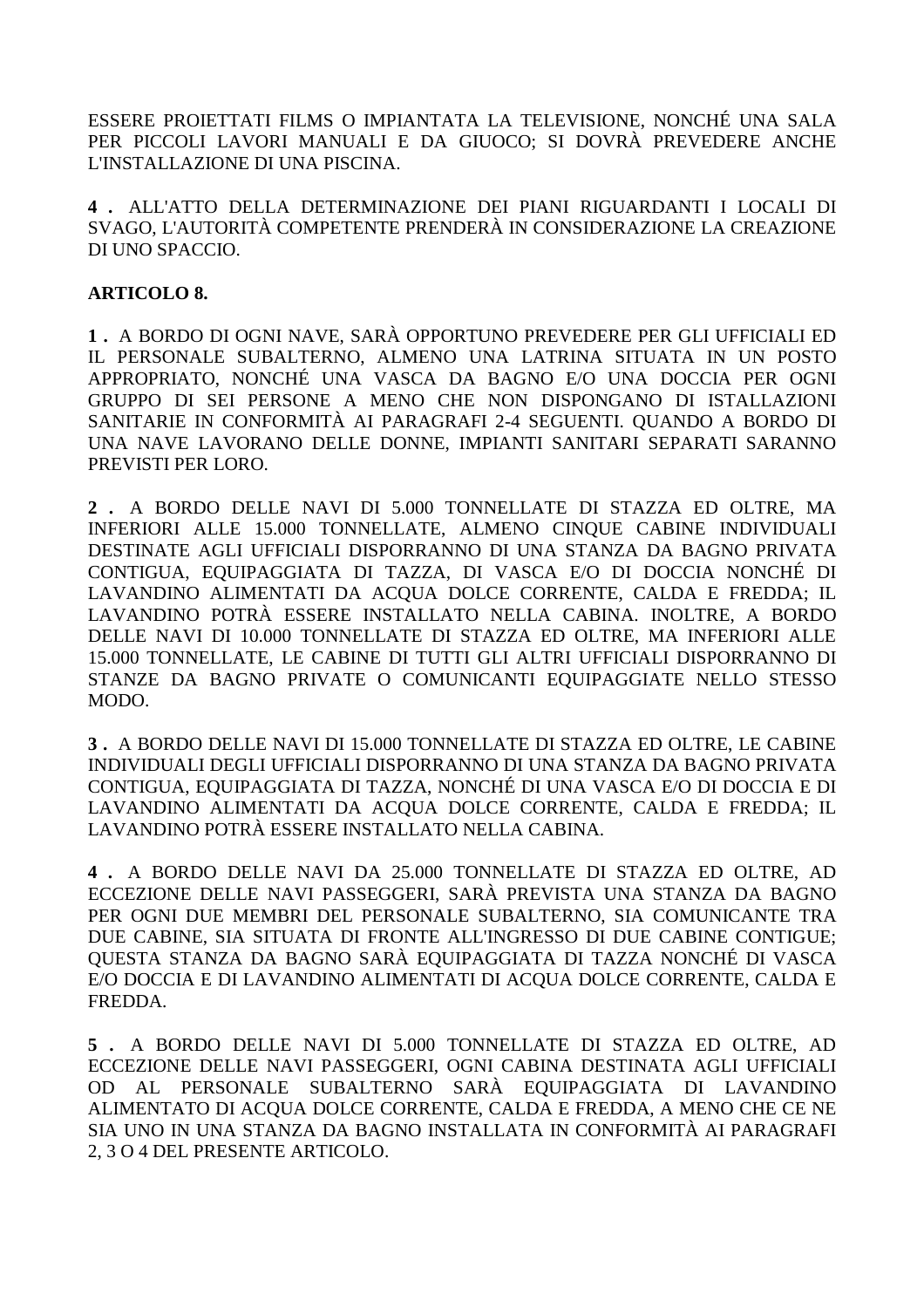ESSERE PROIETTATI FILMS O IMPIANTATA LA TELEVISIONE, NONCHÉ UNA SALA PER PICCOLI LAVORI MANUALI E DA GIUOCO; SI DOVRÀ PREVEDERE ANCHE L'INSTALLAZIONE DI UNA PISCINA.

**4 .** ALL'ATTO DELLA DETERMINAZIONE DEI PIANI RIGUARDANTI I LOCALI DI SVAGO, L'AUTORITÀ COMPETENTE PRENDERÀ IN CONSIDERAZIONE LA CREAZIONE DI UNO SPACCIO.

**ARTICOLO 8.**

**1 .** A BORDO DI OGNI NAVE, SARÀ OPPORTUNO PREVEDERE PER GLI UFFICIALI ED IL PERSONALE SUBALTERNO, ALMENO UNA LATRINA SITUATA IN UN POSTO APPROPRIATO, NONCHÉ UNA VASCA DA BAGNO E/O UNA DOCCIA PER OGNI GRUPPO DI SEI PERSONE A MENO CHE NON DISPONGANO DI ISTALLAZIONI SANITARIE IN CONFORMITÀ AI PARAGRAFI 2-4 SEGUENTI. QUANDO A BORDO DI UNA NAVE LAVORANO DELLE DONNE, IMPIANTI SANITARI SEPARATI SARANNO PREVISTI PER LORO.

**2 .** A BORDO DELLE NAVI DI 5.000 TONNELLATE DI STAZZA ED OLTRE, MA INFERIORI ALLE 15.000 TONNELLATE, ALMENO CINQUE CABINE INDIVIDUALI DESTINATE AGLI UFFICIALI DISPORRANNO DI UNA STANZA DA BAGNO PRIVATA CONTIGUA, EQUIPAGGIATA DI TAZZA, DI VASCA E/O DI DOCCIA NONCHÉ DI LAVANDINO ALIMENTATI DA ACQUA DOLCE CORRENTE, CALDA E FREDDA; IL LAVANDINO POTRÀ ESSERE INSTALLATO NELLA CABINA. INOLTRE, A BORDO DELLE NAVI DI 10.000 TONNELLATE DI STAZZA ED OLTRE, MA INFERIORI ALLE 15.000 TONNELLATE, LE CABINE DI TUTTI GLI ALTRI UFFICIALI DISPORRANNO DI STANZE DA BAGNO PRIVATE O COMUNICANTI EQUIPAGGIATE NELLO STESSO MODO.

**3 .** A BORDO DELLE NAVI DI 15.000 TONNELLATE DI STAZZA ED OLTRE, LE CABINE INDIVIDUALI DEGLI UFFICIALI DISPORRANNO DI UNA STANZA DA BAGNO PRIVATA CONTIGUA, EQUIPAGGIATA DI TAZZA, NONCHÉ DI UNA VASCA E/O DI DOCCIA E DI LAVANDINO ALIMENTATI DA ACQUA DOLCE CORRENTE, CALDA E FREDDA; IL LAVANDINO POTRÀ ESSERE INSTALLATO NELLA CABINA.

**4 .** A BORDO DELLE NAVI DA 25.000 TONNELLATE DI STAZZA ED OLTRE, AD ECCEZIONE DELLE NAVI PASSEGGERI, SARÀ PREVISTA UNA STANZA DA BAGNO PER OGNI DUE MEMBRI DEL PERSONALE SUBALTERNO, SIA COMUNICANTE TRA DUE CABINE, SIA SITUATA DI FRONTE ALL'INGRESSO DI DUE CABINE CONTIGUE; QUESTA STANZA DA BAGNO SARÀ EQUIPAGGIATA DI TAZZA NONCHÉ DI VASCA E/O DOCCIA E DI LAVANDINO ALIMENTATI DI ACQUA DOLCE CORRENTE, CALDA E FREDDA.

**5 .** A BORDO DELLE NAVI DI 5.000 TONNELLATE DI STAZZA ED OLTRE, AD ECCEZIONE DELLE NAVI PASSEGGERI, OGNI CABINA DESTINATA AGLI UFFICIALI OD AL PERSONALE SUBALTERNO SARÀ EQUIPAGGIATA DI LAVANDINO ALIMENTATO DI ACQUA DOLCE CORRENTE, CALDA E FREDDA, A MENO CHE CE NE SIA UNO IN UNA STANZA DA BAGNO INSTALLATA IN CONFORMITÀ AI PARAGRAFI 2, 3 O 4 DEL PRESENTE ARTICOLO.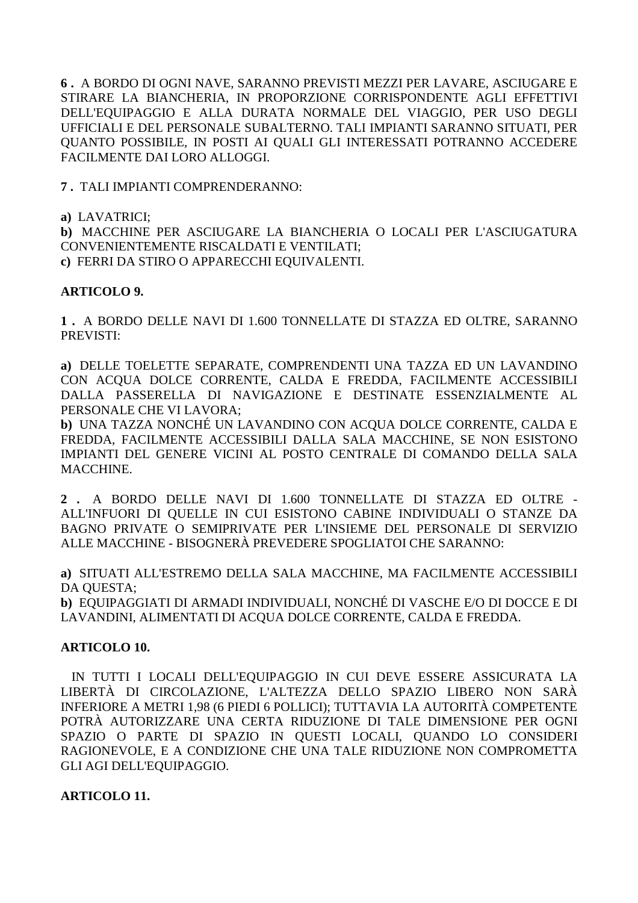**6 .** A BORDO DI OGNI NAVE, SARANNO PREVISTI MEZZI PER LAVARE, ASCIUGARE E STIRARE LA BIANCHERIA, IN PROPORZIONE CORRISPONDENTE AGLI EFFETTIVI DELL'EQUIPAGGIO E ALLA DURATA NORMALE DEL VIAGGIO, PER USO DEGLI UFFICIALI E DEL PERSONALE SUBALTERNO. TALI IMPIANTI SARANNO SITUATI, PER QUANTO POSSIBILE, IN POSTI AI QUALI GLI INTERESSATI POTRANNO ACCEDERE FACILMENTE DAI LORO ALLOGGI.

**7 .** TALI IMPIANTI COMPRENDERANNO:

**a)** LAVATRICI;
**b)** MACCHINE PER ASCIUGARE LA BIANCHERIA O LOCALI PER L'ASCIUGATURA CONVENIENTEMENTE RISCALDATI E VENTILATI;
**c)** FERRI DA STIRO O APPARECCHI EQUIVALENTI.

**ARTICOLO 9.**

**1 .** A BORDO DELLE NAVI DI 1.600 TONNELLATE DI STAZZA ED OLTRE, SARANNO PREVISTI:

**a)** DELLE TOELETTE SEPARATE, COMPRENDENTI UNA TAZZA ED UN LAVANDINO CON ACQUA DOLCE CORRENTE, CALDA E FREDDA, FACILMENTE ACCESSIBILI DALLA PASSERELLA DI NAVIGAZIONE E DESTINATE ESSENZIALMENTE AL PERSONALE CHE VI LAVORA;
**b)** UNA TAZZA NONCHÉ UN LAVANDINO CON ACQUA DOLCE CORRENTE, CALDA E FREDDA, FACILMENTE ACCESSIBILI DALLA SALA MACCHINE, SE NON ESISTONO IMPIANTI DEL GENERE VICINI AL POSTO CENTRALE DI COMANDO DELLA SALA MACCHINE.

**2 .** A BORDO DELLE NAVI DI 1.600 TONNELLATE DI STAZZA ED OLTRE - ALL'INFUORI DI QUELLE IN CUI ESISTONO CABINE INDIVIDUALI O STANZE DA BAGNO PRIVATE O SEMIPRIVATE PER L'INSIEME DEL PERSONALE DI SERVIZIO ALLE MACCHINE - BISOGNERÀ PREVEDERE SPOGLIATOI CHE SARANNO:

**a)** SITUATI ALL'ESTREMO DELLA SALA MACCHINE, MA FACILMENTE ACCESSIBILI DA QUESTA;
**b)** EQUIPAGGIATI DI ARMADI INDIVIDUALI, NONCHÉ DI VASCHE E/O DI DOCCE E DI LAVANDINI, ALIMENTATI DI ACQUA DOLCE CORRENTE, CALDA E FREDDA.

**ARTICOLO 10.**

IN TUTTI I LOCALI DELL'EQUIPAGGIO IN CUI DEVE ESSERE ASSICURATA LA LIBERTÀ DI CIRCOLAZIONE, L'ALTEZZA DELLO SPAZIO LIBERO NON SARÀ INFERIORE A METRI 1,98 (6 PIEDI 6 POLLICI); TUTTAVIA LA AUTORITÀ COMPETENTE POTRÀ AUTORIZZARE UNA CERTA RIDUZIONE DI TALE DIMENSIONE PER OGNI SPAZIO O PARTE DI SPAZIO IN QUESTI LOCALI, QUANDO LO CONSIDERI RAGIONEVOLE, E A CONDIZIONE CHE UNA TALE RIDUZIONE NON COMPROMETTA GLI AGI DELL'EQUIPAGGIO.

**ARTICOLO 11.**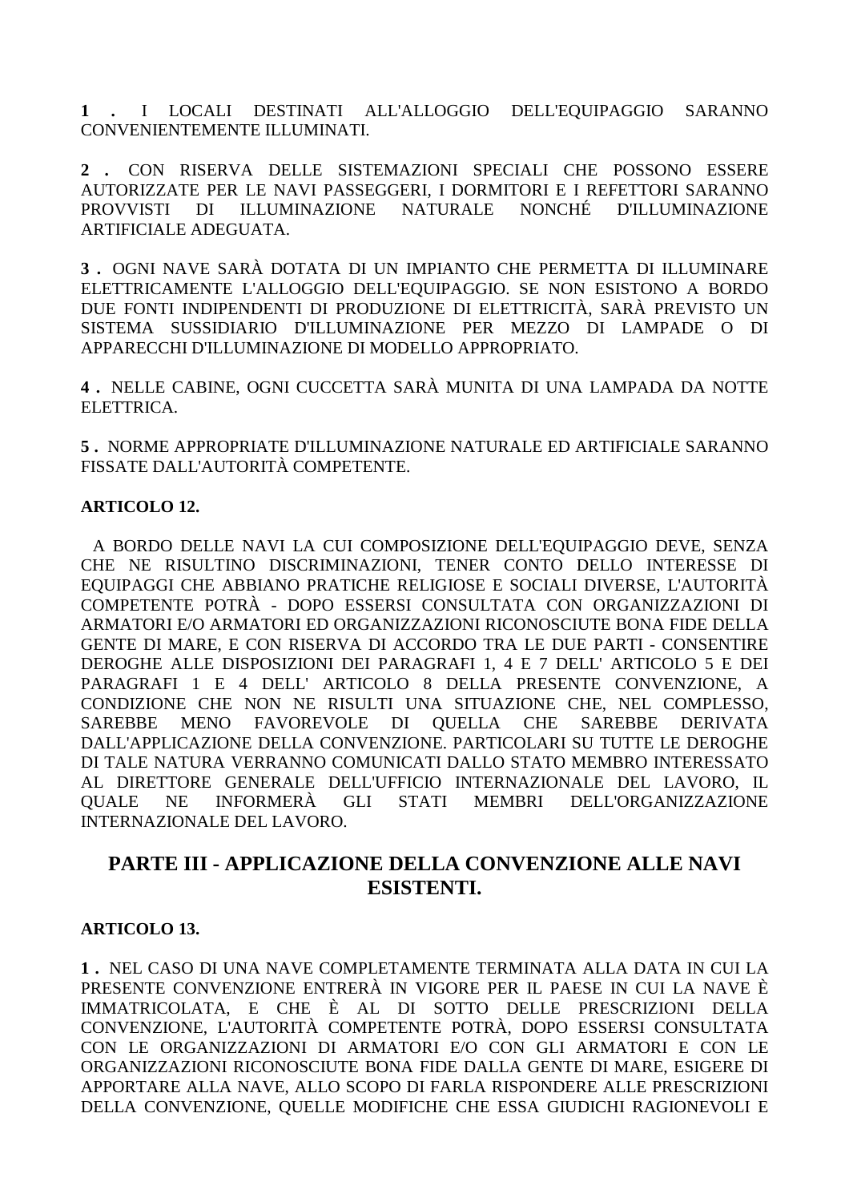**1 .** I LOCALI DESTINATI ALL'ALLOGGIO DELL'EQUIPAGGIO SARANNO CONVENIENTEMENTE ILLUMINATI.

**2 .** CON RISERVA DELLE SISTEMAZIONI SPECIALI CHE POSSONO ESSERE AUTORIZZATE PER LE NAVI PASSEGGERI, I DORMITORI E I REFETTORI SARANNO PROVVISTI DI ILLUMINAZIONE NATURALE NONCHÉ D'ILLUMINAZIONE ARTIFICIALE ADEGUATA.

**3 .** OGNI NAVE SARÀ DOTATA DI UN IMPIANTO CHE PERMETTA DI ILLUMINARE ELETTRICAMENTE L'ALLOGGIO DELL'EQUIPAGGIO. SE NON ESISTONO A BORDO DUE FONTI INDIPENDENTI DI PRODUZIONE DI ELETTRICITÀ, SARÀ PREVISTO UN SISTEMA SUSSIDIARIO D'ILLUMINAZIONE PER MEZZO DI LAMPADE O DI APPARECCHI D'ILLUMINAZIONE DI MODELLO APPROPRIATO.

**4 .** NELLE CABINE, OGNI CUCCETTA SARÀ MUNITA DI UNA LAMPADA DA NOTTE ELETTRICA.

**5 .** NORME APPROPRIATE D'ILLUMINAZIONE NATURALE ED ARTIFICIALE SARANNO FISSATE DALL'AUTORITÀ COMPETENTE.

**ARTICOLO 12.**

A BORDO DELLE NAVI LA CUI COMPOSIZIONE DELL'EQUIPAGGIO DEVE, SENZA CHE NE RISULTINO DISCRIMINAZIONI, TENER CONTO DELLO INTERESSE DI EQUIPAGGI CHE ABBIANO PRATICHE RELIGIOSE E SOCIALI DIVERSE, L'AUTORITÀ COMPETENTE POTRÀ - DOPO ESSERSI CONSULTATA CON ORGANIZZAZIONI DI ARMATORI E/O ARMATORI ED ORGANIZZAZIONI RICONOSCIUTE BONA FIDE DELLA GENTE DI MARE, E CON RISERVA DI ACCORDO TRA LE DUE PARTI - CONSENTIRE DEROGHE ALLE DISPOSIZIONI DEI PARAGRAFI 1, 4 E 7 DELL' ARTICOLO 5 E DEI PARAGRAFI 1 E 4 DELL' ARTICOLO 8 DELLA PRESENTE CONVENZIONE, A CONDIZIONE CHE NON NE RISULTI UNA SITUAZIONE CHE, NEL COMPLESSO, SAREBBE MENO FAVOREVOLE DI QUELLA CHE SAREBBE DERIVATA DALL'APPLICAZIONE DELLA CONVENZIONE. PARTICOLARI SU TUTTE LE DEROGHE DI TALE NATURA VERRANNO COMUNICATI DALLO STATO MEMBRO INTERESSATO AL DIRETTORE GENERALE DELL'UFFICIO INTERNAZIONALE DEL LAVORO, IL QUALE NE INFORMERÀ GLI STATI MEMBRI DELL'ORGANIZZAZIONE INTERNAZIONALE DEL LAVORO.

## PARTE III - APPLICAZIONE DELLA CONVENZIONE ALLE NAVI ESISTENTI.

**ARTICOLO 13.**

**1 .** NEL CASO DI UNA NAVE COMPLETAMENTE TERMINATA ALLA DATA IN CUI LA PRESENTE CONVENZIONE ENTRERÀ IN VIGORE PER IL PAESE IN CUI LA NAVE È IMMATRICOLATA, E CHE È AL DI SOTTO DELLE PRESCRIZIONI DELLA CONVENZIONE, L'AUTORITÀ COMPETENTE POTRÀ, DOPO ESSERSI CONSULTATA CON LE ORGANIZZAZIONI DI ARMATORI E/O CON GLI ARMATORI E CON LE ORGANIZZAZIONI RICONOSCIUTE BONA FIDE DALLA GENTE DI MARE, ESIGERE DI APPORTARE ALLA NAVE, ALLO SCOPO DI FARLA RISPONDERE ALLE PRESCRIZIONI DELLA CONVENZIONE, QUELLE MODIFICHE CHE ESSA GIUDICHI RAGIONEVOLI E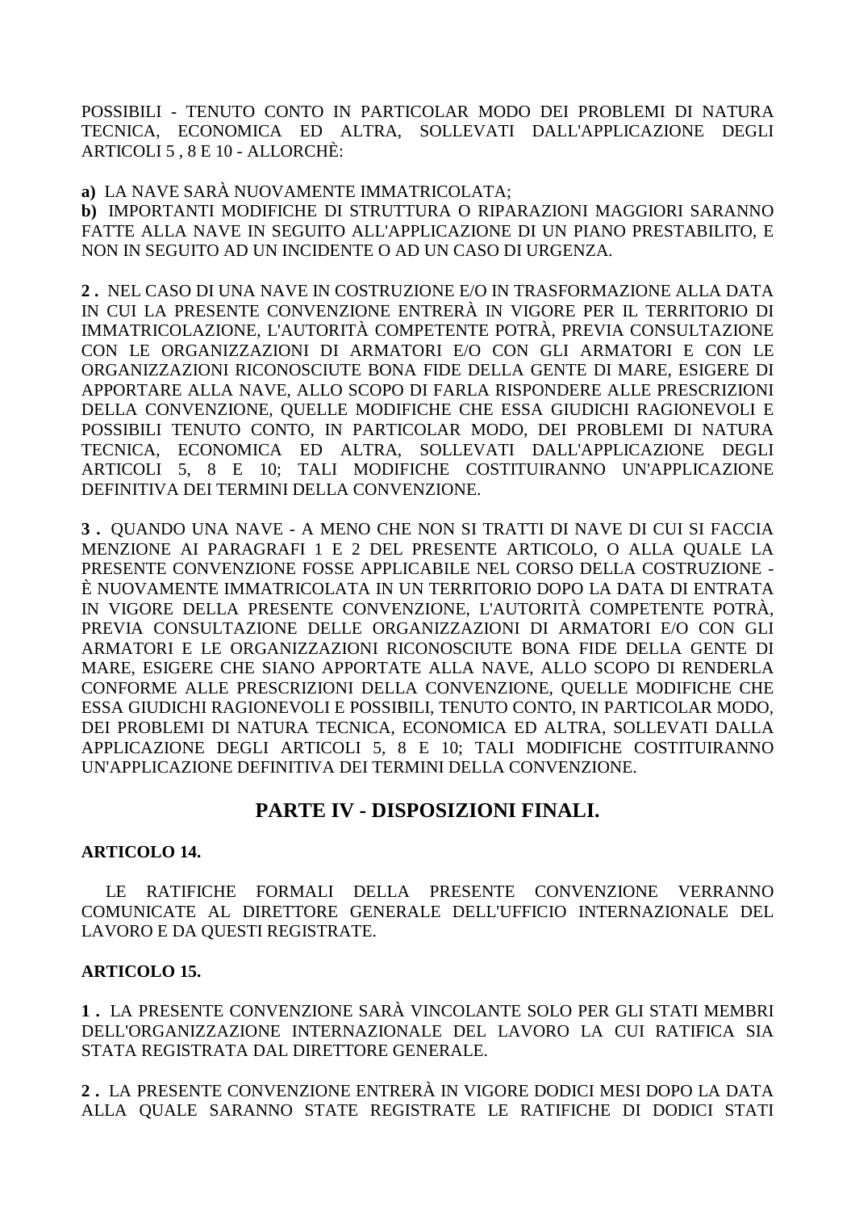POSSIBILI - TENUTO CONTO IN PARTICOLAR MODO DEI PROBLEMI DI NATURA TECNICA, ECONOMICA ED ALTRA, SOLLEVATI DALL'APPLICAZIONE DEGLI ARTICOLI 5 , 8 E 10 - ALLORCHÈ:

**a)** LA NAVE SARÀ NUOVAMENTE IMMATRICOLATA;
**b)** IMPORTANTI MODIFICHE DI STRUTTURA O RIPARAZIONI MAGGIORI SARANNO FATTE ALLA NAVE IN SEGUITO ALL'APPLICAZIONE DI UN PIANO PRESTABILITO, E NON IN SEGUITO AD UN INCIDENTE O AD UN CASO DI URGENZA.

**2 .** NEL CASO DI UNA NAVE IN COSTRUZIONE E/O IN TRASFORMAZIONE ALLA DATA IN CUI LA PRESENTE CONVENZIONE ENTRERÀ IN VIGORE PER IL TERRITORIO DI IMMATRICOLAZIONE, L'AUTORITÀ COMPETENTE POTRÀ, PREVIA CONSULTAZIONE CON LE ORGANIZZAZIONI DI ARMATORI E/O CON GLI ARMATORI E CON LE ORGANIZZAZIONI RICONOSCIUTE BONA FIDE DELLA GENTE DI MARE, ESIGERE DI APPORTARE ALLA NAVE, ALLO SCOPO DI FARLA RISPONDERE ALLE PRESCRIZIONI DELLA CONVENZIONE, QUELLE MODIFICHE CHE ESSA GIUDICHI RAGIONEVOLI E POSSIBILI TENUTO CONTO, IN PARTICOLAR MODO, DEI PROBLEMI DI NATURA TECNICA, ECONOMICA ED ALTRA, SOLLEVATI DALL'APPLICAZIONE DEGLI ARTICOLI 5, 8 E 10; TALI MODIFICHE COSTITUIRANNO UN'APPLICAZIONE DEFINITIVA DEI TERMINI DELLA CONVENZIONE.

**3 .** QUANDO UNA NAVE - A MENO CHE NON SI TRATTI DI NAVE DI CUI SI FACCIA MENZIONE AI PARAGRAFI 1 E 2 DEL PRESENTE ARTICOLO, O ALLA QUALE LA PRESENTE CONVENZIONE FOSSE APPLICABILE NEL CORSO DELLA COSTRUZIONE - È NUOVAMENTE IMMATRICOLATA IN UN TERRITORIO DOPO LA DATA DI ENTRATA IN VIGORE DELLA PRESENTE CONVENZIONE, L'AUTORITÀ COMPETENTE POTRÀ, PREVIA CONSULTAZIONE DELLE ORGANIZZAZIONI DI ARMATORI E/O CON GLI ARMATORI E LE ORGANIZZAZIONI RICONOSCIUTE BONA FIDE DELLA GENTE DI MARE, ESIGERE CHE SIANO APPORTATE ALLA NAVE, ALLO SCOPO DI RENDERLA CONFORME ALLE PRESCRIZIONI DELLA CONVENZIONE, QUELLE MODIFICHE CHE ESSA GIUDICHI RAGIONEVOLI E POSSIBILI, TENUTO CONTO, IN PARTICOLAR MODO, DEI PROBLEMI DI NATURA TECNICA, ECONOMICA ED ALTRA, SOLLEVATI DALLA APPLICAZIONE DEGLI ARTICOLI 5, 8 E 10; TALI MODIFICHE COSTITUIRANNO UN'APPLICAZIONE DEFINITIVA DEI TERMINI DELLA CONVENZIONE.

## PARTE IV - DISPOSIZIONI FINALI.

**ARTICOLO 14.**

LE RATIFICHE FORMALI DELLA PRESENTE CONVENZIONE VERRANNO COMUNICATE AL DIRETTORE GENERALE DELL'UFFICIO INTERNAZIONALE DEL LAVORO E DA QUESTI REGISTRATE.

**ARTICOLO 15.**

**1 .** LA PRESENTE CONVENZIONE SARÀ VINCOLANTE SOLO PER GLI STATI MEMBRI DELL'ORGANIZZAZIONE INTERNAZIONALE DEL LAVORO LA CUI RATIFICA SIA STATA REGISTRATA DAL DIRETTORE GENERALE.

**2 .** LA PRESENTE CONVENZIONE ENTRERÀ IN VIGORE DODICI MESI DOPO LA DATA ALLA QUALE SARANNO STATE REGISTRATE LE RATIFICHE DI DODICI STATI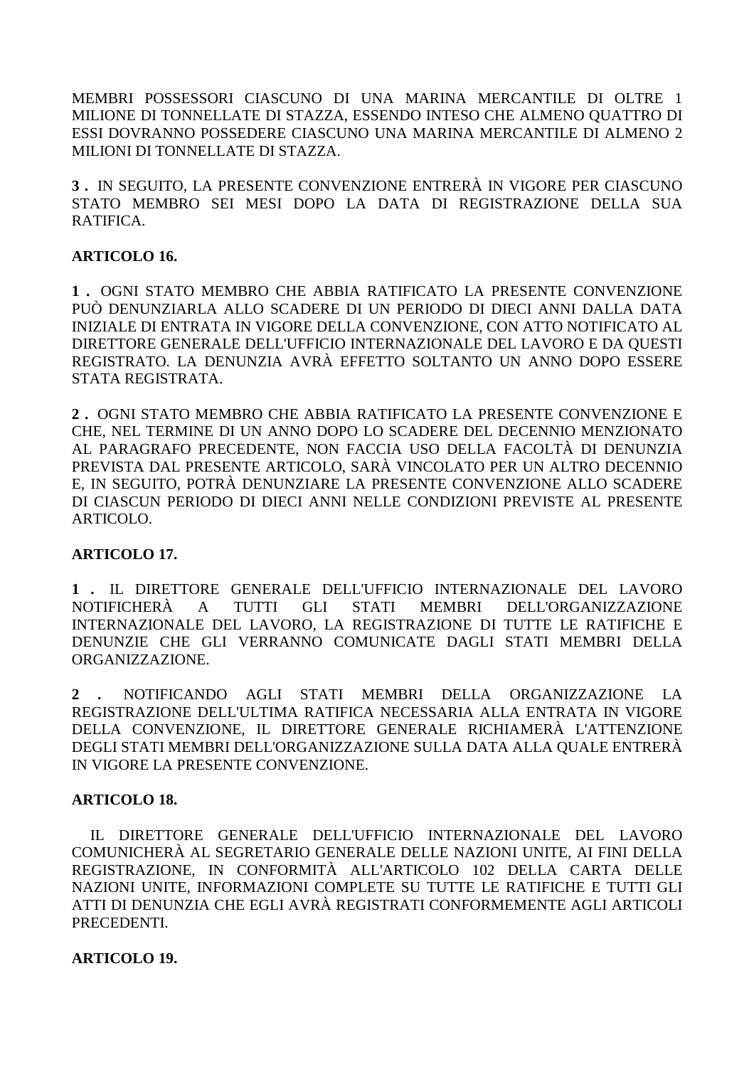MEMBRI POSSESSORI CIASCUNO DI UNA MARINA MERCANTILE DI OLTRE 1 MILIONE DI TONNELLATE DI STAZZA, ESSENDO INTESO CHE ALMENO QUATTRO DI ESSI DOVRANNO POSSEDERE CIASCUNO UNA MARINA MERCANTILE DI ALMENO 2 MILIONI DI TONNELLATE DI STAZZA.

**3 .** IN SEGUITO, LA PRESENTE CONVENZIONE ENTRERÀ IN VIGORE PER CIASCUNO STATO MEMBRO SEI MESI DOPO LA DATA DI REGISTRAZIONE DELLA SUA RATIFICA.

**ARTICOLO 16.**

**1 .** OGNI STATO MEMBRO CHE ABBIA RATIFICATO LA PRESENTE CONVENZIONE PUÒ DENUNZIARLA ALLO SCADERE DI UN PERIODO DI DIECI ANNI DALLA DATA INIZIALE DI ENTRATA IN VIGORE DELLA CONVENZIONE, CON ATTO NOTIFICATO AL DIRETTORE GENERALE DELL'UFFICIO INTERNAZIONALE DEL LAVORO E DA QUESTI REGISTRATO. LA DENUNZIA AVRÀ EFFETTO SOLTANTO UN ANNO DOPO ESSERE STATA REGISTRATA.

**2 .** OGNI STATO MEMBRO CHE ABBIA RATIFICATO LA PRESENTE CONVENZIONE E CHE, NEL TERMINE DI UN ANNO DOPO LO SCADERE DEL DECENNIO MENZIONATO AL PARAGRAFO PRECEDENTE, NON FACCIA USO DELLA FACOLTÀ DI DENUNZIA PREVISTA DAL PRESENTE ARTICOLO, SARÀ VINCOLATO PER UN ALTRO DECENNIO E, IN SEGUITO, POTRÀ DENUNZIARE LA PRESENTE CONVENZIONE ALLO SCADERE DI CIASCUN PERIODO DI DIECI ANNI NELLE CONDIZIONI PREVISTE AL PRESENTE ARTICOLO.

**ARTICOLO 17.**

**1 .** IL DIRETTORE GENERALE DELL'UFFICIO INTERNAZIONALE DEL LAVORO NOTIFICHERÀ A TUTTI GLI STATI MEMBRI DELL'ORGANIZZAZIONE INTERNAZIONALE DEL LAVORO, LA REGISTRAZIONE DI TUTTE LE RATIFICHE E DENUNZIE CHE GLI VERRANNO COMUNICATE DAGLI STATI MEMBRI DELLA ORGANIZZAZIONE.

**2 .** NOTIFICANDO AGLI STATI MEMBRI DELLA ORGANIZZAZIONE LA REGISTRAZIONE DELL'ULTIMA RATIFICA NECESSARIA ALLA ENTRATA IN VIGORE DELLA CONVENZIONE, IL DIRETTORE GENERALE RICHIAMERÀ L'ATTENZIONE DEGLI STATI MEMBRI DELL'ORGANIZZAZIONE SULLA DATA ALLA QUALE ENTRERÀ IN VIGORE LA PRESENTE CONVENZIONE.

**ARTICOLO 18.**

IL DIRETTORE GENERALE DELL'UFFICIO INTERNAZIONALE DEL LAVORO COMUNICHERÀ AL SEGRETARIO GENERALE DELLE NAZIONI UNITE, AI FINI DELLA REGISTRAZIONE, IN CONFORMITÀ ALL'ARTICOLO 102 DELLA CARTA DELLE NAZIONI UNITE, INFORMAZIONI COMPLETE SU TUTTE LE RATIFICHE E TUTTI GLI ATTI DI DENUNZIA CHE EGLI AVRÀ REGISTRATI CONFORMEMENTE AGLI ARTICOLI PRECEDENTI.

**ARTICOLO 19.**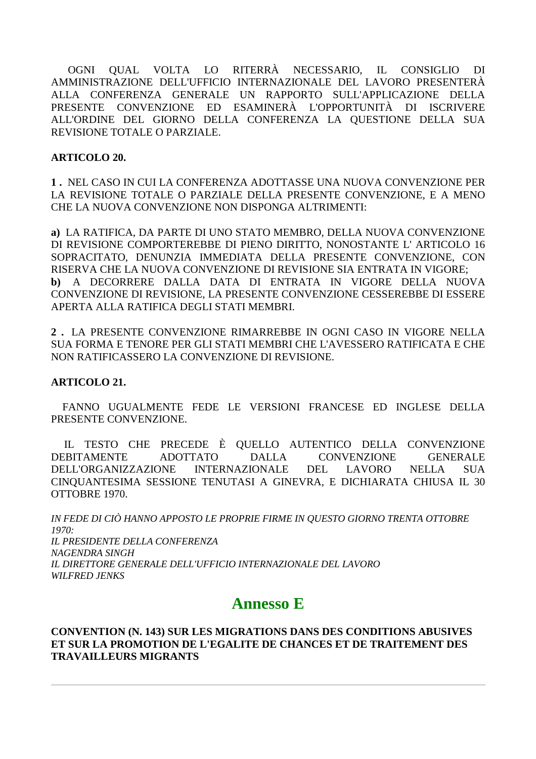OGNI QUAL VOLTA LO RITERRÀ NECESSARIO, IL CONSIGLIO DI AMMINISTRAZIONE DELL'UFFICIO INTERNAZIONALE DEL LAVORO PRESENTERÀ ALLA CONFERENZA GENERALE UN RAPPORTO SULL'APPLICAZIONE DELLA PRESENTE CONVENZIONE ED ESAMINERÀ L'OPPORTUNITÀ DI ISCRIVERE ALL'ORDINE DEL GIORNO DELLA CONFERENZA LA QUESTIONE DELLA SUA REVISIONE TOTALE O PARZIALE.

**ARTICOLO 20.**

**1 .** NEL CASO IN CUI LA CONFERENZA ADOTTASSE UNA NUOVA CONVENZIONE PER LA REVISIONE TOTALE O PARZIALE DELLA PRESENTE CONVENZIONE, E A MENO CHE LA NUOVA CONVENZIONE NON DISPONGA ALTRIMENTI:

**a)** LA RATIFICA, DA PARTE DI UNO STATO MEMBRO, DELLA NUOVA CONVENZIONE DI REVISIONE COMPORTEREBBE DI PIENO DIRITTO, NONOSTANTE L' ARTICOLO 16 SOPRACITATO, DENUNZIA IMMEDIATA DELLA PRESENTE CONVENZIONE, CON RISERVA CHE LA NUOVA CONVENZIONE DI REVISIONE SIA ENTRATA IN VIGORE;
**b)** A DECORRERE DALLA DATA DI ENTRATA IN VIGORE DELLA NUOVA CONVENZIONE DI REVISIONE, LA PRESENTE CONVENZIONE CESSEREBBE DI ESSERE APERTA ALLA RATIFICA DEGLI STATI MEMBRI.

**2 .** LA PRESENTE CONVENZIONE RIMARREBBE IN OGNI CASO IN VIGORE NELLA SUA FORMA E TENORE PER GLI STATI MEMBRI CHE L'AVESSERO RATIFICATA E CHE NON RATIFICASSERO LA CONVENZIONE DI REVISIONE.

**ARTICOLO 21.**

FANNO UGUALMENTE FEDE LE VERSIONI FRANCESE ED INGLESE DELLA PRESENTE CONVENZIONE.

IL TESTO CHE PRECEDE È QUELLO AUTENTICO DELLA CONVENZIONE DEBITAMENTE ADOTTATO DALLA CONVENZIONE GENERALE DELL'ORGANIZZAZIONE INTERNAZIONALE DEL LAVORO NELLA SUA CINQUANTESIMA SESSIONE TENUTASI A GINEVRA, E DICHIARATA CHIUSA IL 30 OTTOBRE 1970.

*IN FEDE DI CIÒ HANNO APPOSTO LE PROPRIE FIRME IN QUESTO GIORNO TRENTA OTTOBRE 1970:*
*IL PRESIDENTE DELLA CONFERENZA*
*NAGENDRA SINGH*
*IL DIRETTORE GENERALE DELL'UFFICIO INTERNAZIONALE DEL LAVORO*
*WILFRED JENKS*

## Annesso E

**CONVENTION (N. 143) SUR LES MIGRATIONS DANS DES CONDITIONS ABUSIVES ET SUR LA PROMOTION DE L'EGALITE DE CHANCES ET DE TRAITEMENT DES TRAVAILLEURS MIGRANTS**

---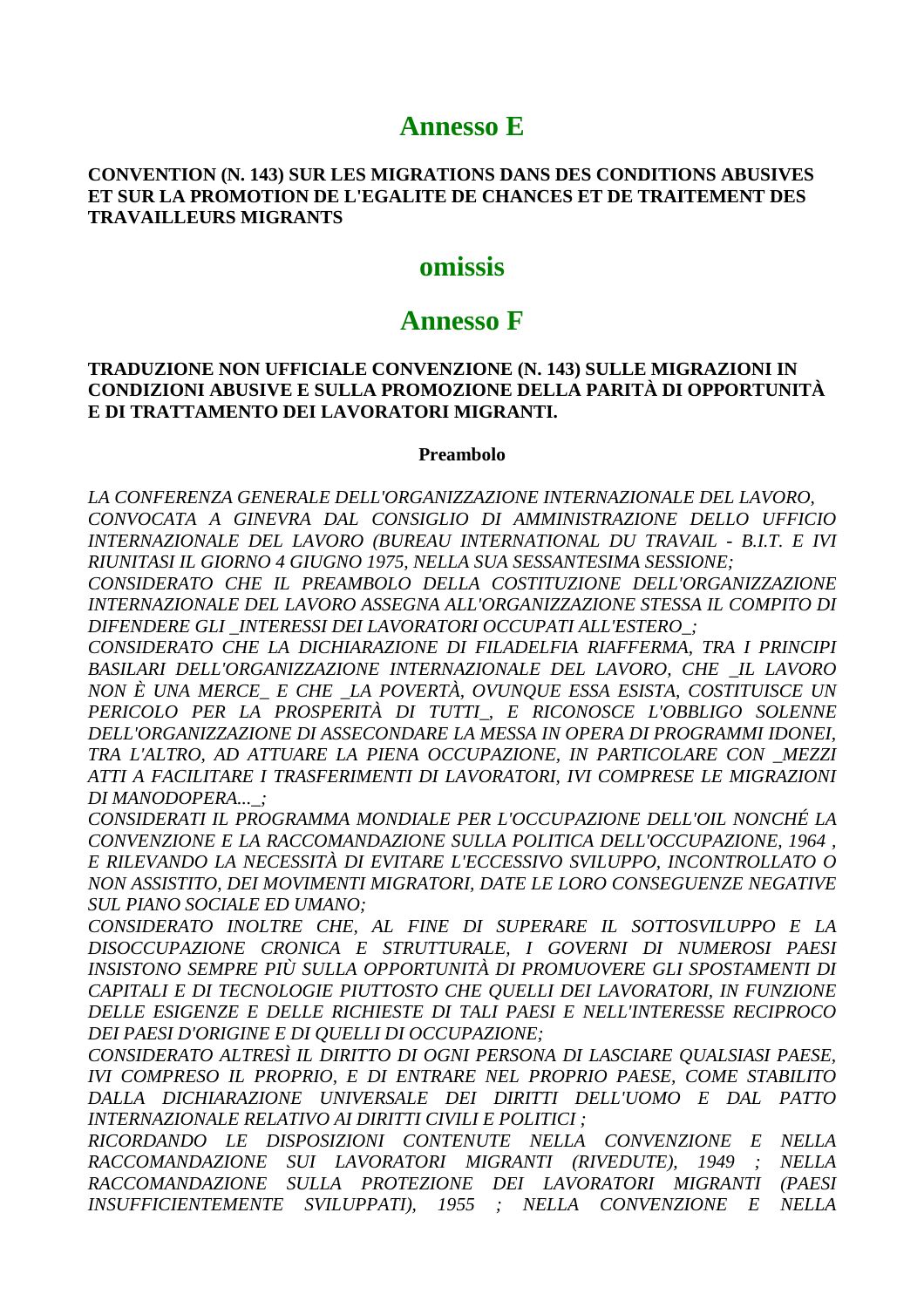# Annesso E

**CONVENTION (N. 143) SUR LES MIGRATIONS DANS DES CONDITIONS ABUSIVES ET SUR LA PROMOTION DE L'EGALITE DE CHANCES ET DE TRAITEMENT DES TRAVAILLEURS MIGRANTS**

# omissis

# Annesso F

**TRADUZIONE NON UFFICIALE CONVENZIONE (N. 143) SULLE MIGRAZIONI IN CONDIZIONI ABUSIVE E SULLA PROMOZIONE DELLA PARITÀ DI OPPORTUNITÀ E DI TRATTAMENTO DEI LAVORATORI MIGRANTI.**

**Preambolo**

*LA CONFERENZA GENERALE DELL'ORGANIZZAZIONE INTERNAZIONALE DEL LAVORO, CONVOCATA A GINEVRA DAL CONSIGLIO DI AMMINISTRAZIONE DELLO UFFICIO INTERNAZIONALE DEL LAVORO (BUREAU INTERNATIONAL DU TRAVAIL - B.I.T. E IVI RIUNITASI IL GIORNO 4 GIUGNO 1975, NELLA SUA SESSANTESIMA SESSIONE;*
*CONSIDERATO CHE IL PREAMBOLO DELLA COSTITUZIONE DELL'ORGANIZZAZIONE INTERNAZIONALE DEL LAVORO ASSEGNA ALL'ORGANIZZAZIONE STESSA IL COMPITO DI DIFENDERE GLI _INTERESSI DEI LAVORATORI OCCUPATI ALL'ESTERO_;*
*CONSIDERATO CHE LA DICHIARAZIONE DI FILADELFIA RIAFFERMA, TRA I PRINCIPI BASILARI DELL'ORGANIZZAZIONE INTERNAZIONALE DEL LAVORO, CHE _IL LAVORO NON È UNA MERCE_ E CHE _LA POVERTÀ, OVUNQUE ESSA ESISTA, COSTITUISCE UN PERICOLO PER LA PROSPERITÀ DI TUTTI_, E RICONOSCE L'OBBLIGO SOLENNE DELL'ORGANIZZAZIONE DI ASSECONDARE LA MESSA IN OPERA DI PROGRAMMI IDONEI, TRA L'ALTRO, AD ATTUARE LA PIENA OCCUPAZIONE, IN PARTICOLARE CON _MEZZI ATTI A FACILITARE I TRASFERIMENTI DI LAVORATORI, IVI COMPRESE LE MIGRAZIONI DI MANODOPERA..._;*
*CONSIDERATI IL PROGRAMMA MONDIALE PER L'OCCUPAZIONE DELL'OIL NONCHÉ LA CONVENZIONE E LA RACCOMANDAZIONE SULLA POLITICA DELL'OCCUPAZIONE, 1964 , E RILEVANDO LA NECESSITÀ DI EVITARE L'ECCESSIVO SVILUPPO, INCONTROLLATO O NON ASSISTITO, DEI MOVIMENTI MIGRATORI, DATE LE LORO CONSEGUENZE NEGATIVE SUL PIANO SOCIALE ED UMANO;*
*CONSIDERATO INOLTRE CHE, AL FINE DI SUPERARE IL SOTTOSVILUPPO E LA DISOCCUPAZIONE CRONICA E STRUTTURALE, I GOVERNI DI NUMEROSI PAESI INSISTONO SEMPRE PIÙ SULLA OPPORTUNITÀ DI PROMUOVERE GLI SPOSTAMENTI DI CAPITALI E DI TECNOLOGIE PIUTTOSTO CHE QUELLI DEI LAVORATORI, IN FUNZIONE DELLE ESIGENZE E DELLE RICHIESTE DI TALI PAESI E NELL'INTERESSE RECIPROCO DEI PAESI D'ORIGINE E DI QUELLI DI OCCUPAZIONE;*
*CONSIDERATO ALTRESÌ IL DIRITTO DI OGNI PERSONA DI LASCIARE QUALSIASI PAESE, IVI COMPRESO IL PROPRIO, E DI ENTRARE NEL PROPRIO PAESE, COME STABILITO DALLA DICHIARAZIONE UNIVERSALE DEI DIRITTI DELL'UOMO E DAL PATTO INTERNAZIONALE RELATIVO AI DIRITTI CIVILI E POLITICI ;*
*RICORDANDO LE DISPOSIZIONI CONTENUTE NELLA CONVENZIONE E NELLA RACCOMANDAZIONE SUI LAVORATORI MIGRANTI (RIVEDUTE), 1949 ; NELLA RACCOMANDAZIONE SULLA PROTEZIONE DEI LAVORATORI MIGRANTI (PAESI INSUFFICIENTEMENTE SVILUPPATI), 1955 ; NELLA CONVENZIONE E NELLA*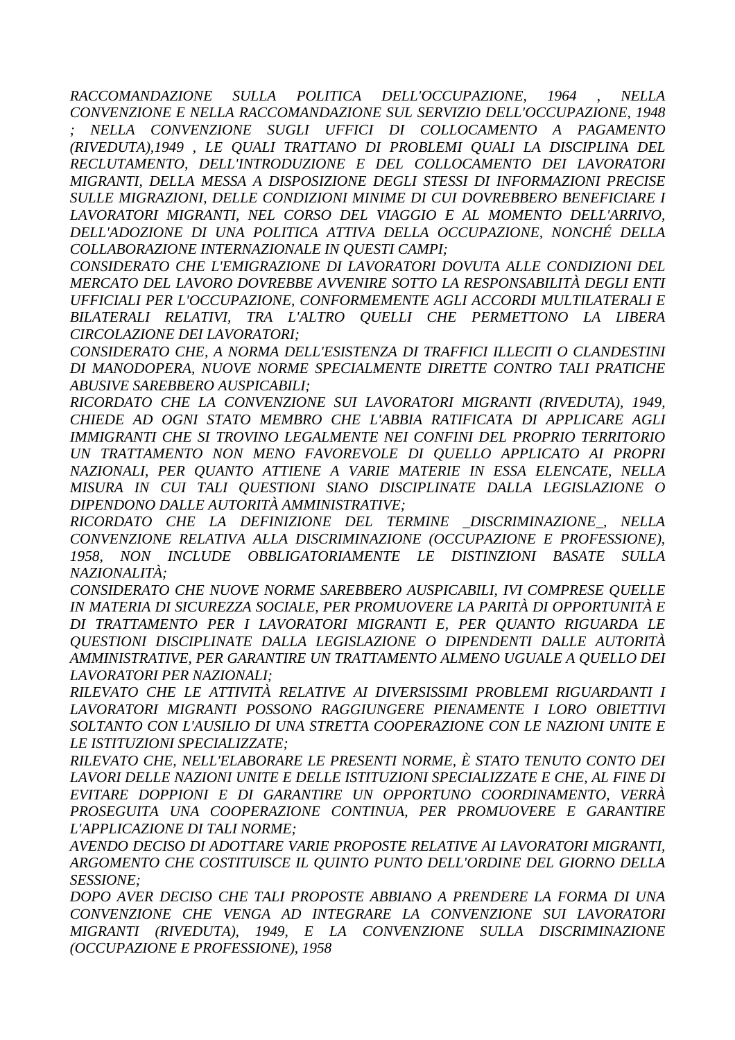*RACCOMANDAZIONE SULLA POLITICA DELL'OCCUPAZIONE, 1964 , NELLA CONVENZIONE E NELLA RACCOMANDAZIONE SUL SERVIZIO DELL'OCCUPAZIONE, 1948 ; NELLA CONVENZIONE SUGLI UFFICI DI COLLOCAMENTO A PAGAMENTO (RIVEDUTA),1949 , LE QUALI TRATTANO DI PROBLEMI QUALI LA DISCIPLINA DEL RECLUTAMENTO, DELL'INTRODUZIONE E DEL COLLOCAMENTO DEI LAVORATORI MIGRANTI, DELLA MESSA A DISPOSIZIONE DEGLI STESSI DI INFORMAZIONI PRECISE SULLE MIGRAZIONI, DELLE CONDIZIONI MINIME DI CUI DOVREBBERO BENEFICIARE I LAVORATORI MIGRANTI, NEL CORSO DEL VIAGGIO E AL MOMENTO DELL'ARRIVO, DELL'ADOZIONE DI UNA POLITICA ATTIVA DELLA OCCUPAZIONE, NONCHÉ DELLA COLLABORAZIONE INTERNAZIONALE IN QUESTI CAMPI;*

*CONSIDERATO CHE L'EMIGRAZIONE DI LAVORATORI DOVUTA ALLE CONDIZIONI DEL MERCATO DEL LAVORO DOVREBBE AVVENIRE SOTTO LA RESPONSABILITÀ DEGLI ENTI UFFICIALI PER L'OCCUPAZIONE, CONFORMEMENTE AGLI ACCORDI MULTILATERALI E BILATERALI RELATIVI, TRA L'ALTRO QUELLI CHE PERMETTONO LA LIBERA CIRCOLAZIONE DEI LAVORATORI;*

*CONSIDERATO CHE, A NORMA DELL'ESISTENZA DI TRAFFICI ILLECITI O CLANDESTINI DI MANODOPERA, NUOVE NORME SPECIALMENTE DIRETTE CONTRO TALI PRATICHE ABUSIVE SAREBBERO AUSPICABILI;*

*RICORDATO CHE LA CONVENZIONE SUI LAVORATORI MIGRANTI (RIVEDUTA), 1949, CHIEDE AD OGNI STATO MEMBRO CHE L'ABBIA RATIFICATA DI APPLICARE AGLI IMMIGRANTI CHE SI TROVINO LEGALMENTE NEI CONFINI DEL PROPRIO TERRITORIO UN TRATTAMENTO NON MENO FAVOREVOLE DI QUELLO APPLICATO AI PROPRI NAZIONALI, PER QUANTO ATTIENE A VARIE MATERIE IN ESSA ELENCATE, NELLA MISURA IN CUI TALI QUESTIONI SIANO DISCIPLINATE DALLA LEGISLAZIONE O DIPENDONO DALLE AUTORITÀ AMMINISTRATIVE;*

*RICORDATO CHE LA DEFINIZIONE DEL TERMINE _DISCRIMINAZIONE_, NELLA CONVENZIONE RELATIVA ALLA DISCRIMINAZIONE (OCCUPAZIONE E PROFESSIONE), 1958, NON INCLUDE OBBLIGATORIAMENTE LE DISTINZIONI BASATE SULLA NAZIONALITÀ;*

*CONSIDERATO CHE NUOVE NORME SAREBBERO AUSPICABILI, IVI COMPRESE QUELLE IN MATERIA DI SICUREZZA SOCIALE, PER PROMUOVERE LA PARITÀ DI OPPORTUNITÀ E DI TRATTAMENTO PER I LAVORATORI MIGRANTI E, PER QUANTO RIGUARDA LE QUESTIONI DISCIPLINATE DALLA LEGISLAZIONE O DIPENDENTI DALLE AUTORITÀ AMMINISTRATIVE, PER GARANTIRE UN TRATTAMENTO ALMENO UGUALE A QUELLO DEI LAVORATORI PER NAZIONALI;*

*RILEVATO CHE LE ATTIVITÀ RELATIVE AI DIVERSISSIMI PROBLEMI RIGUARDANTI I LAVORATORI MIGRANTI POSSONO RAGGIUNGERE PIENAMENTE I LORO OBIETTIVI SOLTANTO CON L'AUSILIO DI UNA STRETTA COOPERAZIONE CON LE NAZIONI UNITE E LE ISTITUZIONI SPECIALIZZATE;*

*RILEVATO CHE, NELL'ELABORARE LE PRESENTI NORME, È STATO TENUTO CONTO DEI LAVORI DELLE NAZIONI UNITE E DELLE ISTITUZIONI SPECIALIZZATE E CHE, AL FINE DI EVITARE DOPPIONI E DI GARANTIRE UN OPPORTUNO COORDINAMENTO, VERRÀ PROSEGUITA UNA COOPERAZIONE CONTINUA, PER PROMUOVERE E GARANTIRE L'APPLICAZIONE DI TALI NORME;*

*AVENDO DECISO DI ADOTTARE VARIE PROPOSTE RELATIVE AI LAVORATORI MIGRANTI, ARGOMENTO CHE COSTITUISCE IL QUINTO PUNTO DELL'ORDINE DEL GIORNO DELLA SESSIONE;*

*DOPO AVER DECISO CHE TALI PROPOSTE ABBIANO A PRENDERE LA FORMA DI UNA CONVENZIONE CHE VENGA AD INTEGRARE LA CONVENZIONE SUI LAVORATORI MIGRANTI (RIVEDUTA), 1949, E LA CONVENZIONE SULLA DISCRIMINAZIONE (OCCUPAZIONE E PROFESSIONE), 1958*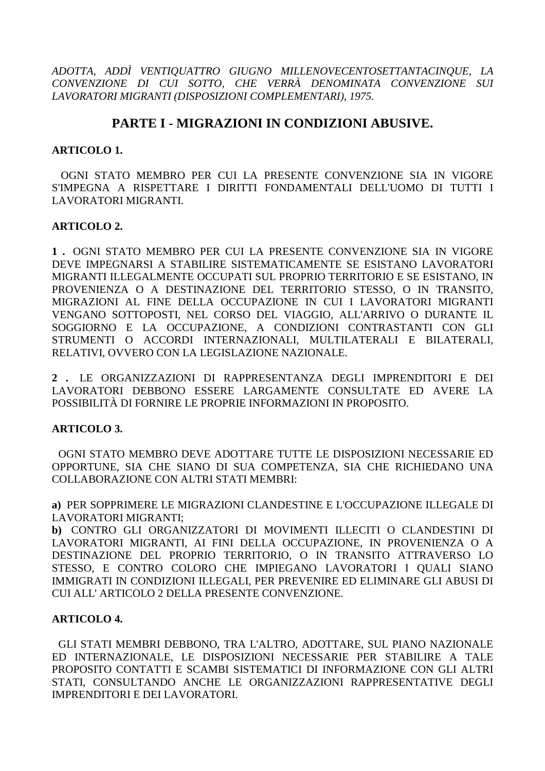*ADOTTA, ADDÌ VENTIQUATTRO GIUGNO MILLENOVECENTOSETTANTACINQUE, LA CONVENZIONE DI CUI SOTTO, CHE VERRÀ DENOMINATA CONVENZIONE SUI LAVORATORI MIGRANTI (DISPOSIZIONI COMPLEMENTARI), 1975.*

## PARTE I - MIGRAZIONI IN CONDIZIONI ABUSIVE.

**ARTICOLO 1.**

OGNI STATO MEMBRO PER CUI LA PRESENTE CONVENZIONE SIA IN VIGORE S'IMPEGNA A RISPETTARE I DIRITTI FONDAMENTALI DELL'UOMO DI TUTTI I LAVORATORI MIGRANTI.

**ARTICOLO 2.**

**1 .** OGNI STATO MEMBRO PER CUI LA PRESENTE CONVENZIONE SIA IN VIGORE DEVE IMPEGNARSI A STABILIRE SISTEMATICAMENTE SE ESISTANO LAVORATORI MIGRANTI ILLEGALMENTE OCCUPATI SUL PROPRIO TERRITORIO E SE ESISTANO, IN PROVENIENZA O A DESTINAZIONE DEL TERRITORIO STESSO, O IN TRANSITO, MIGRAZIONI AL FINE DELLA OCCUPAZIONE IN CUI I LAVORATORI MIGRANTI VENGANO SOTTOPOSTI, NEL CORSO DEL VIAGGIO, ALL'ARRIVO O DURANTE IL SOGGIORNO E LA OCCUPAZIONE, A CONDIZIONI CONTRASTANTI CON GLI STRUMENTI O ACCORDI INTERNAZIONALI, MULTILATERALI E BILATERALI, RELATIVI, OVVERO CON LA LEGISLAZIONE NAZIONALE.

**2 .** LE ORGANIZZAZIONI DI RAPPRESENTANZA DEGLI IMPRENDITORI E DEI LAVORATORI DEBBONO ESSERE LARGAMENTE CONSULTATE ED AVERE LA POSSIBILITÀ DI FORNIRE LE PROPRIE INFORMAZIONI IN PROPOSITO.

**ARTICOLO 3.**

OGNI STATO MEMBRO DEVE ADOTTARE TUTTE LE DISPOSIZIONI NECESSARIE ED OPPORTUNE, SIA CHE SIANO DI SUA COMPETENZA, SIA CHE RICHIEDANO UNA COLLABORAZIONE CON ALTRI STATI MEMBRI:

**a)** PER SOPPRIMERE LE MIGRAZIONI CLANDESTINE E L'OCCUPAZIONE ILLEGALE DI LAVORATORI MIGRANTI;
**b)** CONTRO GLI ORGANIZZATORI DI MOVIMENTI ILLECITI O CLANDESTINI DI LAVORATORI MIGRANTI, AI FINI DELLA OCCUPAZIONE, IN PROVENIENZA O A DESTINAZIONE DEL PROPRIO TERRITORIO, O IN TRANSITO ATTRAVERSO LO STESSO, E CONTRO COLORO CHE IMPIEGANO LAVORATORI I QUALI SIANO IMMIGRATI IN CONDIZIONI ILLEGALI, PER PREVENIRE ED ELIMINARE GLI ABUSI DI CUI ALL' ARTICOLO 2 DELLA PRESENTE CONVENZIONE.

**ARTICOLO 4.**

GLI STATI MEMBRI DEBBONO, TRA L'ALTRO, ADOTTARE, SUL PIANO NAZIONALE ED INTERNAZIONALE, LE DISPOSIZIONI NECESSARIE PER STABILIRE A TALE PROPOSITO CONTATTI E SCAMBI SISTEMATICI DI INFORMAZIONE CON GLI ALTRI STATI, CONSULTANDO ANCHE LE ORGANIZZAZIONI RAPPRESENTATIVE DEGLI IMPRENDITORI E DEI LAVORATORI.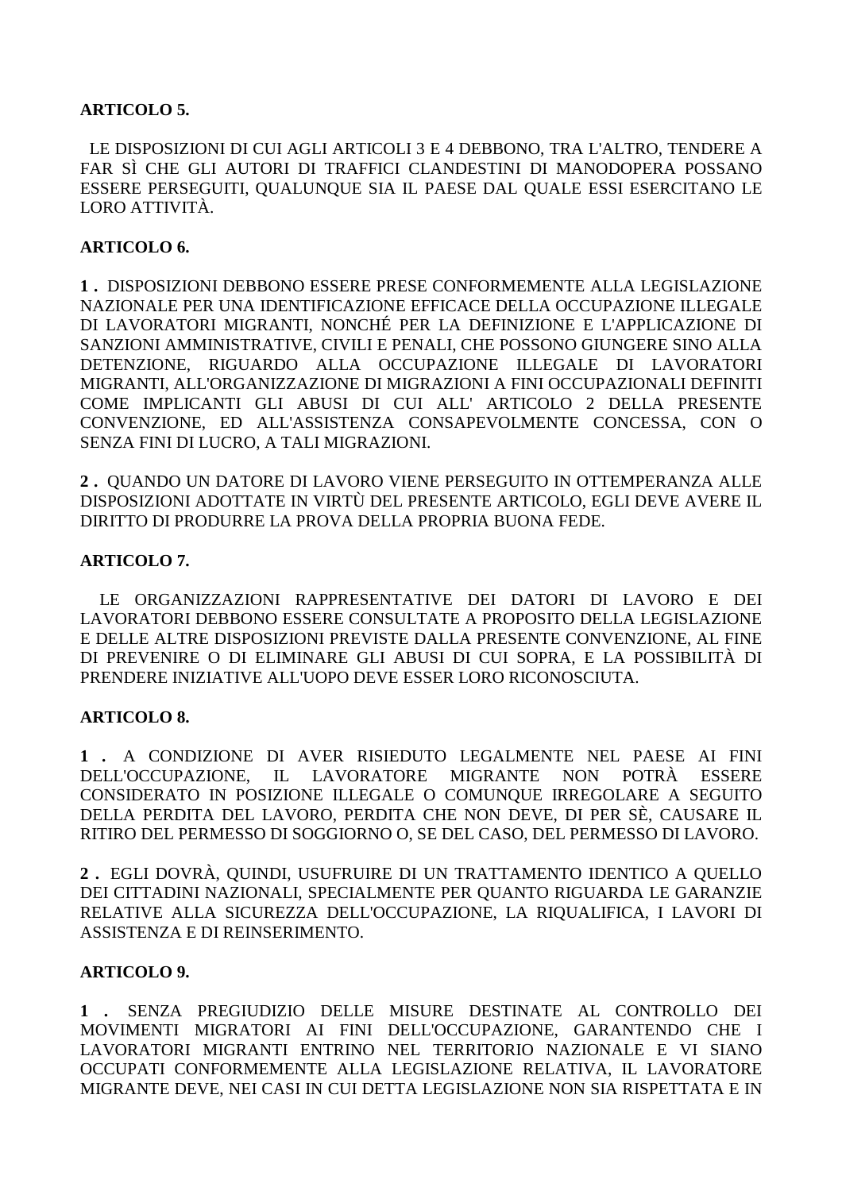**ARTICOLO 5.**

LE DISPOSIZIONI DI CUI AGLI ARTICOLI 3 E 4 DEBBONO, TRA L'ALTRO, TENDERE A FAR SÌ CHE GLI AUTORI DI TRAFFICI CLANDESTINI DI MANODOPERA POSSANO ESSERE PERSEGUITI, QUALUNQUE SIA IL PAESE DAL QUALE ESSI ESERCITANO LE LORO ATTIVITÀ.

**ARTICOLO 6.**

**1 .** DISPOSIZIONI DEBBONO ESSERE PRESE CONFORMEMENTE ALLA LEGISLAZIONE NAZIONALE PER UNA IDENTIFICAZIONE EFFICACE DELLA OCCUPAZIONE ILLEGALE DI LAVORATORI MIGRANTI, NONCHÉ PER LA DEFINIZIONE E L'APPLICAZIONE DI SANZIONI AMMINISTRATIVE, CIVILI E PENALI, CHE POSSONO GIUNGERE SINO ALLA DETENZIONE, RIGUARDO ALLA OCCUPAZIONE ILLEGALE DI LAVORATORI MIGRANTI, ALL'ORGANIZZAZIONE DI MIGRAZIONI A FINI OCCUPAZIONALI DEFINITI COME IMPLICANTI GLI ABUSI DI CUI ALL' ARTICOLO 2 DELLA PRESENTE CONVENZIONE, ED ALL'ASSISTENZA CONSAPEVOLMENTE CONCESSA, CON O SENZA FINI DI LUCRO, A TALI MIGRAZIONI.

**2 .** QUANDO UN DATORE DI LAVORO VIENE PERSEGUITO IN OTTEMPERANZA ALLE DISPOSIZIONI ADOTTATE IN VIRTÙ DEL PRESENTE ARTICOLO, EGLI DEVE AVERE IL DIRITTO DI PRODURRE LA PROVA DELLA PROPRIA BUONA FEDE.

**ARTICOLO 7.**

LE ORGANIZZAZIONI RAPPRESENTATIVE DEI DATORI DI LAVORO E DEI LAVORATORI DEBBONO ESSERE CONSULTATE A PROPOSITO DELLA LEGISLAZIONE E DELLE ALTRE DISPOSIZIONI PREVISTE DALLA PRESENTE CONVENZIONE, AL FINE DI PREVENIRE O DI ELIMINARE GLI ABUSI DI CUI SOPRA, E LA POSSIBILITÀ DI PRENDERE INIZIATIVE ALL'UOPO DEVE ESSER LORO RICONOSCIUTA.

**ARTICOLO 8.**

**1 .** A CONDIZIONE DI AVER RISIEDUTO LEGALMENTE NEL PAESE AI FINI DELL'OCCUPAZIONE, IL LAVORATORE MIGRANTE NON POTRÀ ESSERE CONSIDERATO IN POSIZIONE ILLEGALE O COMUNQUE IRREGOLARE A SEGUITO DELLA PERDITA DEL LAVORO, PERDITA CHE NON DEVE, DI PER SÈ, CAUSARE IL RITIRO DEL PERMESSO DI SOGGIORNO O, SE DEL CASO, DEL PERMESSO DI LAVORO.

**2 .** EGLI DOVRÀ, QUINDI, USUFRUIRE DI UN TRATTAMENTO IDENTICO A QUELLO DEI CITTADINI NAZIONALI, SPECIALMENTE PER QUANTO RIGUARDA LE GARANZIE RELATIVE ALLA SICUREZZA DELL'OCCUPAZIONE, LA RIQUALIFICA, I LAVORI DI ASSISTENZA E DI REINSERIMENTO.

**ARTICOLO 9.**

**1 .** SENZA PREGIUDIZIO DELLE MISURE DESTINATE AL CONTROLLO DEI MOVIMENTI MIGRATORI AI FINI DELL'OCCUPAZIONE, GARANTENDO CHE I LAVORATORI MIGRANTI ENTRINO NEL TERRITORIO NAZIONALE E VI SIANO OCCUPATI CONFORMEMENTE ALLA LEGISLAZIONE RELATIVA, IL LAVORATORE MIGRANTE DEVE, NEI CASI IN CUI DETTA LEGISLAZIONE NON SIA RISPETTATA E IN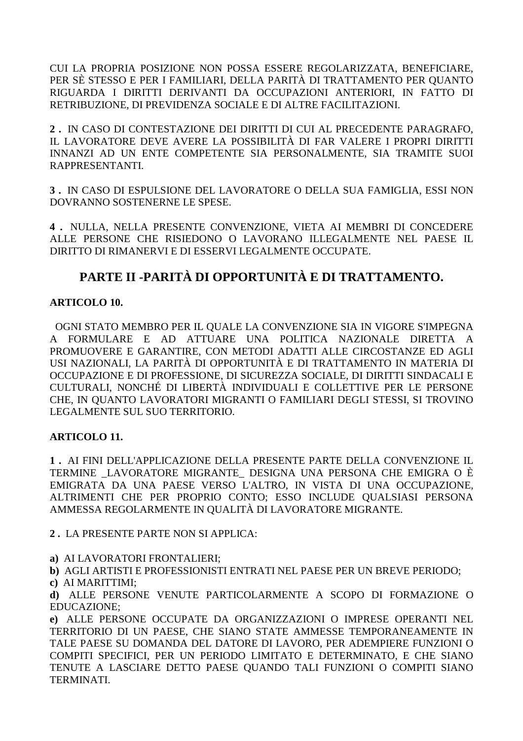CUI LA PROPRIA POSIZIONE NON POSSA ESSERE REGOLARIZZATA, BENEFICIARE, PER SÈ STESSO E PER I FAMILIARI, DELLA PARITÀ DI TRATTAMENTO PER QUANTO RIGUARDA I DIRITTI DERIVANTI DA OCCUPAZIONI ANTERIORI, IN FATTO DI RETRIBUZIONE, DI PREVIDENZA SOCIALE E DI ALTRE FACILITAZIONI.

**2 .** IN CASO DI CONTESTAZIONE DEI DIRITTI DI CUI AL PRECEDENTE PARAGRAFO, IL LAVORATORE DEVE AVERE LA POSSIBILITÀ DI FAR VALERE I PROPRI DIRITTI INNANZI AD UN ENTE COMPETENTE SIA PERSONALMENTE, SIA TRAMITE SUOI RAPPRESENTANTI.

**3 .** IN CASO DI ESPULSIONE DEL LAVORATORE O DELLA SUA FAMIGLIA, ESSI NON DOVRANNO SOSTENERNE LE SPESE.

**4 .** NULLA, NELLA PRESENTE CONVENZIONE, VIETA AI MEMBRI DI CONCEDERE ALLE PERSONE CHE RISIEDONO O LAVORANO ILLEGALMENTE NEL PAESE IL DIRITTO DI RIMANERVI E DI ESSERVI LEGALMENTE OCCUPATE.

## PARTE II -PARITÀ DI OPPORTUNITÀ E DI TRATTAMENTO.

**ARTICOLO 10.**

OGNI STATO MEMBRO PER IL QUALE LA CONVENZIONE SIA IN VIGORE S'IMPEGNA A FORMULARE E AD ATTUARE UNA POLITICA NAZIONALE DIRETTA A PROMUOVERE E GARANTIRE, CON METODI ADATTI ALLE CIRCOSTANZE ED AGLI USI NAZIONALI, LA PARITÀ DI OPPORTUNITÀ E DI TRATTAMENTO IN MATERIA DI OCCUPAZIONE E DI PROFESSIONE, DI SICUREZZA SOCIALE, DI DIRITTI SINDACALI E CULTURALI, NONCHÉ DI LIBERTÀ INDIVIDUALI E COLLETTIVE PER LE PERSONE CHE, IN QUANTO LAVORATORI MIGRANTI O FAMILIARI DEGLI STESSI, SI TROVINO LEGALMENTE SUL SUO TERRITORIO.

**ARTICOLO 11.**

**1 .** AI FINI DELL'APPLICAZIONE DELLA PRESENTE PARTE DELLA CONVENZIONE IL TERMINE _LAVORATORE MIGRANTE_ DESIGNA UNA PERSONA CHE EMIGRA O È EMIGRATA DA UNA PAESE VERSO L'ALTRO, IN VISTA DI UNA OCCUPAZIONE, ALTRIMENTI CHE PER PROPRIO CONTO; ESSO INCLUDE QUALSIASI PERSONA AMMESSA REGOLARMENTE IN QUALITÀ DI LAVORATORE MIGRANTE.

**2 .** LA PRESENTE PARTE NON SI APPLICA:

**a)** AI LAVORATORI FRONTALIERI;
**b)** AGLI ARTISTI E PROFESSIONISTI ENTRATI NEL PAESE PER UN BREVE PERIODO;
**c)** AI MARITTIMI;
**d)** ALLE PERSONE VENUTE PARTICOLARMENTE A SCOPO DI FORMAZIONE O EDUCAZIONE;
**e)** ALLE PERSONE OCCUPATE DA ORGANIZZAZIONI O IMPRESE OPERANTI NEL TERRITORIO DI UN PAESE, CHE SIANO STATE AMMESSE TEMPORANEAMENTE IN TALE PAESE SU DOMANDA DEL DATORE DI LAVORO, PER ADEMPIERE FUNZIONI O COMPITI SPECIFICI, PER UN PERIODO LIMITATO E DETERMINATO, E CHE SIANO TENUTE A LASCIARE DETTO PAESE QUANDO TALI FUNZIONI O COMPITI SIANO TERMINATI.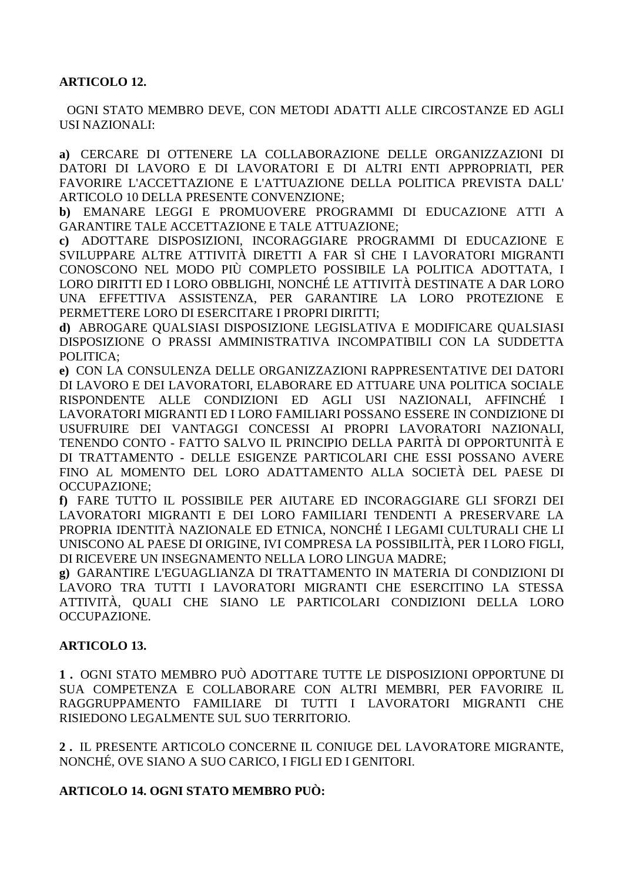**ARTICOLO 12.**

OGNI STATO MEMBRO DEVE, CON METODI ADATTI ALLE CIRCOSTANZE ED AGLI USI NAZIONALI:

**a)** CERCARE DI OTTENERE LA COLLABORAZIONE DELLE ORGANIZZAZIONI DI DATORI DI LAVORO E DI LAVORATORI E DI ALTRI ENTI APPROPRIATI, PER FAVORIRE L'ACCETTAZIONE E L'ATTUAZIONE DELLA POLITICA PREVISTA DALL' ARTICOLO 10 DELLA PRESENTE CONVENZIONE;
**b)** EMANARE LEGGI E PROMUOVERE PROGRAMMI DI EDUCAZIONE ATTI A GARANTIRE TALE ACCETTAZIONE E TALE ATTUAZIONE;
**c)** ADOTTARE DISPOSIZIONI, INCORAGGIARE PROGRAMMI DI EDUCAZIONE E SVILUPPARE ALTRE ATTIVITÀ DIRETTI A FAR SÌ CHE I LAVORATORI MIGRANTI CONOSCONO NEL MODO PIÙ COMPLETO POSSIBILE LA POLITICA ADOTTATA, I LORO DIRITTI ED I LORO OBBLIGHI, NONCHÉ LE ATTIVITÀ DESTINATE A DAR LORO UNA EFFETTIVA ASSISTENZA, PER GARANTIRE LA LORO PROTEZIONE E PERMETTERE LORO DI ESERCITARE I PROPRI DIRITTI;
**d)** ABROGARE QUALSIASI DISPOSIZIONE LEGISLATIVA E MODIFICARE QUALSIASI DISPOSIZIONE O PRASSI AMMINISTRATIVA INCOMPATIBILI CON LA SUDDETTA POLITICA;
**e)** CON LA CONSULENZA DELLE ORGANIZZAZIONI RAPPRESENTATIVE DEI DATORI DI LAVORO E DEI LAVORATORI, ELABORARE ED ATTUARE UNA POLITICA SOCIALE RISPONDENTE ALLE CONDIZIONI ED AGLI USI NAZIONALI, AFFINCHÉ I LAVORATORI MIGRANTI ED I LORO FAMILIARI POSSANO ESSERE IN CONDIZIONE DI USUFRUIRE DEI VANTAGGI CONCESSI AI PROPRI LAVORATORI NAZIONALI, TENENDO CONTO - FATTO SALVO IL PRINCIPIO DELLA PARITÀ DI OPPORTUNITÀ E DI TRATTAMENTO - DELLE ESIGENZE PARTICOLARI CHE ESSI POSSANO AVERE FINO AL MOMENTO DEL LORO ADATTAMENTO ALLA SOCIETÀ DEL PAESE DI OCCUPAZIONE;
**f)** FARE TUTTO IL POSSIBILE PER AIUTARE ED INCORAGGIARE GLI SFORZI DEI LAVORATORI MIGRANTI E DEI LORO FAMILIARI TENDENTI A PRESERVARE LA PROPRIA IDENTITÀ NAZIONALE ED ETNICA, NONCHÉ I LEGAMI CULTURALI CHE LI UNISCONO AL PAESE DI ORIGINE, IVI COMPRESA LA POSSIBILITÀ, PER I LORO FIGLI, DI RICEVERE UN INSEGNAMENTO NELLA LORO LINGUA MADRE;
**g)** GARANTIRE L'EGUAGLIANZA DI TRATTAMENTO IN MATERIA DI CONDIZIONI DI LAVORO TRA TUTTI I LAVORATORI MIGRANTI CHE ESERCITINO LA STESSA ATTIVITÀ, QUALI CHE SIANO LE PARTICOLARI CONDIZIONI DELLA LORO OCCUPAZIONE.

**ARTICOLO 13.**

**1 .** OGNI STATO MEMBRO PUÒ ADOTTARE TUTTE LE DISPOSIZIONI OPPORTUNE DI SUA COMPETENZA E COLLABORARE CON ALTRI MEMBRI, PER FAVORIRE IL RAGGRUPPAMENTO FAMILIARE DI TUTTI I LAVORATORI MIGRANTI CHE RISIEDONO LEGALMENTE SUL SUO TERRITORIO.

**2 .** IL PRESENTE ARTICOLO CONCERNE IL CONIUGE DEL LAVORATORE MIGRANTE, NONCHÉ, OVE SIANO A SUO CARICO, I FIGLI ED I GENITORI.

**ARTICOLO 14. OGNI STATO MEMBRO PUÒ:**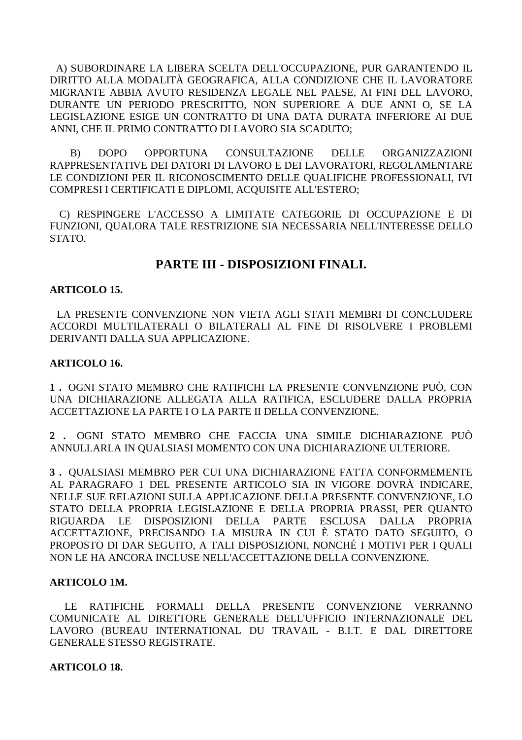A) SUBORDINARE LA LIBERA SCELTA DELL'OCCUPAZIONE, PUR GARANTENDO IL DIRITTO ALLA MODALITÀ GEOGRAFICA, ALLA CONDIZIONE CHE IL LAVORATORE MIGRANTE ABBIA AVUTO RESIDENZA LEGALE NEL PAESE, AI FINI DEL LAVORO, DURANTE UN PERIODO PRESCRITTO, NON SUPERIORE A DUE ANNI O, SE LA LEGISLAZIONE ESIGE UN CONTRATTO DI UNA DATA DURATA INFERIORE AI DUE ANNI, CHE IL PRIMO CONTRATTO DI LAVORO SIA SCADUTO;

B) DOPO OPPORTUNA CONSULTAZIONE DELLE ORGANIZZAZIONI RAPPRESENTATIVE DEI DATORI DI LAVORO E DEI LAVORATORI, REGOLAMENTARE LE CONDIZIONI PER IL RICONOSCIMENTO DELLE QUALIFICHE PROFESSIONALI, IVI COMPRESI I CERTIFICATI E DIPLOMI, ACQUISITE ALL'ESTERO;

C) RESPINGERE L'ACCESSO A LIMITATE CATEGORIE DI OCCUPAZIONE E DI FUNZIONI, QUALORA TALE RESTRIZIONE SIA NECESSARIA NELL'INTERESSE DELLO STATO.

## PARTE III - DISPOSIZIONI FINALI.

**ARTICOLO 15.**

LA PRESENTE CONVENZIONE NON VIETA AGLI STATI MEMBRI DI CONCLUDERE ACCORDI MULTILATERALI O BILATERALI AL FINE DI RISOLVERE I PROBLEMI DERIVANTI DALLA SUA APPLICAZIONE.

**ARTICOLO 16.**

**1 .** OGNI STATO MEMBRO CHE RATIFICHI LA PRESENTE CONVENZIONE PUÒ, CON UNA DICHIARAZIONE ALLEGATA ALLA RATIFICA, ESCLUDERE DALLA PROPRIA ACCETTAZIONE LA PARTE I O LA PARTE II DELLA CONVENZIONE.

**2 .** OGNI STATO MEMBRO CHE FACCIA UNA SIMILE DICHIARAZIONE PUÒ ANNULLARLA IN QUALSIASI MOMENTO CON UNA DICHIARAZIONE ULTERIORE.

**3 .** QUALSIASI MEMBRO PER CUI UNA DICHIARAZIONE FATTA CONFORMEMENTE AL PARAGRAFO 1 DEL PRESENTE ARTICOLO SIA IN VIGORE DOVRÀ INDICARE, NELLE SUE RELAZIONI SULLA APPLICAZIONE DELLA PRESENTE CONVENZIONE, LO STATO DELLA PROPRIA LEGISLAZIONE E DELLA PROPRIA PRASSI, PER QUANTO RIGUARDA LE DISPOSIZIONI DELLA PARTE ESCLUSA DALLA PROPRIA ACCETTAZIONE, PRECISANDO LA MISURA IN CUI È STATO DATO SEGUITO, O PROPOSTO DI DAR SEGUITO, A TALI DISPOSIZIONI, NONCHÉ I MOTIVI PER I QUALI NON LE HA ANCORA INCLUSE NELL'ACCETTAZIONE DELLA CONVENZIONE.

**ARTICOLO 1M.**

LE RATIFICHE FORMALI DELLA PRESENTE CONVENZIONE VERRANNO COMUNICATE AL DIRETTORE GENERALE DELL'UFFICIO INTERNAZIONALE DEL LAVORO (BUREAU INTERNATIONAL DU TRAVAIL - B.I.T. E DAL DIRETTORE GENERALE STESSO REGISTRATE.

**ARTICOLO 18.**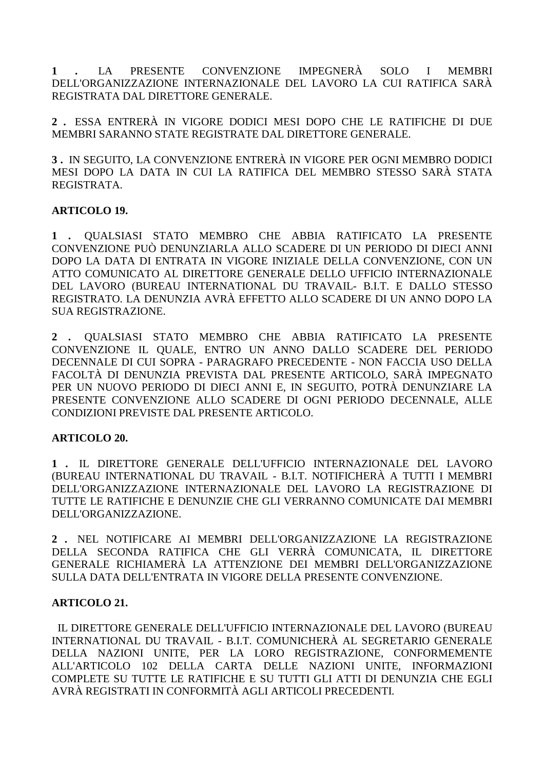**1 .** LA PRESENTE CONVENZIONE IMPEGNERÀ SOLO I MEMBRI DELL'ORGANIZZAZIONE INTERNAZIONALE DEL LAVORO LA CUI RATIFICA SARÀ REGISTRATA DAL DIRETTORE GENERALE.

**2 .** ESSA ENTRERÀ IN VIGORE DODICI MESI DOPO CHE LE RATIFICHE DI DUE MEMBRI SARANNO STATE REGISTRATE DAL DIRETTORE GENERALE.

**3 .** IN SEGUITO, LA CONVENZIONE ENTRERÀ IN VIGORE PER OGNI MEMBRO DODICI MESI DOPO LA DATA IN CUI LA RATIFICA DEL MEMBRO STESSO SARÀ STATA REGISTRATA.

**ARTICOLO 19.**

**1 .** QUALSIASI STATO MEMBRO CHE ABBIA RATIFICATO LA PRESENTE CONVENZIONE PUÒ DENUNZIARLA ALLO SCADERE DI UN PERIODO DI DIECI ANNI DOPO LA DATA DI ENTRATA IN VIGORE INIZIALE DELLA CONVENZIONE, CON UN ATTO COMUNICATO AL DIRETTORE GENERALE DELLO UFFICIO INTERNAZIONALE DEL LAVORO (BUREAU INTERNATIONAL DU TRAVAIL- B.I.T. E DALLO STESSO REGISTRATO. LA DENUNZIA AVRÀ EFFETTO ALLO SCADERE DI UN ANNO DOPO LA SUA REGISTRAZIONE.

**2 .** QUALSIASI STATO MEMBRO CHE ABBIA RATIFICATO LA PRESENTE CONVENZIONE IL QUALE, ENTRO UN ANNO DALLO SCADERE DEL PERIODO DECENNALE DI CUI SOPRA - PARAGRAFO PRECEDENTE - NON FACCIA USO DELLA FACOLTÀ DI DENUNZIA PREVISTA DAL PRESENTE ARTICOLO, SARÀ IMPEGNATO PER UN NUOVO PERIODO DI DIECI ANNI E, IN SEGUITO, POTRÀ DENUNZIARE LA PRESENTE CONVENZIONE ALLO SCADERE DI OGNI PERIODO DECENNALE, ALLE CONDIZIONI PREVISTE DAL PRESENTE ARTICOLO.

**ARTICOLO 20.**

**1 .** IL DIRETTORE GENERALE DELL'UFFICIO INTERNAZIONALE DEL LAVORO (BUREAU INTERNATIONAL DU TRAVAIL - B.I.T. NOTIFICHERÀ A TUTTI I MEMBRI DELL'ORGANIZZAZIONE INTERNAZIONALE DEL LAVORO LA REGISTRAZIONE DI TUTTE LE RATIFICHE E DENUNZIE CHE GLI VERRANNO COMUNICATE DAI MEMBRI DELL'ORGANIZZAZIONE.

**2 .** NEL NOTIFICARE AI MEMBRI DELL'ORGANIZZAZIONE LA REGISTRAZIONE DELLA SECONDA RATIFICA CHE GLI VERRÀ COMUNICATA, IL DIRETTORE GENERALE RICHIAMERÀ LA ATTENZIONE DEI MEMBRI DELL'ORGANIZZAZIONE SULLA DATA DELL'ENTRATA IN VIGORE DELLA PRESENTE CONVENZIONE.

**ARTICOLO 21.**

IL DIRETTORE GENERALE DELL'UFFICIO INTERNAZIONALE DEL LAVORO (BUREAU INTERNATIONAL DU TRAVAIL - B.I.T. COMUNICHERÀ AL SEGRETARIO GENERALE DELLA NAZIONI UNITE, PER LA LORO REGISTRAZIONE, CONFORMEMENTE ALL'ARTICOLO 102 DELLA CARTA DELLE NAZIONI UNITE, INFORMAZIONI COMPLETE SU TUTTE LE RATIFICHE E SU TUTTI GLI ATTI DI DENUNZIA CHE EGLI AVRÀ REGISTRATI IN CONFORMITÀ AGLI ARTICOLI PRECEDENTI.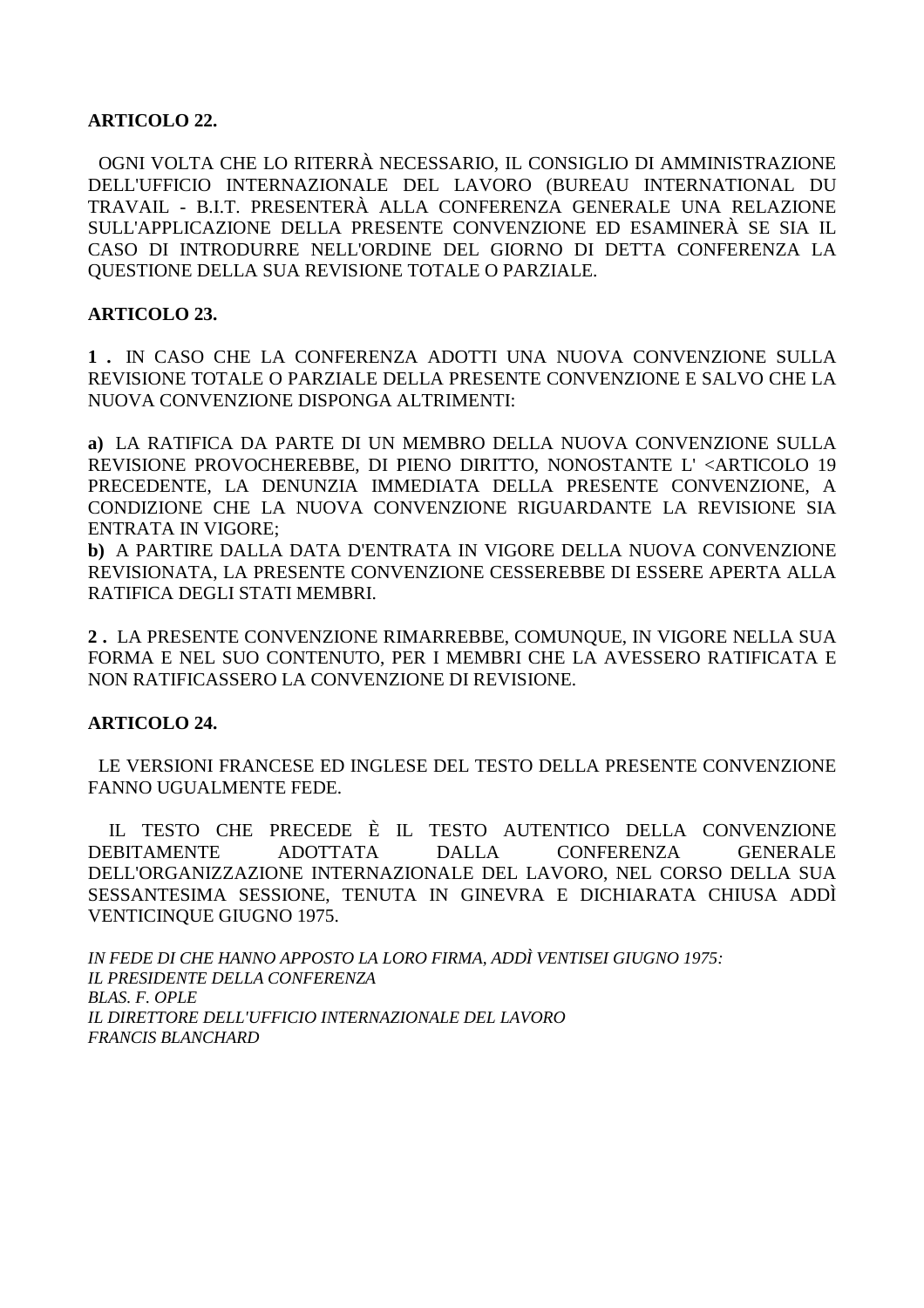**ARTICOLO 22.**

OGNI VOLTA CHE LO RITERRÀ NECESSARIO, IL CONSIGLIO DI AMMINISTRAZIONE DELL'UFFICIO INTERNAZIONALE DEL LAVORO (BUREAU INTERNATIONAL DU TRAVAIL - B.I.T. PRESENTERÀ ALLA CONFERENZA GENERALE UNA RELAZIONE SULL'APPLICAZIONE DELLA PRESENTE CONVENZIONE ED ESAMINERÀ SE SIA IL CASO DI INTRODURRE NELL'ORDINE DEL GIORNO DI DETTA CONFERENZA LA QUESTIONE DELLA SUA REVISIONE TOTALE O PARZIALE.

**ARTICOLO 23.**

**1 .** IN CASO CHE LA CONFERENZA ADOTTI UNA NUOVA CONVENZIONE SULLA REVISIONE TOTALE O PARZIALE DELLA PRESENTE CONVENZIONE E SALVO CHE LA NUOVA CONVENZIONE DISPONGA ALTRIMENTI:

**a)** LA RATIFICA DA PARTE DI UN MEMBRO DELLA NUOVA CONVENZIONE SULLA REVISIONE PROVOCHEREBBE, DI PIENO DIRITTO, NONOSTANTE L' <ARTICOLO 19 PRECEDENTE, LA DENUNZIA IMMEDIATA DELLA PRESENTE CONVENZIONE, A CONDIZIONE CHE LA NUOVA CONVENZIONE RIGUARDANTE LA REVISIONE SIA ENTRATA IN VIGORE;
**b)** A PARTIRE DALLA DATA D'ENTRATA IN VIGORE DELLA NUOVA CONVENZIONE REVISIONATA, LA PRESENTE CONVENZIONE CESSEREBBE DI ESSERE APERTA ALLA RATIFICA DEGLI STATI MEMBRI.

**2 .** LA PRESENTE CONVENZIONE RIMARREBBE, COMUNQUE, IN VIGORE NELLA SUA FORMA E NEL SUO CONTENUTO, PER I MEMBRI CHE LA AVESSERO RATIFICATA E NON RATIFICASSERO LA CONVENZIONE DI REVISIONE.

**ARTICOLO 24.**

LE VERSIONI FRANCESE ED INGLESE DEL TESTO DELLA PRESENTE CONVENZIONE FANNO UGUALMENTE FEDE.

IL TESTO CHE PRECEDE È IL TESTO AUTENTICO DELLA CONVENZIONE DEBITAMENTE ADOTTATA DALLA CONFERENZA GENERALE DELL'ORGANIZZAZIONE INTERNAZIONALE DEL LAVORO, NEL CORSO DELLA SUA SESSANTESIMA SESSIONE, TENUTA IN GINEVRA E DICHIARATA CHIUSA ADDÌ VENTICINQUE GIUGNO 1975.

*IN FEDE DI CHE HANNO APPOSTO LA LORO FIRMA, ADDÌ VENTISEI GIUGNO 1975:*
*IL PRESIDENTE DELLA CONFERENZA*
*BLAS. F. OPLE*
*IL DIRETTORE DELL'UFFICIO INTERNAZIONALE DEL LAVORO*
*FRANCIS BLANCHARD*